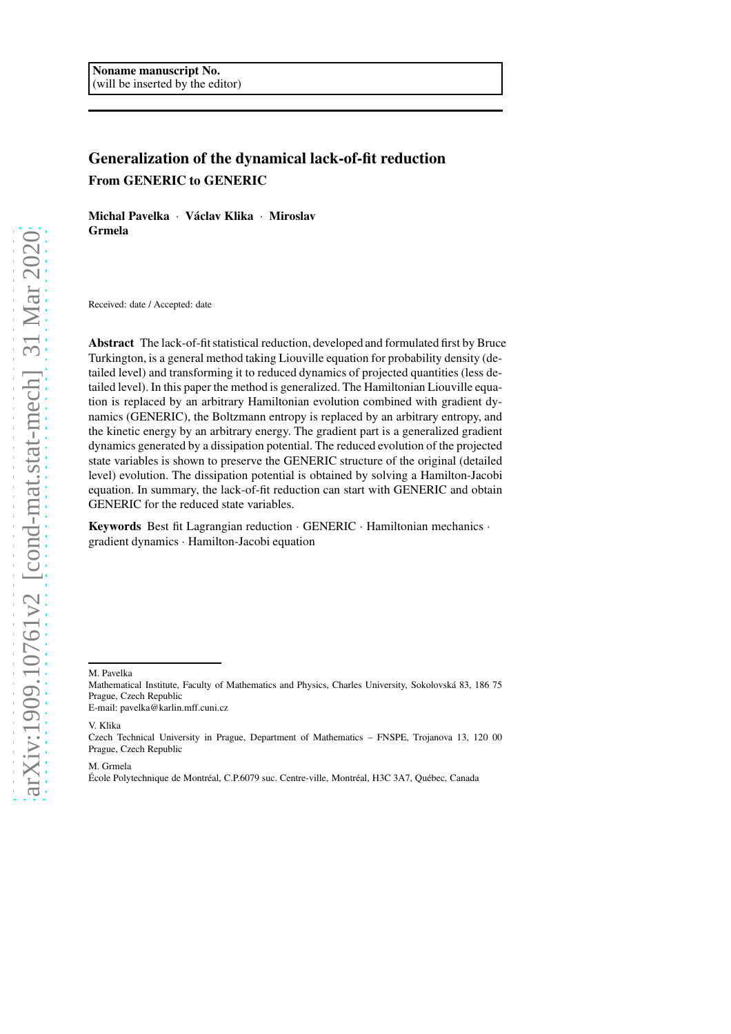Noname manuscript No.
(will be inserted by the editor)

# Generalization of the dynamical lack-of-fit reduction

## From GENERIC to GENERIC

**Michal Pavelka** · **Václav Klika** · **Miroslav Grmela**

Received: date / Accepted: date

**Abstract** The lack-of-fit statistical reduction, developed and formulated first by Bruce Turkington, is a general method taking Liouville equation for probability density (detailed level) and transforming it to reduced dynamics of projected quantities (less detailed level). In this paper the method is generalized. The Hamiltonian Liouville equation is replaced by an arbitrary Hamiltonian evolution combined with gradient dynamics (GENERIC), the Boltzmann entropy is replaced by an arbitrary entropy, and the kinetic energy by an arbitrary energy. The gradient part is a generalized gradient dynamics generated by a dissipation potential. The reduced evolution of the projected state variables is shown to preserve the GENERIC structure of the original (detailed level) evolution. The dissipation potential is obtained by solving a Hamilton-Jacobi equation. In summary, the lack-of-fit reduction can start with GENERIC and obtain GENERIC for the reduced state variables.

**Keywords** Best fit Lagrangian reduction · GENERIC · Hamiltonian mechanics · gradient dynamics · Hamilton-Jacobi equation

---

M. Pavelka
Mathematical Institute, Faculty of Mathematics and Physics, Charles University, Sokolovská 83, 186 75 Prague, Czech Republic
E-mail: pavelka@karlin.mff.cuni.cz

V. Klika
Czech Technical University in Prague, Department of Mathematics – FNSPE, Trojanova 13, 120 00 Prague, Czech Republic

M. Grmela
École Polytechnique de Montréal, C.P.6079 suc. Centre-ville, Montréal, H3C 3A7, Québec, Canada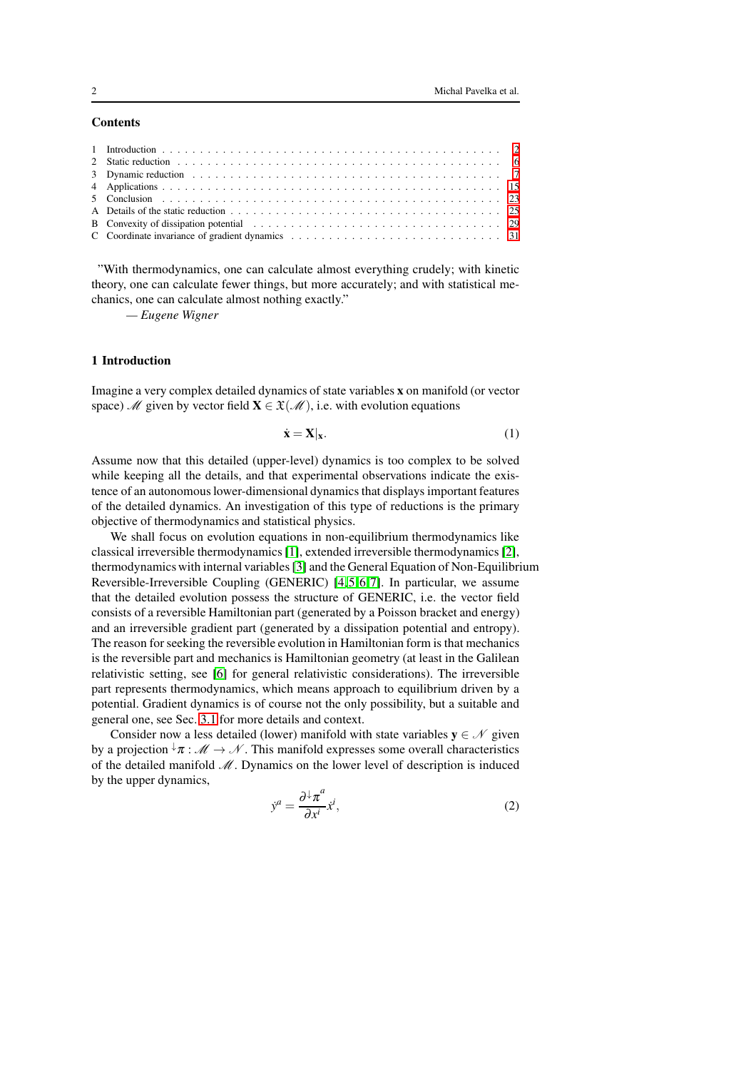**Contents**

1 Introduction . . . 2
2 Static reduction . . . 6
3 Dynamic reduction . . . 7
4 Applications . . . 15
5 Conclusion . . . 23
A Details of the static reduction . . . 25
B Convexity of dissipation potential . . . 29
C Coordinate invariance of gradient dynamics . . . 31

"With thermodynamics, one can calculate almost everything crudely; with kinetic theory, one can calculate fewer things, but more accurately; and with statistical mechanics, one can calculate almost nothing exactly."
— *Eugene Wigner*

## 1 Introduction

Imagine a very complex detailed dynamics of state variables $\mathbf{x}$ on manifold (or vector space) $\mathscr{M}$ given by vector field $\mathbf{X} \in \mathfrak{X}(\mathscr{M})$, i.e. with evolution equations

$$\dot{\mathbf{x}} = \mathbf{X}|_{\mathbf{x}}. \tag{1}$$

Assume now that this detailed (upper-level) dynamics is too complex to be solved while keeping all the details, and that experimental observations indicate the existence of an autonomous lower-dimensional dynamics that displays important features of the detailed dynamics. An investigation of this type of reductions is the primary objective of thermodynamics and statistical physics.

We shall focus on evolution equations in non-equilibrium thermodynamics like classical irreversible thermodynamics [1], extended irreversible thermodynamics [2], thermodynamics with internal variables [3] and the General Equation of Non-Equilibrium Reversible-Irreversible Coupling (GENERIC) [4,5,6,7]. In particular, we assume that the detailed evolution possess the structure of GENERIC, i.e. the vector field consists of a reversible Hamiltonian part (generated by a Poisson bracket and energy) and an irreversible gradient part (generated by a dissipation potential and entropy). The reason for seeking the reversible evolution in Hamiltonian form is that mechanics is the reversible part and mechanics is Hamiltonian geometry (at least in the Galilean relativistic setting, see [6] for general relativistic considerations). The irreversible part represents thermodynamics, which means approach to equilibrium driven by a potential. Gradient dynamics is of course not the only possibility, but a suitable and general one, see Sec. 3.1 for more details and context.

Consider now a less detailed (lower) manifold with state variables $\mathbf{y} \in \mathscr{N}$ given by a projection ${}^{\downarrow}\pi : \mathscr{M} \to \mathscr{N}$. This manifold expresses some overall characteristics of the detailed manifold $\mathscr{M}$. Dynamics on the lower level of description is induced by the upper dynamics,

$$\dot{y}^a = \frac{\partial {}^{\downarrow}\pi^a}{\partial x^i} \dot{x}^i, \tag{2}$$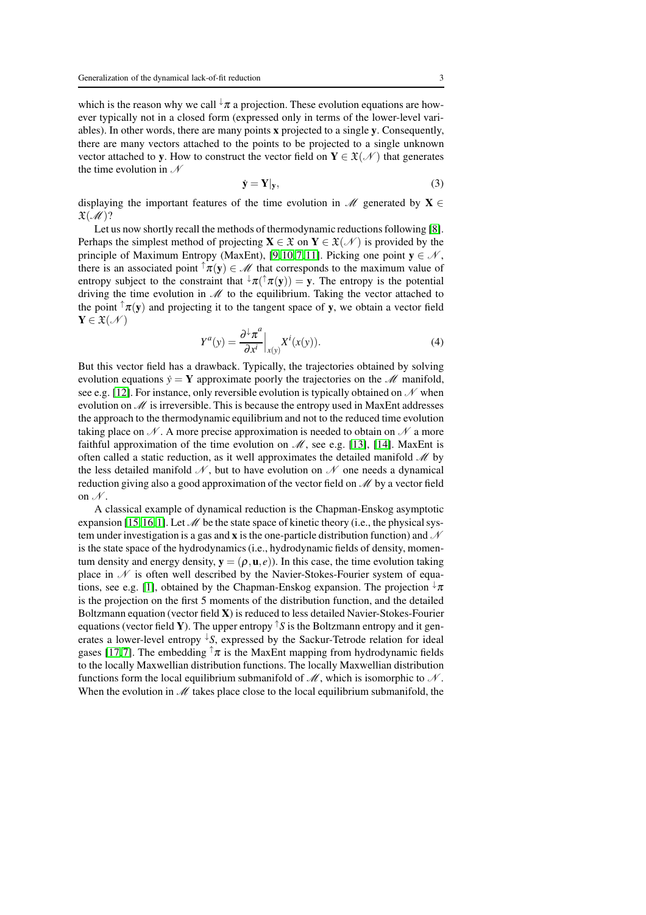which is the reason why we call $^{\downarrow}\pi$ a projection. These evolution equations are however typically not in a closed form (expressed only in terms of the lower-level variables). In other words, there are many points $\mathbf{x}$ projected to a single $\mathbf{y}$. Consequently, there are many vectors attached to the points to be projected to a single unknown vector attached to $\mathbf{y}$. How to construct the vector field on $\mathbf{Y} \in \mathfrak{X}(\mathscr{N})$ that generates the time evolution in $\mathscr{N}$

$$\dot{\mathbf{y}} = \mathbf{Y}|_{\mathbf{y}}, \tag{3}$$

displaying the important features of the time evolution in $\mathscr{M}$ generated by $\mathbf{X} \in \mathfrak{X}(\mathscr{M})$?

Let us now shortly recall the methods of thermodynamic reductions following [8]. Perhaps the simplest method of projecting $\mathbf{X} \in \mathfrak{X}$ on $\mathbf{Y} \in \mathfrak{X}(\mathscr{N})$ is provided by the principle of Maximum Entropy (MaxEnt), [9,10,7,11]. Picking one point $\mathbf{y} \in \mathscr{N}$, there is an associated point $^{\uparrow}\pi(\mathbf{y}) \in \mathscr{M}$ that corresponds to the maximum value of entropy subject to the constraint that $^{\downarrow}\pi(^{\uparrow}\pi(\mathbf{y})) = \mathbf{y}$. The entropy is the potential driving the time evolution in $\mathscr{M}$ to the equilibrium. Taking the vector attached to the point $^{\uparrow}\pi(\mathbf{y})$ and projecting it to the tangent space of $\mathbf{y}$, we obtain a vector field $\mathbf{Y} \in \mathfrak{X}(\mathscr{N})$

$$Y^a(y) = \frac{\partial^{\downarrow}\pi^a}{\partial x^i}\Big|_{x(y)} X^i(x(y)). \tag{4}$$

But this vector field has a drawback. Typically, the trajectories obtained by solving evolution equations $\dot{y} = \mathbf{Y}$ approximate poorly the trajectories on the $\mathscr{M}$ manifold, see e.g. [12]. For instance, only reversible evolution is typically obtained on $\mathscr{N}$ when evolution on $\mathscr{M}$ is irreversible. This is because the entropy used in MaxEnt addresses the approach to the thermodynamic equilibrium and not to the reduced time evolution taking place on $\mathscr{N}$. A more precise approximation is needed to obtain on $\mathscr{N}$ a more faithful approximation of the time evolution on $\mathscr{M}$, see e.g. [13], [14]. MaxEnt is often called a static reduction, as it well approximates the detailed manifold $\mathscr{M}$ by the less detailed manifold $\mathscr{N}$, but to have evolution on $\mathscr{N}$ one needs a dynamical reduction giving also a good approximation of the vector field on $\mathscr{M}$ by a vector field on $\mathscr{N}$.

A classical example of dynamical reduction is the Chapman-Enskog asymptotic expansion [15,16,1]. Let $\mathscr{M}$ be the state space of kinetic theory (i.e., the physical system under investigation is a gas and $\mathbf{x}$ is the one-particle distribution function) and $\mathscr{N}$ is the state space of the hydrodynamics (i.e., hydrodynamic fields of density, momentum density and energy density, $\mathbf{y} = (\rho, \mathbf{u}, e)$). In this case, the time evolution taking place in $\mathscr{N}$ is often well described by the Navier-Stokes-Fourier system of equations, see e.g. [1], obtained by the Chapman-Enskog expansion. The projection $^{\downarrow}\pi$ is the projection on the first 5 moments of the distribution function, and the detailed Boltzmann equation (vector field $\mathbf{X}$) is reduced to less detailed Navier-Stokes-Fourier equations (vector field $\mathbf{Y}$). The upper entropy $^{\uparrow}S$ is the Boltzmann entropy and it generates a lower-level entropy $^{\downarrow}S$, expressed by the Sackur-Tetrode relation for ideal gases [17,7]. The embedding $^{\uparrow}\pi$ is the MaxEnt mapping from hydrodynamic fields to the locally Maxwellian distribution functions. The locally Maxwellian distribution functions form the local equilibrium submanifold of $\mathscr{M}$, which is isomorphic to $\mathscr{N}$. When the evolution in $\mathscr{M}$ takes place close to the local equilibrium submanifold, the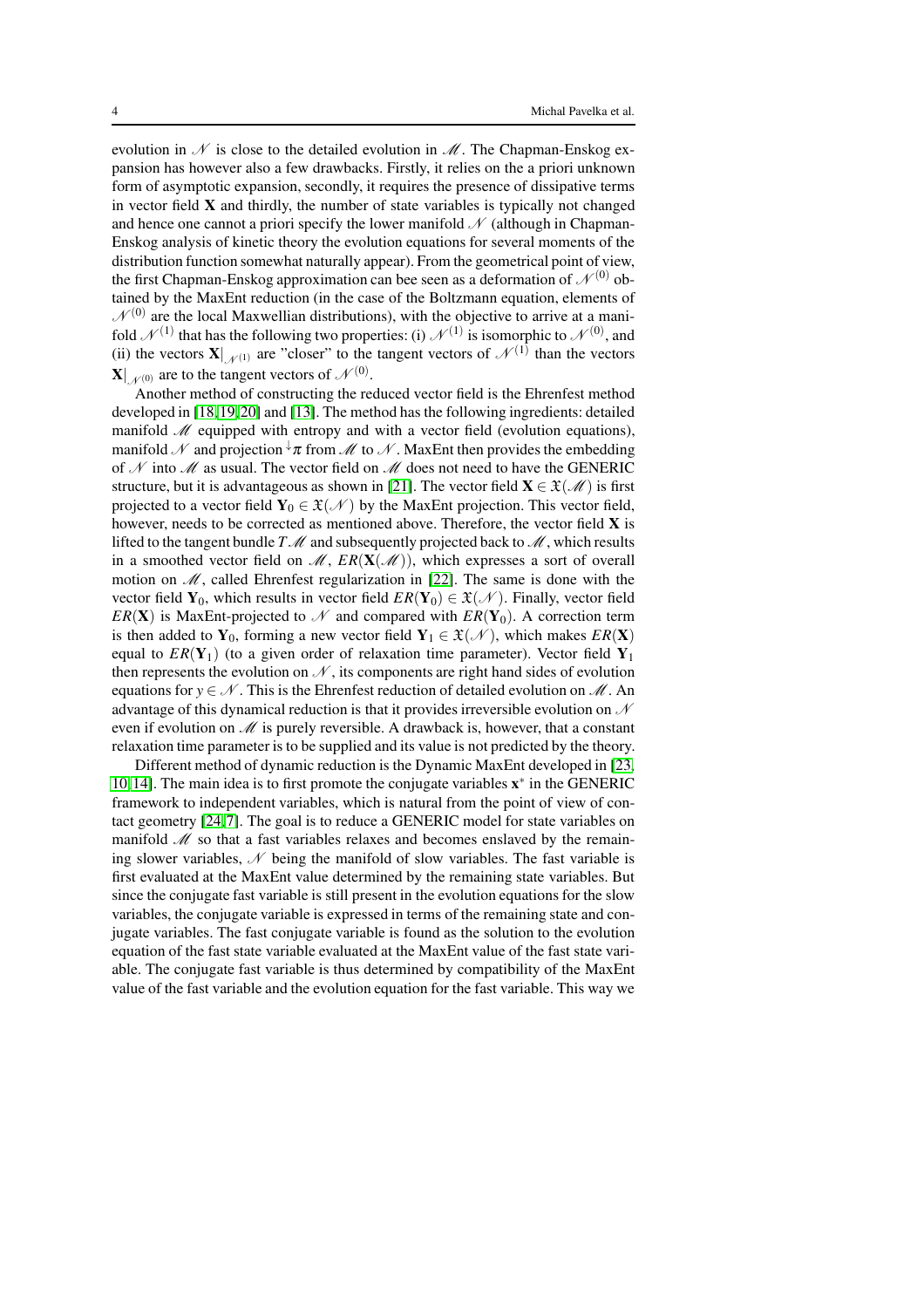evolution in $\mathscr{N}$ is close to the detailed evolution in $\mathscr{M}$. The Chapman-Enskog expansion has however also a few drawbacks. Firstly, it relies on the a priori unknown form of asymptotic expansion, secondly, it requires the presence of dissipative terms in vector field $\mathbf{X}$ and thirdly, the number of state variables is typically not changed and hence one cannot a priori specify the lower manifold $\mathscr{N}$ (although in Chapman-Enskog analysis of kinetic theory the evolution equations for several moments of the distribution function somewhat naturally appear). From the geometrical point of view, the first Chapman-Enskog approximation can bee seen as a deformation of $\mathscr{N}^{(0)}$ obtained by the MaxEnt reduction (in the case of the Boltzmann equation, elements of $\mathscr{N}^{(0)}$ are the local Maxwellian distributions), with the objective to arrive at a manifold $\mathscr{N}^{(1)}$ that has the following two properties: (i) $\mathscr{N}^{(1)}$ is isomorphic to $\mathscr{N}^{(0)}$, and (ii) the vectors $\mathbf{X}|_{\mathscr{N}^{(1)}}$ are "closer" to the tangent vectors of $\mathscr{N}^{(1)}$ than the vectors $\mathbf{X}|_{\mathscr{N}^{(0)}}$ are to the tangent vectors of $\mathscr{N}^{(0)}$.

Another method of constructing the reduced vector field is the Ehrenfest method developed in [18,19,20] and [13]. The method has the following ingredients: detailed manifold $\mathscr{M}$ equipped with entropy and with a vector field (evolution equations), manifold $\mathscr{N}$ and projection ${}^{\downarrow}\pi$ from $\mathscr{M}$ to $\mathscr{N}$. MaxEnt then provides the embedding of $\mathscr{N}$ into $\mathscr{M}$ as usual. The vector field on $\mathscr{M}$ does not need to have the GENERIC structure, but it is advantageous as shown in [21]. The vector field $\mathbf{X} \in \mathfrak{X}(\mathscr{M})$ is first projected to a vector field $\mathbf{Y}_0 \in \mathfrak{X}(\mathscr{N})$ by the MaxEnt projection. This vector field, however, needs to be corrected as mentioned above. Therefore, the vector field $\mathbf{X}$ is lifted to the tangent bundle $T\mathscr{M}$ and subsequently projected back to $\mathscr{M}$, which results in a smoothed vector field on $\mathscr{M}$, $ER(\mathbf{X}(\mathscr{M}))$, which expresses a sort of overall motion on $\mathscr{M}$, called Ehrenfest regularization in [22]. The same is done with the vector field $\mathbf{Y}_0$, which results in vector field $ER(\mathbf{Y}_0) \in \mathfrak{X}(\mathscr{N})$. Finally, vector field $ER(\mathbf{X})$ is MaxEnt-projected to $\mathscr{N}$ and compared with $ER(\mathbf{Y}_0)$. A correction term is then added to $\mathbf{Y}_0$, forming a new vector field $\mathbf{Y}_1 \in \mathfrak{X}(\mathscr{N})$, which makes $ER(\mathbf{X})$ equal to $ER(\mathbf{Y}_1)$ (to a given order of relaxation time parameter). Vector field $\mathbf{Y}_1$ then represents the evolution on $\mathscr{N}$, its components are right hand sides of evolution equations for $y \in \mathscr{N}$. This is the Ehrenfest reduction of detailed evolution on $\mathscr{M}$. An advantage of this dynamical reduction is that it provides irreversible evolution on $\mathscr{N}$ even if evolution on $\mathscr{M}$ is purely reversible. A drawback is, however, that a constant relaxation time parameter is to be supplied and its value is not predicted by the theory.

Different method of dynamic reduction is the Dynamic MaxEnt developed in [23, 10,14]. The main idea is to first promote the conjugate variables $\mathbf{x}^*$ in the GENERIC framework to independent variables, which is natural from the point of view of contact geometry [24,7]. The goal is to reduce a GENERIC model for state variables on manifold $\mathscr{M}$ so that a fast variables relaxes and becomes enslaved by the remaining slower variables, $\mathscr{N}$ being the manifold of slow variables. The fast variable is first evaluated at the MaxEnt value determined by the remaining state variables. But since the conjugate fast variable is still present in the evolution equations for the slow variables, the conjugate variable is expressed in terms of the remaining state and conjugate variables. The fast conjugate variable is found as the solution to the evolution equation of the fast state variable evaluated at the MaxEnt value of the fast state variable. The conjugate fast variable is thus determined by compatibility of the MaxEnt value of the fast variable and the evolution equation for the fast variable. This way we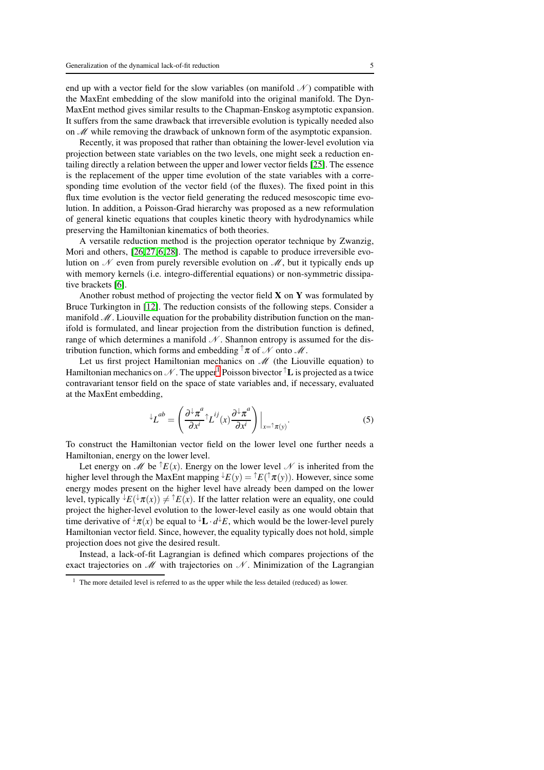end up with a vector field for the slow variables (on manifold $\mathscr{N}$) compatible with the MaxEnt embedding of the slow manifold into the original manifold. The Dyn-MaxEnt method gives similar results to the Chapman-Enskog asymptotic expansion. It suffers from the same drawback that irreversible evolution is typically needed also on $\mathscr{M}$ while removing the drawback of unknown form of the asymptotic expansion.

Recently, it was proposed that rather than obtaining the lower-level evolution via projection between state variables on the two levels, one might seek a reduction entailing directly a relation between the upper and lower vector fields [25]. The essence is the replacement of the upper time evolution of the state variables with a corresponding time evolution of the vector field (of the fluxes). The fixed point in this flux time evolution is the vector field generating the reduced mesoscopic time evolution. In addition, a Poisson-Grad hierarchy was proposed as a new reformulation of general kinetic equations that couples kinetic theory with hydrodynamics while preserving the Hamiltonian kinematics of both theories.

A versatile reduction method is the projection operator technique by Zwanzig, Mori and others, [26,27,6,28]. The method is capable to produce irreversible evolution on $\mathscr{N}$ even from purely reversible evolution on $\mathscr{M}$, but it typically ends up with memory kernels (i.e. integro-differential equations) or non-symmetric dissipative brackets [6].

Another robust method of projecting the vector field $\mathbf{X}$ on $\mathbf{Y}$ was formulated by Bruce Turkington in [12]. The reduction consists of the following steps. Consider a manifold $\mathscr{M}$. Liouville equation for the probability distribution function on the manifold is formulated, and linear projection from the distribution function is defined, range of which determines a manifold $\mathscr{N}$. Shannon entropy is assumed for the distribution function, which forms and embedding ${}^{\uparrow}\pi$ of $\mathscr{N}$ onto $\mathscr{M}$.

Let us first project Hamiltonian mechanics on $\mathscr{M}$ (the Liouville equation) to Hamiltonian mechanics on $\mathscr{N}$. The upper[1] Poisson bivector ${}^{\uparrow}\mathbf{L}$ is projected as a twice contravariant tensor field on the space of state variables and, if necessary, evaluated at the MaxEnt embedding,

$$
{}^{\downarrow}L^{ab} = \left( \frac{\partial {}^{\downarrow}\pi^{a}}{\partial x^{i}} {}^{\uparrow}L^{ij}(x) \frac{\partial {}^{\downarrow}\pi^{a}}{\partial x^{i}} \right) \Big|_{x={}^{\uparrow}\pi(y)}. \tag{5}
$$

To construct the Hamiltonian vector field on the lower level one further needs a Hamiltonian, energy on the lower level.

Let energy on $\mathscr{M}$ be ${}^{\uparrow}E(x)$. Energy on the lower level $\mathscr{N}$ is inherited from the higher level through the MaxEnt mapping ${}^{\downarrow}E(y) = {}^{\uparrow}E({}^{\uparrow}\pi(y))$. However, since some energy modes present on the higher level have already been damped on the lower level, typically ${}^{\downarrow}E({}^{\downarrow}\pi(x)) \neq {}^{\uparrow}E(x)$. If the latter relation were an equality, one could project the higher-level evolution to the lower-level easily as one would obtain that time derivative of ${}^{\downarrow}\pi(x)$ be equal to ${}^{\downarrow}\mathbf{L} \cdot d{}^{\downarrow}E$, which would be the lower-level purely Hamiltonian vector field. Since, however, the equality typically does not hold, simple projection does not give the desired result.

Instead, a lack-of-fit Lagrangian is defined which compares projections of the exact trajectories on $\mathscr{M}$ with trajectories on $\mathscr{N}$. Minimization of the Lagrangian

[1] The more detailed level is referred to as the upper while the less detailed (reduced) as lower.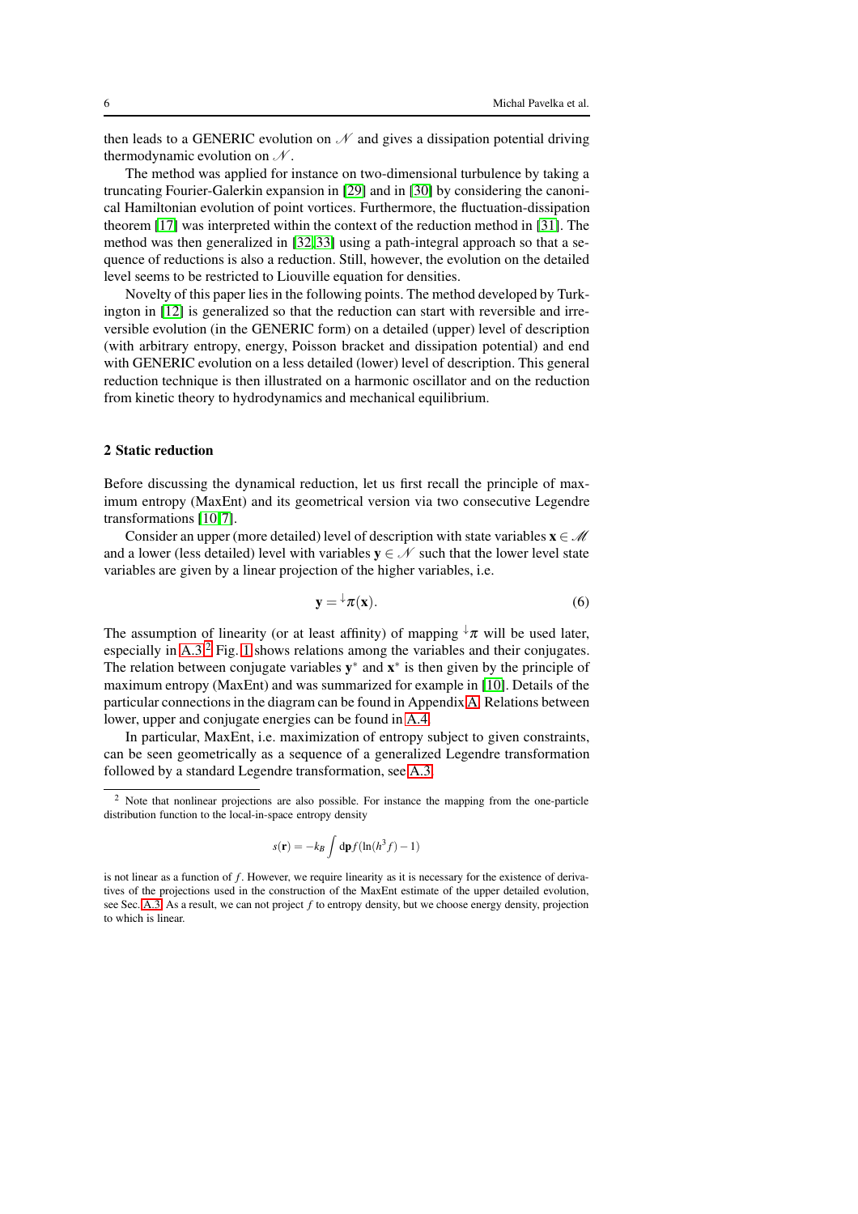then leads to a GENERIC evolution on $\mathscr{N}$ and gives a dissipation potential driving thermodynamic evolution on $\mathscr{N}$.

The method was applied for instance on two-dimensional turbulence by taking a truncating Fourier-Galerkin expansion in [29] and in [30] by considering the canonical Hamiltonian evolution of point vortices. Furthermore, the fluctuation-dissipation theorem [17] was interpreted within the context of the reduction method in [31]. The method was then generalized in [32][33] using a path-integral approach so that a sequence of reductions is also a reduction. Still, however, the evolution on the detailed level seems to be restricted to Liouville equation for densities.

Novelty of this paper lies in the following points. The method developed by Turkington in [12] is generalized so that the reduction can start with reversible and irreversible evolution (in the GENERIC form) on a detailed (upper) level of description (with arbitrary entropy, energy, Poisson bracket and dissipation potential) and end with GENERIC evolution on a less detailed (lower) level of description. This general reduction technique is then illustrated on a harmonic oscillator and on the reduction from kinetic theory to hydrodynamics and mechanical equilibrium.

## 2 Static reduction

Before discussing the dynamical reduction, let us first recall the principle of maximum entropy (MaxEnt) and its geometrical version via two consecutive Legendre transformations [10][7].

Consider an upper (more detailed) level of description with state variables $\mathbf{x} \in \mathscr{M}$ and a lower (less detailed) level with variables $\mathbf{y} \in \mathscr{N}$ such that the lower level state variables are given by a linear projection of the higher variables, i.e.

$$\mathbf{y} = {}^{\downarrow}\pi(\mathbf{x}). \tag{6}$$

The assumption of linearity (or at least affinity) of mapping ${}^{\downarrow}\pi$ will be used later, especially in A.3.[2] Fig. 1 shows relations among the variables and their conjugates. The relation between conjugate variables $\mathbf{y}^*$ and $\mathbf{x}^*$ is then given by the principle of maximum entropy (MaxEnt) and was summarized for example in [10]. Details of the particular connections in the diagram can be found in Appendix A. Relations between lower, upper and conjugate energies can be found in A.4.

In particular, MaxEnt, i.e. maximization of entropy subject to given constraints, can be seen geometrically as a sequence of a generalized Legendre transformation followed by a standard Legendre transformation, see A.3.

---

[2] Note that nonlinear projections are also possible. For instance the mapping from the one-particle distribution function to the local-in-space entropy density

$$s(\mathbf{r}) = -k_B \int \mathrm{d}\mathbf{p} f(\ln(h^3 f) - 1)$$

is not linear as a function of $f$. However, we require linearity as it is necessary for the existence of derivatives of the projections used in the construction of the MaxEnt estimate of the upper detailed evolution, see Sec. A.3. As a result, we can not project $f$ to entropy density, but we choose energy density, projection to which is linear.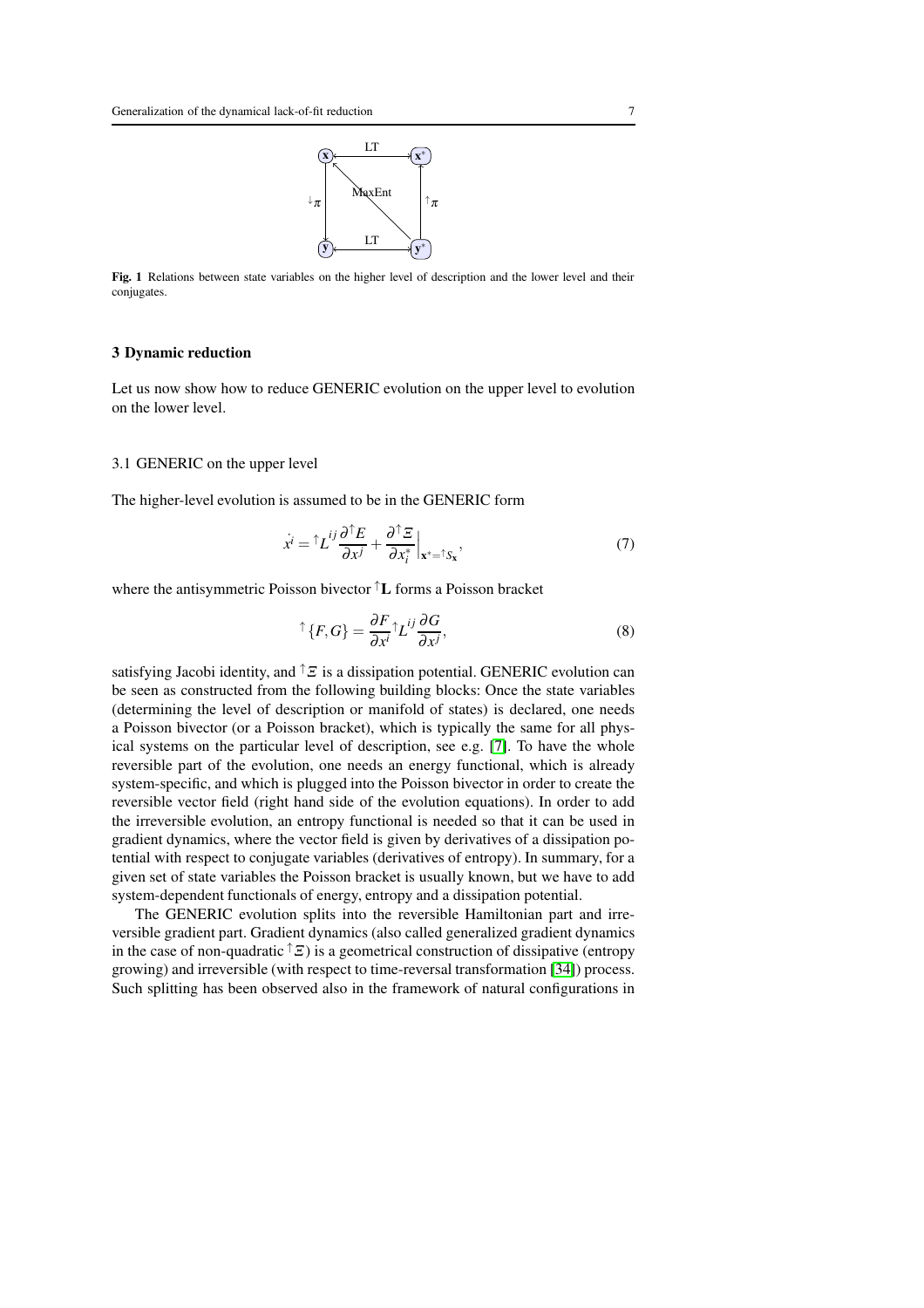Fig. 1 Relations between state variables on the higher level of description and the lower level and their conjugates.

## 3 Dynamic reduction

Let us now show how to reduce GENERIC evolution on the upper level to evolution on the lower level.

### 3.1 GENERIC on the upper level

The higher-level evolution is assumed to be in the GENERIC form

$$\dot{x}^i = {}^{\uparrow}L^{ij}\frac{\partial^{\uparrow}E}{\partial x^j} + \frac{\partial^{\uparrow}\Xi}{\partial x^*_i}\Big|_{\mathbf{x}^*={}^{\uparrow}S_{\mathbf{x}}}, \tag{7}$$

where the antisymmetric Poisson bivector ${}^{\uparrow}\mathbf{L}$ forms a Poisson bracket

$${}^{\uparrow}\{F,G\} = \frac{\partial F}{\partial x^i}{}^{\uparrow}L^{ij}\frac{\partial G}{\partial x^j}, \tag{8}$$

satisfying Jacobi identity, and ${}^{\uparrow}\Xi$ is a dissipation potential. GENERIC evolution can be seen as constructed from the following building blocks: Once the state variables (determining the level of description or manifold of states) is declared, one needs a Poisson bivector (or a Poisson bracket), which is typically the same for all physical systems on the particular level of description, see e.g. [7]. To have the whole reversible part of the evolution, one needs an energy functional, which is already system-specific, and which is plugged into the Poisson bivector in order to create the reversible vector field (right hand side of the evolution equations). In order to add the irreversible evolution, an entropy functional is needed so that it can be used in gradient dynamics, where the vector field is given by derivatives of a dissipation potential with respect to conjugate variables (derivatives of entropy). In summary, for a given set of state variables the Poisson bracket is usually known, but we have to add system-dependent functionals of energy, entropy and a dissipation potential.

The GENERIC evolution splits into the reversible Hamiltonian part and irreversible gradient part. Gradient dynamics (also called generalized gradient dynamics in the case of non-quadratic ${}^{\uparrow}\Xi$) is a geometrical construction of dissipative (entropy growing) and irreversible (with respect to time-reversal transformation [34]) process. Such splitting has been observed also in the framework of natural configurations in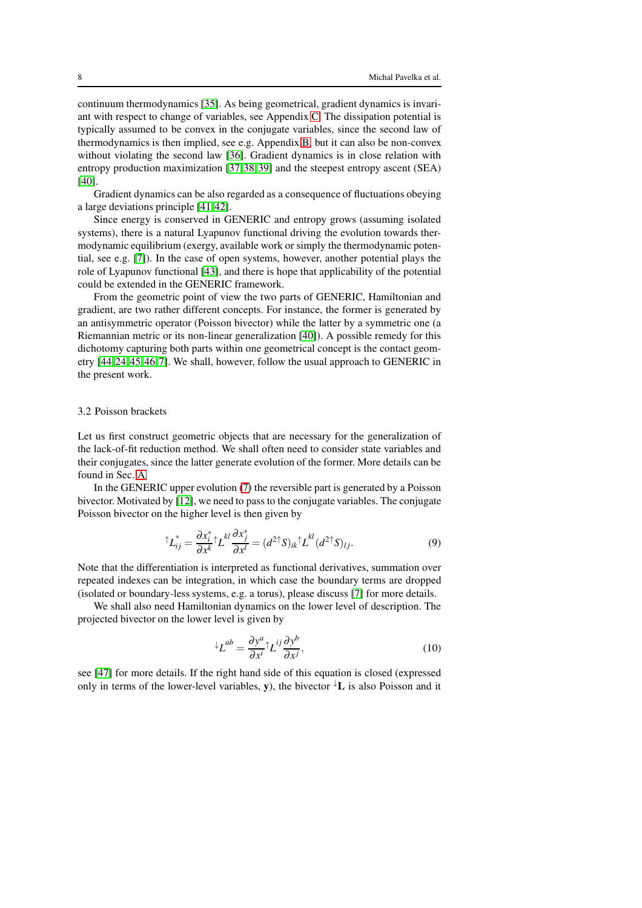continuum thermodynamics [35]. As being geometrical, gradient dynamics is invariant with respect to change of variables, see Appendix C. The dissipation potential is typically assumed to be convex in the conjugate variables, since the second law of thermodynamics is then implied, see e.g. Appendix B, but it can also be non-convex without violating the second law [36]. Gradient dynamics is in close relation with entropy production maximization [37,38,39] and the steepest entropy ascent (SEA) [40].

Gradient dynamics can be also regarded as a consequence of fluctuations obeying a large deviations principle [41,42].

Since energy is conserved in GENERIC and entropy grows (assuming isolated systems), there is a natural Lyapunov functional driving the evolution towards thermodynamic equilibrium (exergy, available work or simply the thermodynamic potential, see e.g. [7]). In the case of open systems, however, another potential plays the role of Lyapunov functional [43], and there is hope that applicability of the potential could be extended in the GENERIC framework.

From the geometric point of view the two parts of GENERIC, Hamiltonian and gradient, are two rather different concepts. For instance, the former is generated by an antisymmetric operator (Poisson bivector) while the latter by a symmetric one (a Riemannian metric or its non-linear generalization [40]). A possible remedy for this dichotomy capturing both parts within one geometrical concept is the contact geometry [44,24,45,46,7]. We shall, however, follow the usual approach to GENERIC in the present work.

### 3.2 Poisson brackets

Let us first construct geometric objects that are necessary for the generalization of the lack-of-fit reduction method. We shall often need to consider state variables and their conjugates, since the latter generate evolution of the former. More details can be found in Sec. A.

In the GENERIC upper evolution (7) the reversible part is generated by a Poisson bivector. Motivated by [12], we need to pass to the conjugate variables. The conjugate Poisson bivector on the higher level is then given by

$$
{}^{\uparrow}L^{*}_{ij} = \frac{\partial x^{*}_{i}}{\partial x^{k}} {}^{\uparrow}L^{kl} \frac{\partial x^{*}_{j}}{\partial x^{l}} = (d^{2\,\uparrow}S)_{ik} {}^{\uparrow}L^{kl} (d^{2\,\uparrow}S)_{lj}. \tag{9}
$$

Note that the differentiation is interpreted as functional derivatives, summation over repeated indexes can be integration, in which case the boundary terms are dropped (isolated or boundary-less systems, e.g. a torus), please discuss [7] for more details.

We shall also need Hamiltonian dynamics on the lower level of description. The projected bivector on the lower level is given by

$$
{}^{\downarrow}L^{ab} = \frac{\partial y^{a}}{\partial x^{i}} {}^{\uparrow}L^{ij} \frac{\partial y^{b}}{\partial x^{j}}, \tag{10}
$$

see [47] for more details. If the right hand side of this equation is closed (expressed only in terms of the lower-level variables, $\mathbf{y}$), the bivector ${}^{\downarrow}\mathbf{L}$ is also Poisson and it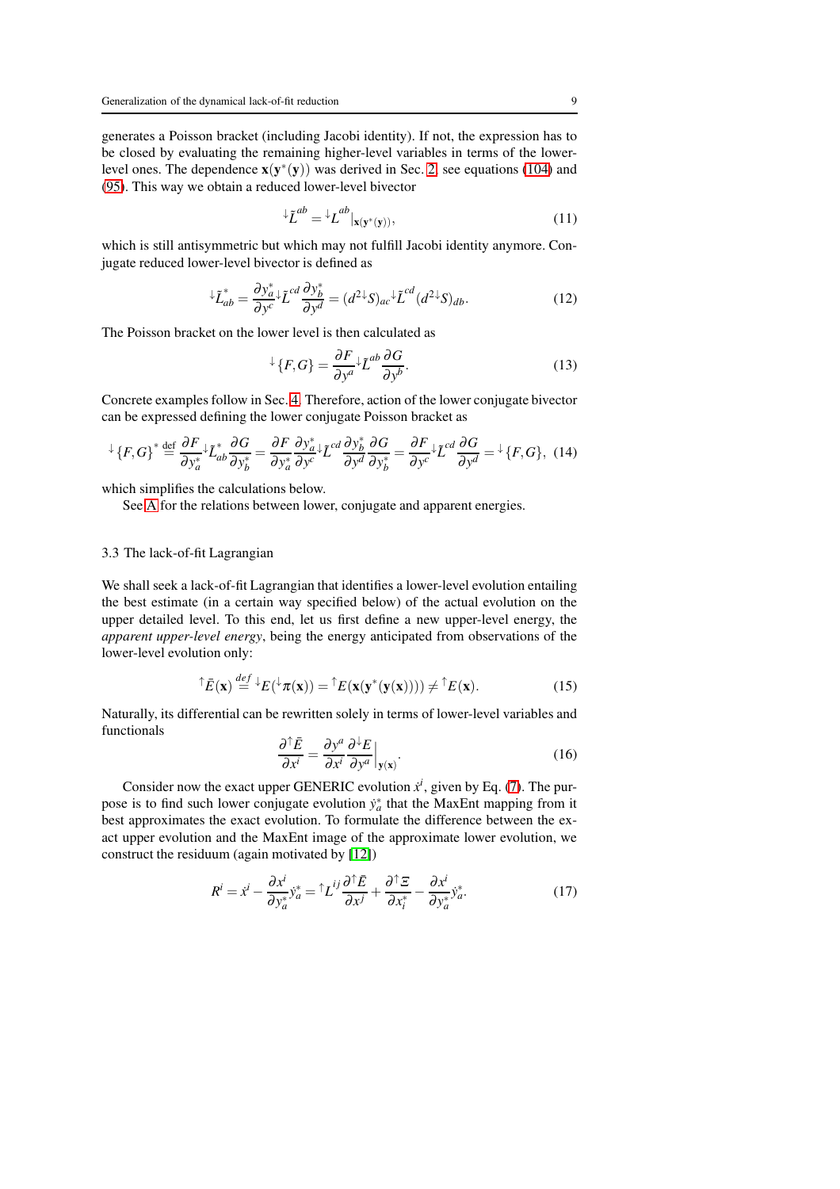generates a Poisson bracket (including Jacobi identity). If not, the expression has to be closed by evaluating the remaining higher-level variables in terms of the lower-level ones. The dependence $\mathbf{x}(\mathbf{y}^*(\mathbf{y}))$ was derived in Sec. 2, see equations (104) and (95). This way we obtain a reduced lower-level bivector

$$
{}^{\downarrow}\tilde{L}^{ab} = {}^{\downarrow}L^{ab}|_{\mathbf{x}(\mathbf{y}^*(\mathbf{y}))}, \tag{11}
$$

which is still antisymmetric but which may not fulfill Jacobi identity anymore. Conjugate reduced lower-level bivector is defined as

$$
{}^{\downarrow}\tilde{L}^*_{ab} = \frac{\partial y^*_a}{\partial y^c}{}^{\downarrow}\tilde{L}^{cd}\frac{\partial y^*_b}{\partial y^d} = (d^{2\downarrow}S)_{ac}{}^{\downarrow}\tilde{L}^{cd}(d^{2\downarrow}S)_{db}. \tag{12}
$$

The Poisson bracket on the lower level is then calculated as

$$
{}^{\downarrow}\{F,G\} = \frac{\partial F}{\partial y^a}{}^{\downarrow}\tilde{L}^{ab}\frac{\partial G}{\partial y^b}. \tag{13}
$$

Concrete examples follow in Sec. 4. Therefore, action of the lower conjugate bivector can be expressed defining the lower conjugate Poisson bracket as

$$
{}^{\downarrow}\{F,G\}^* \stackrel{\text{def}}{=} \frac{\partial F}{\partial y^*_a}{}^{\downarrow}\tilde{L}^*_{ab}\frac{\partial G}{\partial y^*_b} = \frac{\partial F}{\partial y^*_a}\frac{\partial y^*_a}{\partial y^c}{}^{\downarrow}\tilde{L}^{cd}\frac{\partial y^*_b}{\partial y^d}\frac{\partial G}{\partial y^*_b} = \frac{\partial F}{\partial y^c}{}^{\downarrow}\tilde{L}^{cd}\frac{\partial G}{\partial y^d} = {}^{\downarrow}\{F,G\}, \tag{14}
$$

which simplifies the calculations below.

See A for the relations between lower, conjugate and apparent energies.

### 3.3 The lack-of-fit Lagrangian

We shall seek a lack-of-fit Lagrangian that identifies a lower-level evolution entailing the best estimate (in a certain way specified below) of the actual evolution on the upper detailed level. To this end, let us first define a new upper-level energy, the *apparent upper-level energy*, being the energy anticipated from observations of the lower-level evolution only:

$$
{}^{\uparrow}\bar{E}(\mathbf{x}) \stackrel{def}{=} {}^{\downarrow}E({}^{\downarrow}\boldsymbol{\pi}(\mathbf{x})) = {}^{\uparrow}E(\mathbf{x}(\mathbf{y}^*(\mathbf{y}(\mathbf{x})))) \neq {}^{\uparrow}E(\mathbf{x}). \tag{15}
$$

Naturally, its differential can be rewritten solely in terms of lower-level variables and functionals

$$
\frac{\partial {}^{\uparrow}\bar{E}}{\partial x^i} = \frac{\partial y^a}{\partial x^i}\frac{\partial {}^{\downarrow}E}{\partial y^a}\Big|_{\mathbf{y}(\mathbf{x})}. \tag{16}
$$

Consider now the exact upper GENERIC evolution $\dot{x}^i$, given by Eq. (7). The purpose is to find such lower conjugate evolution $\dot{y}^*_a$ that the MaxEnt mapping from it best approximates the exact evolution. To formulate the difference between the exact upper evolution and the MaxEnt image of the approximate lower evolution, we construct the residuum (again motivated by [12])

$$
R^i = \dot{x}^i - \frac{\partial x^i}{\partial y^*_a}\dot{y}^*_a = {}^{\uparrow}L^{ij}\frac{\partial {}^{\uparrow}\bar{E}}{\partial x^j} + \frac{\partial {}^{\uparrow}\Xi}{\partial x^*_i} - \frac{\partial x^i}{\partial y^*_a}\dot{y}^*_a. \tag{17}
$$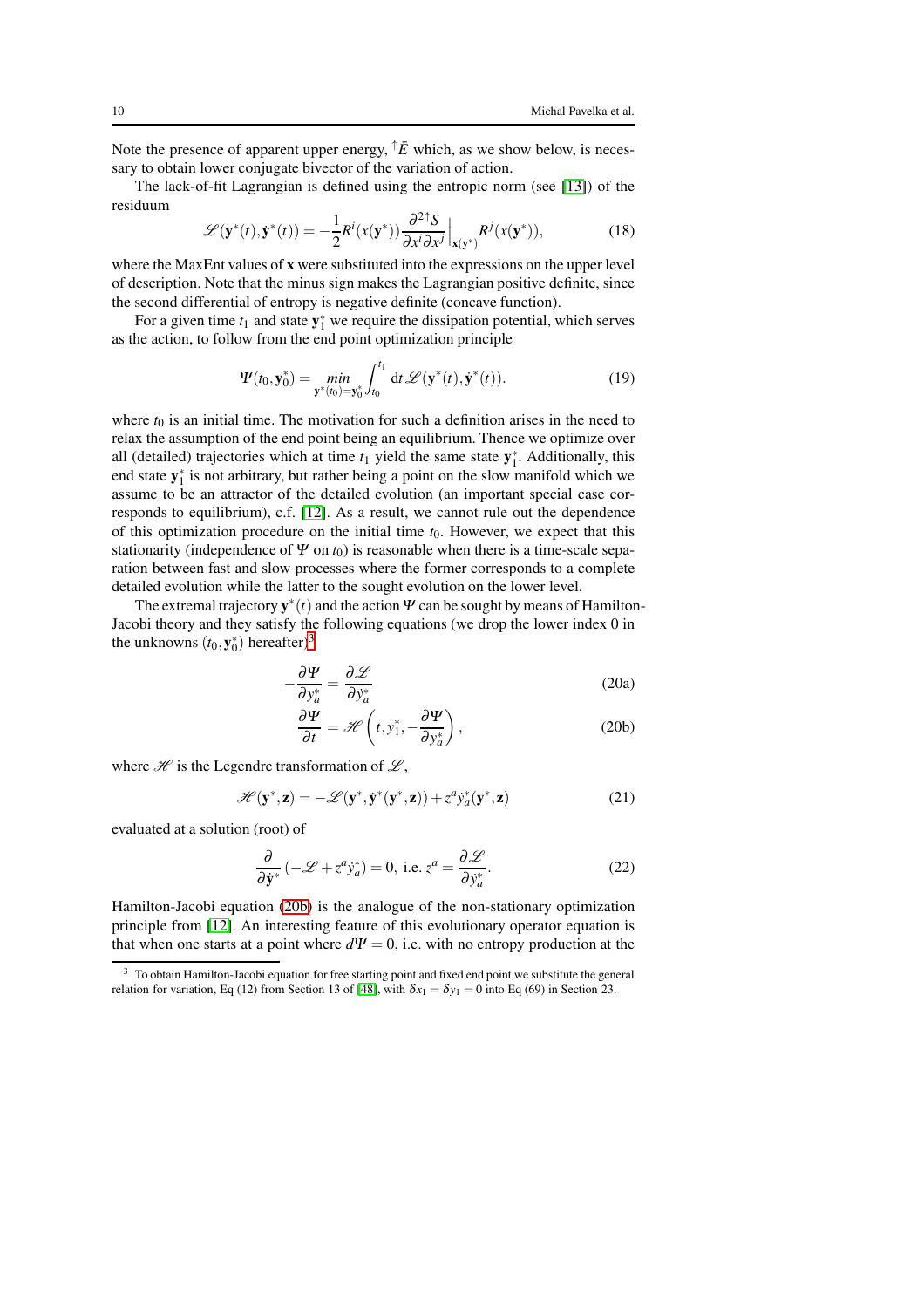Note the presence of apparent upper energy, ${}^{\uparrow}\bar{E}$ which, as we show below, is necessary to obtain lower conjugate bivector of the variation of action.

The lack-of-fit Lagrangian is defined using the entropic norm (see [13]) of the residuum

$$\mathscr{L}(\mathbf{y}^*(t), \dot{\mathbf{y}}^*(t)) = -\frac{1}{2} R^i(x(\mathbf{y}^*)) \frac{\partial^2 {}^{\uparrow}S}{\partial x^i \partial x^j}\Big|_{\mathbf{x}(\mathbf{y}^*)} R^j(x(\mathbf{y}^*)), \tag{18}$$

where the MaxEnt values of $\mathbf{x}$ were substituted into the expressions on the upper level of description. Note that the minus sign makes the Lagrangian positive definite, since the second differential of entropy is negative definite (concave function).

For a given time $t_1$ and state $\mathbf{y}_1^*$ we require the dissipation potential, which serves as the action, to follow from the end point optimization principle

$$\Psi(t_0, \mathbf{y}_0^*) = \min_{\mathbf{y}^*(t_0) = \mathbf{y}_0^*} \int_{t_0}^{t_1} \mathrm{d}t \, \mathscr{L}(\mathbf{y}^*(t), \dot{\mathbf{y}}^*(t)). \tag{19}$$

where $t_0$ is an initial time. The motivation for such a definition arises in the need to relax the assumption of the end point being an equilibrium. Thence we optimize over all (detailed) trajectories which at time $t_1$ yield the same state $\mathbf{y}_1^*$. Additionally, this end state $\mathbf{y}_1^*$ is not arbitrary, but rather being a point on the slow manifold which we assume to be an attractor of the detailed evolution (an important special case corresponds to equilibrium), c.f. [12]. As a result, we cannot rule out the dependence of this optimization procedure on the initial time $t_0$. However, we expect that this stationarity (independence of $\Psi$ on $t_0$) is reasonable when there is a time-scale separation between fast and slow processes where the former corresponds to a complete detailed evolution while the latter to the sought evolution on the lower level.

The extremal trajectory $\mathbf{y}^*(t)$ and the action $\Psi$ can be sought by means of Hamilton-Jacobi theory and they satisfy the following equations (we drop the lower index 0 in the unknowns $(t_0, \mathbf{y}_0^*)$ hereafter)[3]

$$-\frac{\partial \Psi}{\partial y_a^*} = \frac{\partial \mathscr{L}}{\partial \dot{y}_a^*} \tag{20a}$$

$$\frac{\partial \Psi}{\partial t} = \mathscr{H}\left(t, y_1^*, -\frac{\partial \Psi}{\partial y_a^*}\right), \tag{20b}$$

where $\mathscr{H}$ is the Legendre transformation of $\mathscr{L}$,

$$\mathscr{H}(\mathbf{y}^*, \mathbf{z}) = -\mathscr{L}(\mathbf{y}^*, \dot{\mathbf{y}}^*(\mathbf{y}^*, \mathbf{z})) + z^a \dot{y}_a^*(\mathbf{y}^*, \mathbf{z}) \tag{21}$$

evaluated at a solution (root) of

$$\frac{\partial}{\partial \dot{\mathbf{y}}^*}\left(-\mathscr{L} + z^a \dot{y}_a^*\right) = 0, \text{ i.e. } z^a = \frac{\partial \mathscr{L}}{\partial \dot{y}_a^*}. \tag{22}$$

Hamilton-Jacobi equation (20b) is the analogue of the non-stationary optimization principle from [12]. An interesting feature of this evolutionary operator equation is that when one starts at a point where $d\Psi = 0$, i.e. with no entropy production at the

[3] To obtain Hamilton-Jacobi equation for free starting point and fixed end point we substitute the general relation for variation, Eq (12) from Section 13 of [48], with $\delta x_1 = \delta y_1 = 0$ into Eq (69) in Section 23.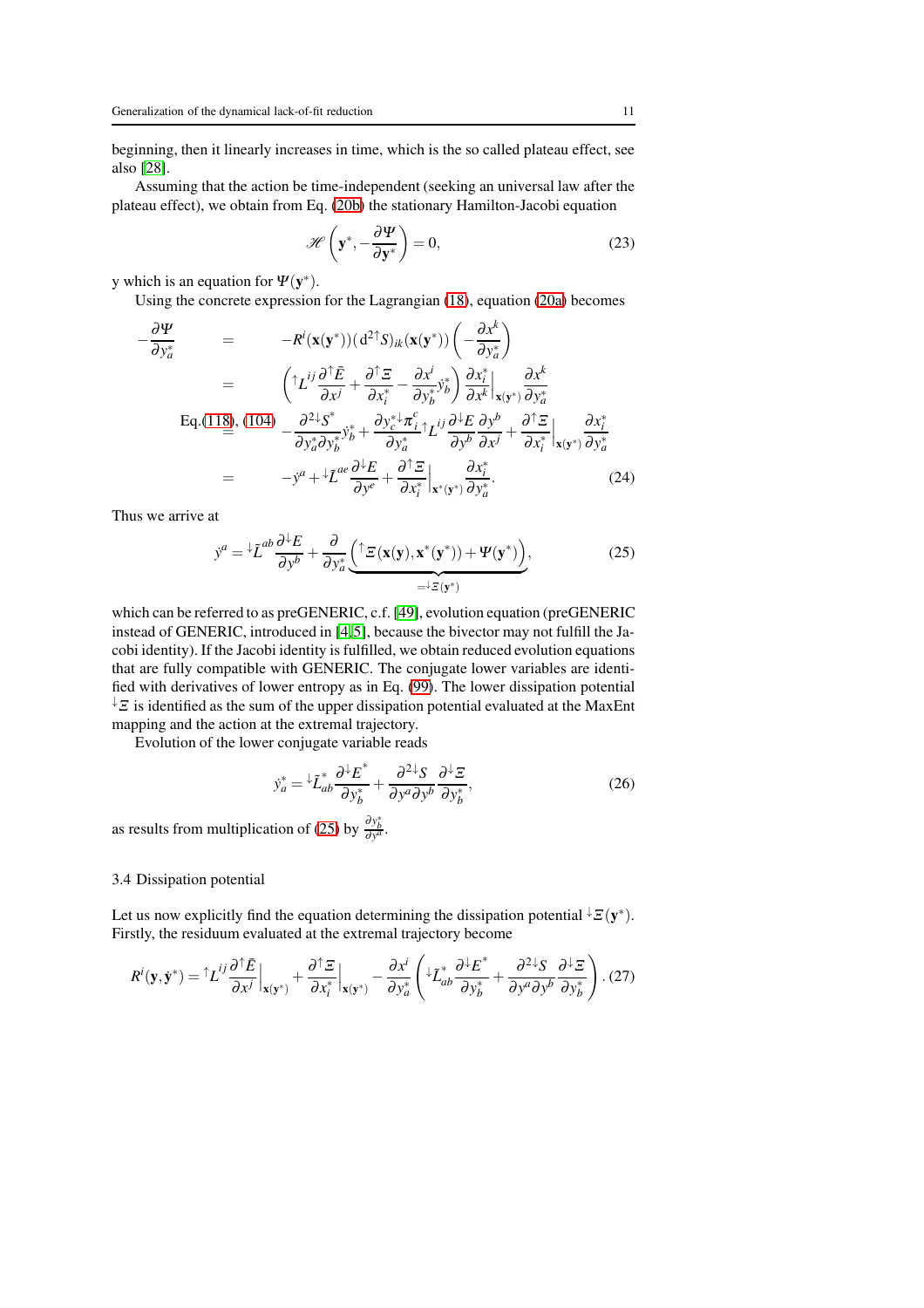beginning, then it linearly increases in time, which is the so called plateau effect, see also [28].

Assuming that the action be time-independent (seeking an universal law after the plateau effect), we obtain from Eq. (20b) the stationary Hamilton-Jacobi equation

$$\mathscr{H}\left(\mathbf{y}^*, -\frac{\partial \Psi}{\partial \mathbf{y}^*}\right) = 0, \tag{23}$$

y which is an equation for $\Psi(\mathbf{y}^*)$.

Using the concrete expression for the Lagrangian (18), equation (20a) becomes

$$\begin{aligned}
-\frac{\partial \Psi}{\partial y^*_a} &= -R^i(\mathbf{x}(\mathbf{y}^*))(\mathrm{d}^{2\uparrow}S)_{ik}(\mathbf{x}(\mathbf{y}^*))\left(-\frac{\partial x^k}{\partial y^*_a}\right) \\
&= \left({}^{\uparrow}L^{ij}\frac{\partial^{\uparrow}\bar{E}}{\partial x^j} + \frac{\partial^{\uparrow}\Xi}{\partial x^*_i} - \frac{\partial x^i}{\partial y^*_b}\dot{y}^*_b\right)\frac{\partial x^*_i}{\partial x^k}\Big|_{\mathbf{x}(\mathbf{y}^*)}\frac{\partial x^k}{\partial y^*_a} \\
&\overset{\text{Eq.(118), (104)}}{=} -\frac{\partial^{2\downarrow}S^*}{\partial y^*_a \partial y^*_b}\dot{y}^*_b + \frac{\partial y^*_c {}^{\downarrow}\pi^c_i}{\partial y^*_a}{}^{\uparrow}L^{ij}\frac{\partial^{\downarrow}E}{\partial y^b}\frac{\partial y^b}{\partial x^j} + \frac{\partial^{\uparrow}\Xi}{\partial x^*_i}\Big|_{\mathbf{x}(\mathbf{y}^*)}\frac{\partial x^*_i}{\partial y^*_a} \\
&= -\dot{y}^a + {}^{\downarrow}\bar{L}^{ae}\frac{\partial^{\downarrow}E}{\partial y^e} + \frac{\partial^{\uparrow}\Xi}{\partial x^*_i}\Big|_{\mathbf{x}^*(\mathbf{y}^*)}\frac{\partial x^*_i}{\partial y^*_a}.
\end{aligned} \tag{24}$$

Thus we arrive at

$$\dot{y}^a = {}^{\downarrow}\bar{L}^{ab}\frac{\partial^{\downarrow}E}{\partial y^b} + \frac{\partial}{\partial y^*_a}\underbrace{\left({}^{\uparrow}\Xi(\mathbf{x}(\mathbf{y}), \mathbf{x}^*(\mathbf{y}^*)) + \Psi(\mathbf{y}^*)\right)}_{={}^{\downarrow}\Xi(\mathbf{y}^*)}, \tag{25}$$

which can be referred to as preGENERIC, c.f. [49], evolution equation (preGENERIC instead of GENERIC, introduced in [4,5], because the bivector may not fulfill the Jacobi identity). If the Jacobi identity is fulfilled, we obtain reduced evolution equations that are fully compatible with GENERIC. The conjugate lower variables are identified with derivatives of lower entropy as in Eq. (99). The lower dissipation potential ${}^{\downarrow}\Xi$ is identified as the sum of the upper dissipation potential evaluated at the MaxEnt mapping and the action at the extremal trajectory.

Evolution of the lower conjugate variable reads

$$\dot{y}^*_a = {}^{\downarrow}\bar{L}^*_{ab}\frac{\partial^{\downarrow}E^*}{\partial y^*_b} + \frac{\partial^{2\downarrow}S}{\partial y^a \partial y^b}\frac{\partial^{\downarrow}\Xi}{\partial y^*_b}, \tag{26}$$

as results from multiplication of (25) by $\frac{\partial y^*_b}{\partial y^a}$.

### 3.4 Dissipation potential

Let us now explicitly find the equation determining the dissipation potential ${}^{\downarrow}\Xi(\mathbf{y}^*)$. Firstly, the residuum evaluated at the extremal trajectory become

$$R^i(\mathbf{y}, \dot{\mathbf{y}}^*) = {}^{\uparrow}L^{ij}\frac{\partial^{\uparrow}\bar{E}}{\partial x^j}\Big|_{\mathbf{x}(\mathbf{y}^*)} + \frac{\partial^{\uparrow}\Xi}{\partial x^*_i}\Big|_{\mathbf{x}(\mathbf{y}^*)} - \frac{\partial x^i}{\partial y^*_a}\left({}^{\downarrow}\bar{L}^*_{ab}\frac{\partial^{\downarrow}E^*}{\partial y^*_b} + \frac{\partial^{2\downarrow}S}{\partial y^a \partial y^b}\frac{\partial^{\downarrow}\Xi}{\partial y^*_b}\right). \tag{27}$$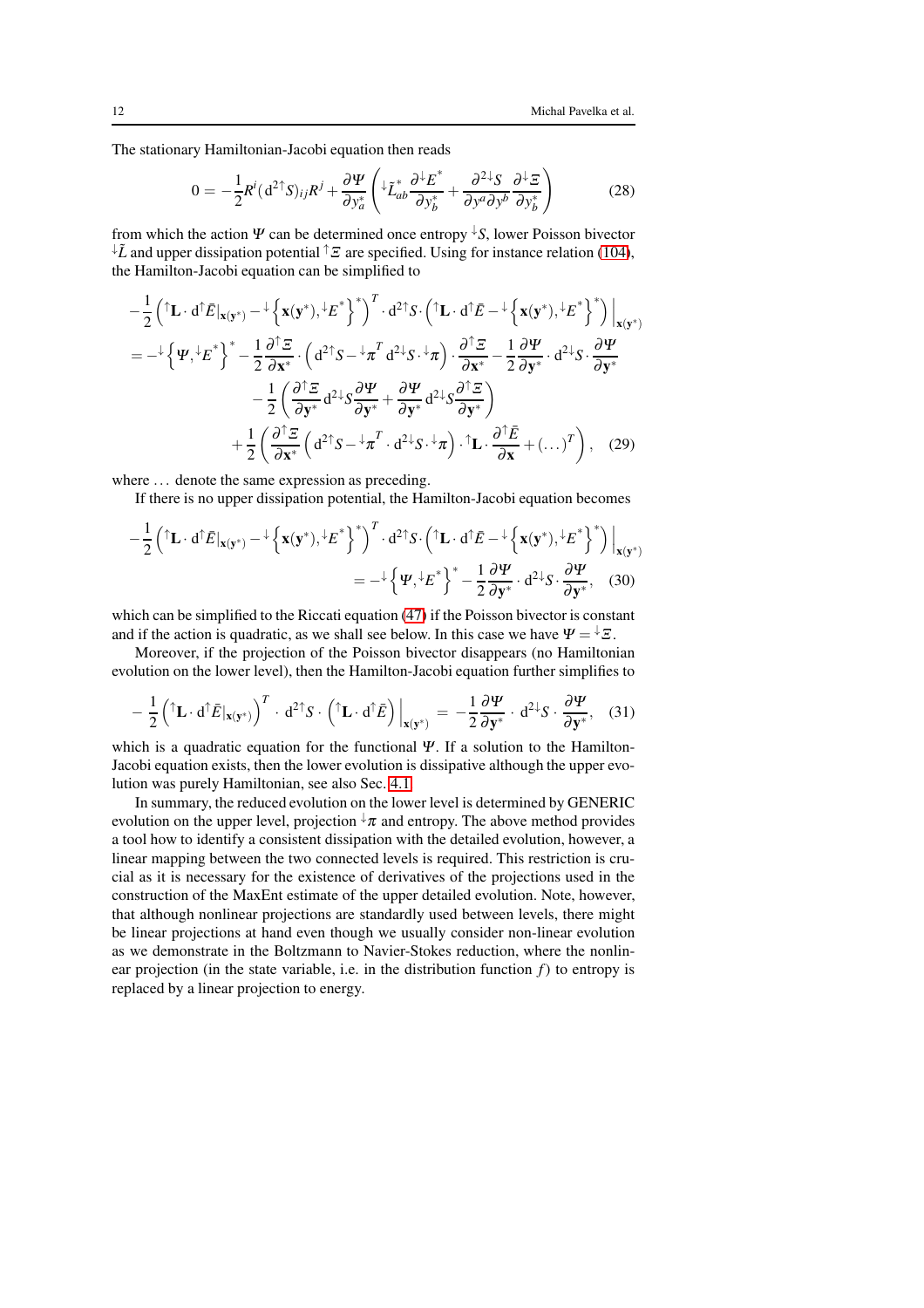The stationary Hamiltonian-Jacobi equation then reads

$$0 = -\frac{1}{2} R^i (\mathrm{d}^2 {}^{\uparrow}S)_{ij} R^j + \frac{\partial \Psi}{\partial y^*_a} \left( {}^{\downarrow}\bar{L}^*_{ab} \frac{\partial {}^{\downarrow}E^*}{\partial y^*_b} + \frac{\partial^2 {}^{\downarrow}S}{\partial y^a \partial y^b} \frac{\partial {}^{\downarrow}\Xi}{\partial y^*_b} \right) \tag{28}$$

from which the action $\Psi$ can be determined once entropy ${}^{\downarrow}S$, lower Poisson bivector ${}^{\downarrow}\bar{L}$ and upper dissipation potential ${}^{\uparrow}\Xi$ are specified. Using for instance relation (104), the Hamilton-Jacobi equation can be simplified to

$$\begin{aligned}
&-\frac{1}{2} \left( {}^{\uparrow}\mathbf{L} \cdot \mathrm{d}^{\uparrow}\bar{E}|_{\mathbf{x}(\mathbf{y}^*)} - {}^{\downarrow}\left\{ \mathbf{x}(\mathbf{y}^*), {}^{\downarrow}E^* \right\}^* \right)^T \cdot \mathrm{d}^2 {}^{\uparrow}S \cdot \left( {}^{\uparrow}\mathbf{L} \cdot \mathrm{d}^{\uparrow}\bar{E} - {}^{\downarrow}\left\{ \mathbf{x}(\mathbf{y}^*), {}^{\downarrow}E^* \right\}^* \right) \Big|_{\mathbf{x}(\mathbf{y}^*)} \\
&= -{}^{\downarrow}\left\{ \Psi, {}^{\downarrow}E^* \right\}^* - \frac{1}{2} \frac{\partial {}^{\uparrow}\Xi}{\partial \mathbf{x}^*} \cdot \left( \mathrm{d}^2 {}^{\uparrow}S - {}^{\downarrow}\pi^T \mathrm{d}^2 {}^{\downarrow}S \cdot {}^{\downarrow}\pi \right) \cdot \frac{\partial {}^{\uparrow}\Xi}{\partial \mathbf{x}^*} - \frac{1}{2} \frac{\partial \Psi}{\partial \mathbf{y}^*} \cdot \mathrm{d}^2 {}^{\downarrow}S \cdot \frac{\partial \Psi}{\partial \mathbf{y}^*} \\
&\qquad - \frac{1}{2} \left( \frac{\partial {}^{\uparrow}\Xi}{\partial \mathbf{y}^*} \mathrm{d}^2 {}^{\downarrow}S \frac{\partial \Psi}{\partial \mathbf{y}^*} + \frac{\partial \Psi}{\partial \mathbf{y}^*} \mathrm{d}^2 {}^{\downarrow}S \frac{\partial {}^{\uparrow}\Xi}{\partial \mathbf{y}^*} \right) \\
&\qquad + \frac{1}{2} \left( \frac{\partial {}^{\uparrow}\Xi}{\partial \mathbf{x}^*} \left( \mathrm{d}^2 {}^{\uparrow}S - {}^{\downarrow}\pi^T \cdot \mathrm{d}^2 {}^{\downarrow}S \cdot {}^{\downarrow}\pi \right) \cdot {}^{\uparrow}\mathbf{L} \cdot \frac{\partial {}^{\uparrow}\bar{E}}{\partial \mathbf{x}} + (\dots)^T \right),
\end{aligned} \tag{29}$$

where $\dots$ denote the same expression as preceding.

If there is no upper dissipation potential, the Hamilton-Jacobi equation becomes

$$\begin{aligned}
&-\frac{1}{2} \left( {}^{\uparrow}\mathbf{L} \cdot \mathrm{d}^{\uparrow}\bar{E}|_{\mathbf{x}(\mathbf{y}^*)} - {}^{\downarrow}\left\{ \mathbf{x}(\mathbf{y}^*), {}^{\downarrow}E^* \right\}^* \right)^T \cdot \mathrm{d}^2 {}^{\uparrow}S \cdot \left( {}^{\uparrow}\mathbf{L} \cdot \mathrm{d}^{\uparrow}\bar{E} - {}^{\downarrow}\left\{ \mathbf{x}(\mathbf{y}^*), {}^{\downarrow}E^* \right\}^* \right) \Big|_{\mathbf{x}(\mathbf{y}^*)} \\
&\qquad = -{}^{\downarrow}\left\{ \Psi, {}^{\downarrow}E^* \right\}^* - \frac{1}{2} \frac{\partial \Psi}{\partial \mathbf{y}^*} \cdot \mathrm{d}^2 {}^{\downarrow}S \cdot \frac{\partial \Psi}{\partial \mathbf{y}^*},
\end{aligned} \tag{30}$$

which can be simplified to the Riccati equation (47) if the Poisson bivector is constant and if the action is quadratic, as we shall see below. In this case we have $\Psi = {}^{\downarrow}\Xi$.

Moreover, if the projection of the Poisson bivector disappears (no Hamiltonian evolution on the lower level), then the Hamilton-Jacobi equation further simplifies to

$$-\frac{1}{2} \left( {}^{\uparrow}\mathbf{L} \cdot \mathrm{d}^{\uparrow}\bar{E}|_{\mathbf{x}(\mathbf{y}^*)} \right)^T \cdot \mathrm{d}^2 {}^{\uparrow}S \cdot \left( {}^{\uparrow}\mathbf{L} \cdot \mathrm{d}^{\uparrow}\bar{E} \right) \Big|_{\mathbf{x}(\mathbf{y}^*)} = -\frac{1}{2} \frac{\partial \Psi}{\partial \mathbf{y}^*} \cdot \mathrm{d}^2 {}^{\downarrow}S \cdot \frac{\partial \Psi}{\partial \mathbf{y}^*}, \tag{31}$$

which is a quadratic equation for the functional $\Psi$. If a solution to the Hamilton-Jacobi equation exists, then the lower evolution is dissipative although the upper evolution was purely Hamiltonian, see also Sec. 4.1.

In summary, the reduced evolution on the lower level is determined by GENERIC evolution on the upper level, projection ${}^{\downarrow}\pi$ and entropy. The above method provides a tool how to identify a consistent dissipation with the detailed evolution, however, a linear mapping between the two connected levels is required. This restriction is crucial as it is necessary for the existence of derivatives of the projections used in the construction of the MaxEnt estimate of the upper detailed evolution. Note, however, that although nonlinear projections are standardly used between levels, there might be linear projections at hand even though we usually consider non-linear evolution as we demonstrate in the Boltzmann to Navier-Stokes reduction, where the nonlinear projection (in the state variable, i.e. in the distribution function $f$) to entropy is replaced by a linear projection to energy.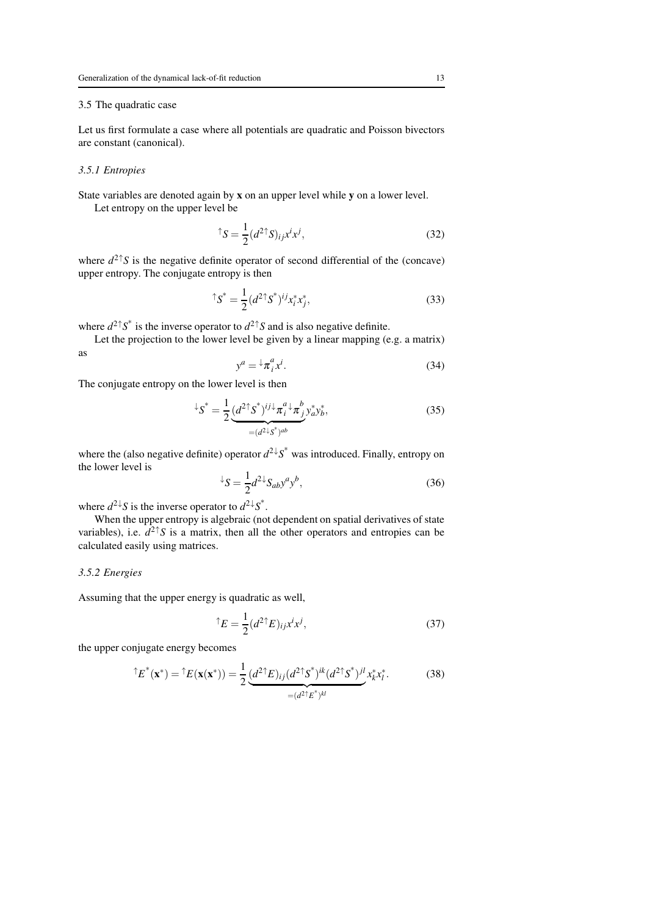### 3.5 The quadratic case

Let us first formulate a case where all potentials are quadratic and Poisson bivectors are constant (canonical).

#### *3.5.1 Entropies*

State variables are denoted again by $\mathbf{x}$ on an upper level while $\mathbf{y}$ on a lower level.

Let entropy on the upper level be

$$^{\uparrow}S = \frac{1}{2}(d^2\,{}^{\uparrow}S)_{ij}x^i x^j, \tag{32}$$

where $d^2\,{}^{\uparrow}S$ is the negative definite operator of second differential of the (concave) upper entropy. The conjugate entropy is then

$$^{\uparrow}S^* = \frac{1}{2}(d^2\,{}^{\uparrow}S^*)^{ij}x^*_i x^*_j, \tag{33}$$

where $d^2\,{}^{\uparrow}S^*$ is the inverse operator to $d^2\,{}^{\uparrow}S$ and is also negative definite.

Let the projection to the lower level be given by a linear mapping (e.g. a matrix) as

$$y^a = {}^{\downarrow}\pi^a_i x^i. \tag{34}$$

The conjugate entropy on the lower level is then

$$^{\downarrow}S^* = \frac{1}{2}\underbrace{(d^2\,{}^{\uparrow}S^*)^{ij}\,{}^{\downarrow}\pi^a_i\,{}^{\downarrow}\pi^b_j}_{=(d^2\,{}^{\downarrow}S^*)^{ab}} y^*_a y^*_b, \tag{35}$$

where the (also negative definite) operator $d^2\,{}^{\downarrow}S^*$ was introduced. Finally, entropy on the lower level is

$$^{\downarrow}S = \frac{1}{2}d^2\,{}^{\downarrow}S_{ab}y^a y^b, \tag{36}$$

where $d^2\,{}^{\downarrow}S$ is the inverse operator to $d^2\,{}^{\downarrow}S^*$.

When the upper entropy is algebraic (not dependent on spatial derivatives of state variables), i.e. $d^2\,{}^{\uparrow}S$ is a matrix, then all the other operators and entropies can be calculated easily using matrices.

#### *3.5.2 Energies*

Assuming that the upper energy is quadratic as well,

$$^{\uparrow}E = \frac{1}{2}(d^2\,{}^{\uparrow}E)_{ij}x^i x^j, \tag{37}$$

the upper conjugate energy becomes

$$^{\uparrow}E^*(\mathbf{x}^*) = {}^{\uparrow}E(\mathbf{x}(\mathbf{x}^*)) = \frac{1}{2}\underbrace{(d^2\,{}^{\uparrow}E)_{ij}(d^2\,{}^{\uparrow}S^*)^{ik}(d^2\,{}^{\uparrow}S^*)^{jl}}_{=(d^2\,{}^{\uparrow}E^*)^{kl}}x^*_k x^*_l. \tag{38}$$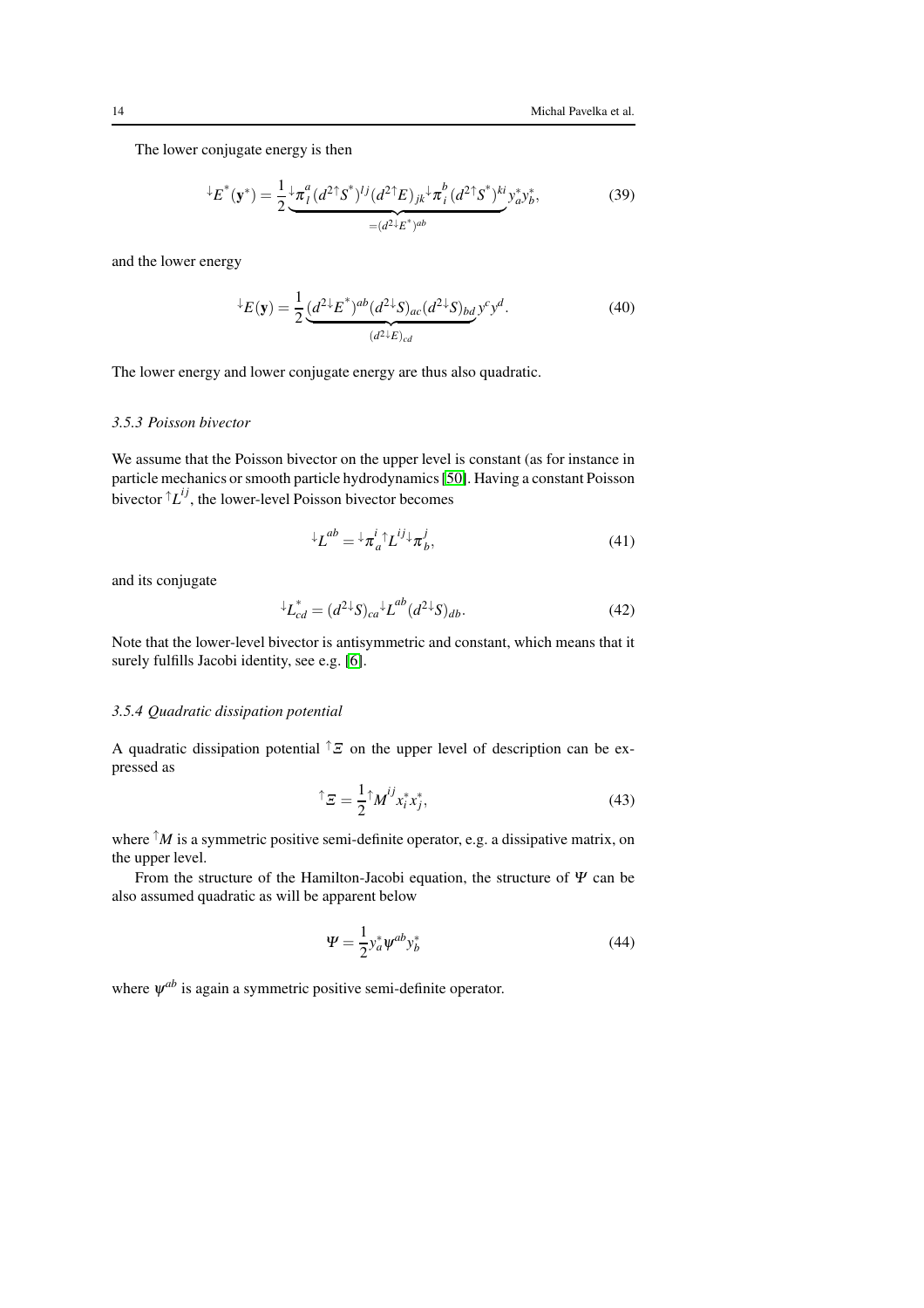The lower conjugate energy is then

$$
{}^{\downarrow}E^*(\mathbf{y}^*) = \frac{1}{2}\underbrace{{}^{\downarrow}\pi^a_l (d^{2\uparrow}S^*)^{lj}(d^{2\uparrow}E)_{jk}{}^{\downarrow}\pi^b_i (d^{2\uparrow}S^*)^{ki}}_{=(d^{2\downarrow}E^*)^{ab}} y^*_a y^*_b, \tag{39}
$$

and the lower energy

$$
{}^{\downarrow}E(\mathbf{y}) = \frac{1}{2}\underbrace{(d^{2\downarrow}E^*)^{ab}(d^{2\downarrow}S)_{ac}(d^{2\downarrow}S)_{bd}}_{(d^{2\downarrow}E)_{cd}} y^c y^d. \tag{40}
$$

The lower energy and lower conjugate energy are thus also quadratic.

### *3.5.3 Poisson bivector*

We assume that the Poisson bivector on the upper level is constant (as for instance in particle mechanics or smooth particle hydrodynamics [50]. Having a constant Poisson bivector ${}^{\uparrow}L^{ij}$, the lower-level Poisson bivector becomes

$$
{}^{\downarrow}L^{ab} = {}^{\downarrow}\pi^i_a {}^{\uparrow}L^{ij} {}^{\downarrow}\pi^j_b, \tag{41}
$$

and its conjugate

$$
{}^{\downarrow}L^*_{cd} = (d^{2\downarrow}S)_{ca} {}^{\downarrow}L^{ab} (d^{2\downarrow}S)_{db}. \tag{42}
$$

Note that the lower-level bivector is antisymmetric and constant, which means that it surely fulfills Jacobi identity, see e.g. [6].

### *3.5.4 Quadratic dissipation potential*

A quadratic dissipation potential ${}^{\uparrow}\Xi$ on the upper level of description can be expressed as

$$
{}^{\uparrow}\Xi = \frac{1}{2}{}^{\uparrow}M^{ij} x^*_i x^*_j, \tag{43}
$$

where ${}^{\uparrow}M$ is a symmetric positive semi-definite operator, e.g. a dissipative matrix, on the upper level.

From the structure of the Hamilton-Jacobi equation, the structure of $\Psi$ can be also assumed quadratic as will be apparent below

$$
\Psi = \frac{1}{2} y^*_a \psi^{ab} y^*_b \tag{44}
$$

where $\psi^{ab}$ is again a symmetric positive semi-definite operator.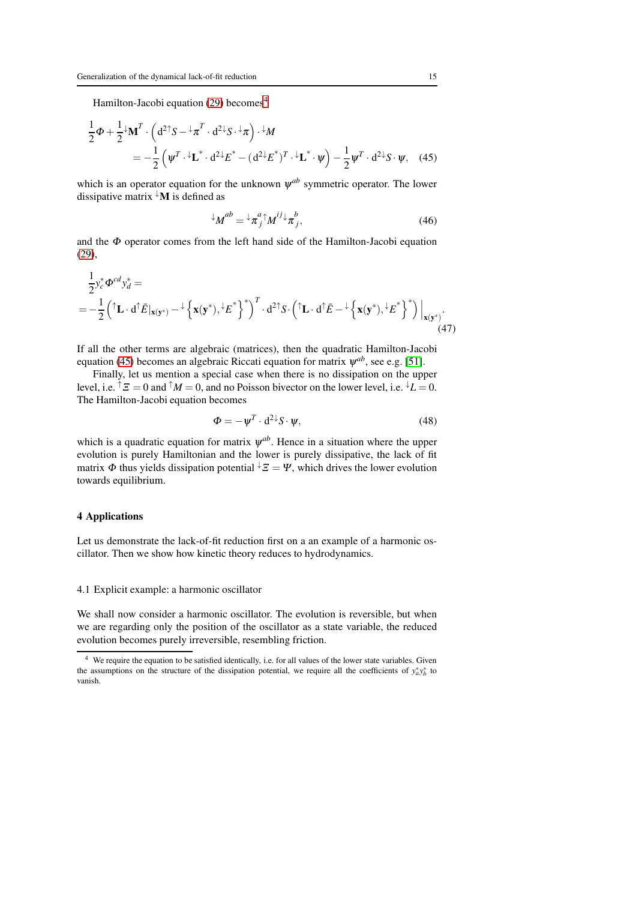Hamilton-Jacobi equation (29) becomes[4]

$$
\begin{aligned}
\frac{1}{2}\Phi + \frac{1}{2}{}^{\downarrow}\mathbf{M}^T \cdot \left(\mathrm{d}^2{}^{\uparrow}S - {}^{\downarrow}\pi^T \cdot \mathrm{d}^2{}^{\downarrow}S \cdot {}^{\downarrow}\pi\right) \cdot {}^{\downarrow}M \\
= -\frac{1}{2}\left(\psi^T \cdot {}^{\downarrow}\mathbf{L}^* \cdot \mathrm{d}^2{}^{\downarrow}E^* - (\mathrm{d}^2{}^{\downarrow}E^*)^T \cdot {}^{\downarrow}\mathbf{L}^* \cdot \psi\right) - \frac{1}{2}\psi^T \cdot \mathrm{d}^2{}^{\downarrow}S \cdot \psi, \quad (45)
\end{aligned}
$$

which is an operator equation for the unknown $\psi^{ab}$ symmetric operator. The lower dissipative matrix ${}^{\downarrow}\mathbf{M}$ is defined as

$$
{}^{\downarrow}M^{ab} = {}^{\downarrow}\pi^a_j {}^{\uparrow}M^{ij} {}^{\downarrow}\pi^b_j, \quad (46)
$$

and the $\Phi$ operator comes from the left hand side of the Hamilton-Jacobi equation (29),

$$
\begin{aligned}
&\frac{1}{2}y^*_c \Phi^{cd} y^*_d = \\
&= -\frac{1}{2}\left({}^{\uparrow}\mathbf{L} \cdot \mathrm{d}^{\uparrow}\bar{E}|_{\mathbf{x}(\mathbf{y}^*)} - {}^{\downarrow}\left\{\mathbf{x}(\mathbf{y}^*), {}^{\downarrow}E^*\right\}^*\right)^T \cdot \mathrm{d}^2{}^{\uparrow}S \cdot \left({}^{\uparrow}\mathbf{L} \cdot \mathrm{d}^{\uparrow}\bar{E} - {}^{\downarrow}\left\{\mathbf{x}(\mathbf{y}^*), {}^{\downarrow}E^*\right\}^*\right)\Big|_{\mathbf{x}(\mathbf{y}^*)}.
\end{aligned} \quad (47)
$$

If all the other terms are algebraic (matrices), then the quadratic Hamilton-Jacobi equation (45) becomes an algebraic Riccati equation for matrix $\psi^{ab}$, see e.g. [51].

Finally, let us mention a special case when there is no dissipation on the upper level, i.e. ${}^{\uparrow}\Xi = 0$ and ${}^{\uparrow}M = 0$, and no Poisson bivector on the lower level, i.e. ${}^{\downarrow}L = 0$. The Hamilton-Jacobi equation becomes

$$
\Phi = -\psi^T \cdot \mathrm{d}^2{}^{\downarrow}S \cdot \psi, \quad (48)
$$

which is a quadratic equation for matrix $\psi^{ab}$. Hence in a situation where the upper evolution is purely Hamiltonian and the lower is purely dissipative, the lack of fit matrix $\Phi$ thus yields dissipation potential ${}^{\downarrow}\Xi = \Psi$, which drives the lower evolution towards equilibrium.

## 4 Applications

Let us demonstrate the lack-of-fit reduction first on a an example of a harmonic oscillator. Then we show how kinetic theory reduces to hydrodynamics.

### 4.1 Explicit example: a harmonic oscillator

We shall now consider a harmonic oscillator. The evolution is reversible, but when we are regarding only the position of the oscillator as a state variable, the reduced evolution becomes purely irreversible, resembling friction.

[4] We require the equation to be satisfied identically, i.e. for all values of the lower state variables. Given the assumptions on the structure of the dissipation potential, we require all the coefficients of $y^*_a y^*_b$ to vanish.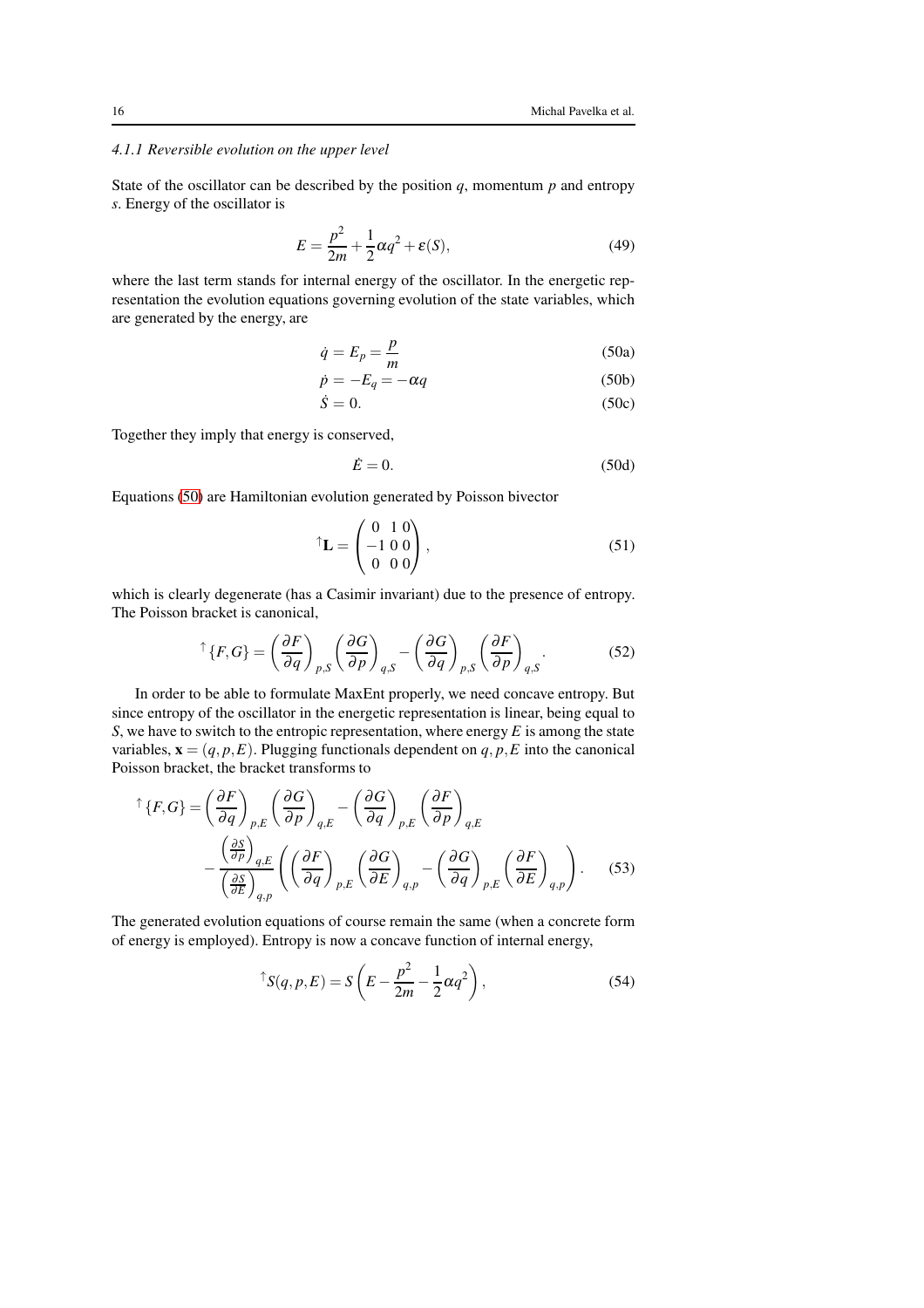#### 4.1.1 Reversible evolution on the upper level

State of the oscillator can be described by the position $q$, momentum $p$ and entropy $s$. Energy of the oscillator is

$$E = \frac{p^2}{2m} + \frac{1}{2}\alpha q^2 + \varepsilon(S), \tag{49}$$

where the last term stands for internal energy of the oscillator. In the energetic representation the evolution equations governing evolution of the state variables, which are generated by the energy, are

$$\dot{q} = E_p = \frac{p}{m} \tag{50a}$$

$$\dot{p} = -E_q = -\alpha q \tag{50b}$$

$$\dot{S} = 0. \tag{50c}$$

Together they imply that energy is conserved,

$$\dot{E} = 0. \tag{50d}$$

Equations (50) are Hamiltonian evolution generated by Poisson bivector

$$^{\uparrow}\mathbf{L} = \begin{pmatrix} 0 & 1 & 0 \\ -1 & 0 & 0 \\ 0 & 0 & 0 \end{pmatrix}, \tag{51}$$

which is clearly degenerate (has a Casimir invariant) due to the presence of entropy. The Poisson bracket is canonical,

$$^{\uparrow}\{F,G\} = \left(\frac{\partial F}{\partial q}\right)_{p,S}\left(\frac{\partial G}{\partial p}\right)_{q,S} - \left(\frac{\partial G}{\partial q}\right)_{p,S}\left(\frac{\partial F}{\partial p}\right)_{q,S}. \tag{52}$$

In order to be able to formulate MaxEnt properly, we need concave entropy. But since entropy of the oscillator in the energetic representation is linear, being equal to $S$, we have to switch to the entropic representation, where energy $E$ is among the state variables, $\mathbf{x} = (q,p,E)$. Plugging functionals dependent on $q,p,E$ into the canonical Poisson bracket, the bracket transforms to

$$^{\uparrow}\{F,G\} = \left(\frac{\partial F}{\partial q}\right)_{p,E}\left(\frac{\partial G}{\partial p}\right)_{q,E} - \left(\frac{\partial G}{\partial q}\right)_{p,E}\left(\frac{\partial F}{\partial p}\right)_{q,E}$$
$$- \frac{\left(\frac{\partial S}{\partial p}\right)_{q,E}}{\left(\frac{\partial S}{\partial E}\right)_{q,p}}\left(\left(\frac{\partial F}{\partial q}\right)_{p,E}\left(\frac{\partial G}{\partial E}\right)_{q,p} - \left(\frac{\partial G}{\partial q}\right)_{p,E}\left(\frac{\partial F}{\partial E}\right)_{q,p}\right). \tag{53}$$

The generated evolution equations of course remain the same (when a concrete form of energy is employed). Entropy is now a concave function of internal energy,

$$^{\uparrow}S(q,p,E) = S\left(E - \frac{p^2}{2m} - \frac{1}{2}\alpha q^2\right), \tag{54}$$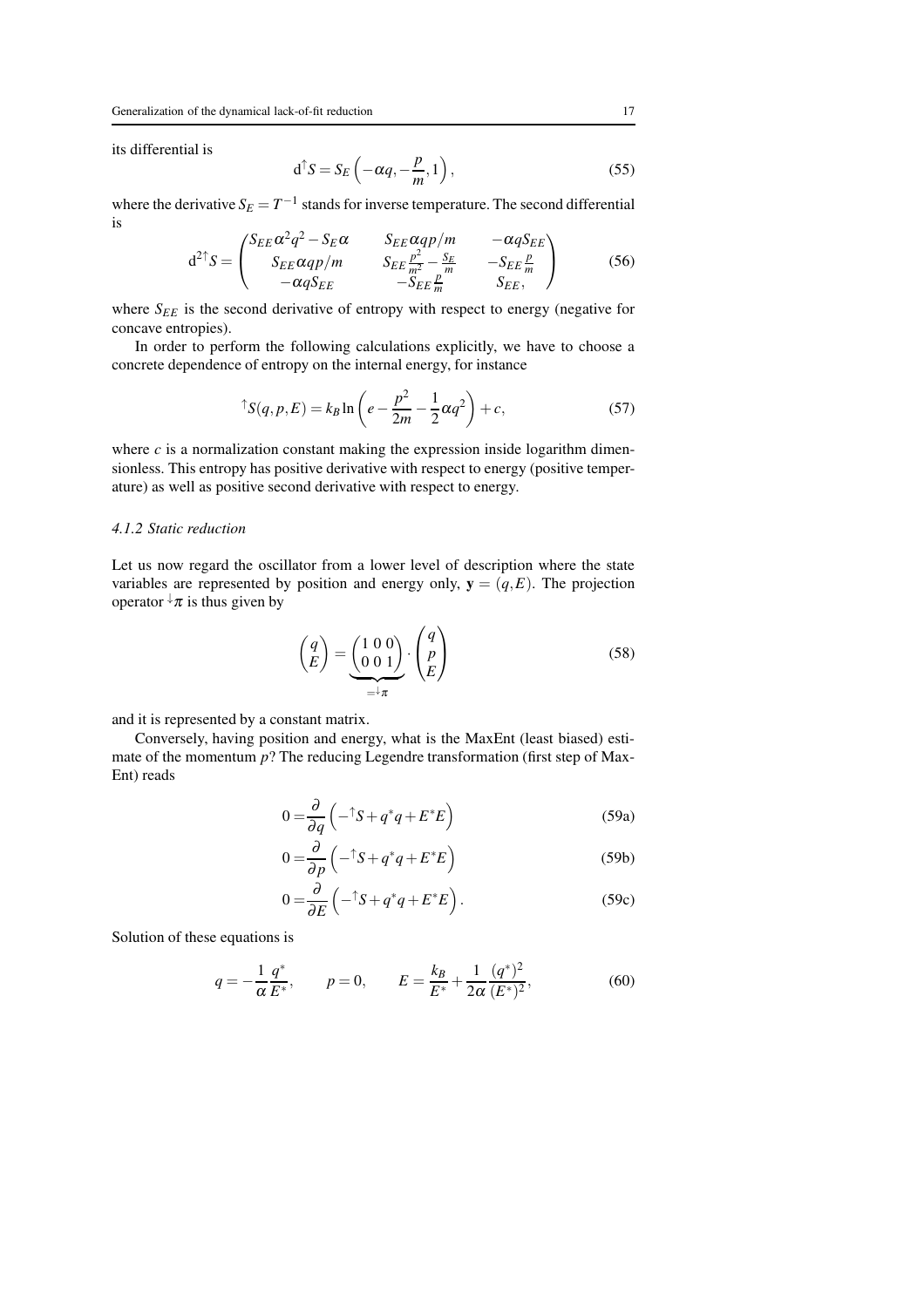its differential is

$$\mathrm{d}^{\uparrow}S = S_E\left(-\alpha q, -\frac{p}{m}, 1\right), \tag{55}$$

where the derivative $S_E = T^{-1}$ stands for inverse temperature. The second differential is

$$\mathrm{d}^{2\uparrow}S = \begin{pmatrix} S_{EE}\alpha^2 q^2 - S_E\alpha & S_{EE}\alpha q p/m & -\alpha q S_{EE} \\ S_{EE}\alpha q p/m & S_{EE}\frac{p^2}{m^2} - \frac{S_E}{m} & -S_{EE}\frac{p}{m} \\ -\alpha q S_{EE} & -S_{EE}\frac{p}{m} & S_{EE}, \end{pmatrix} \tag{56}$$

where $S_{EE}$ is the second derivative of entropy with respect to energy (negative for concave entropies).

In order to perform the following calculations explicitly, we have to choose a concrete dependence of entropy on the internal energy, for instance

$$^{\uparrow}S(q,p,E) = k_B \ln\left(e - \frac{p^2}{2m} - \frac{1}{2}\alpha q^2\right) + c, \tag{57}$$

where $c$ is a normalization constant making the expression inside logarithm dimensionless. This entropy has positive derivative with respect to energy (positive temperature) as well as positive second derivative with respect to energy.

### 4.1.2 Static reduction

Let us now regard the oscillator from a lower level of description where the state variables are represented by position and energy only, $\mathbf{y} = (q,E)$. The projection operator $^{\downarrow}\pi$ is thus given by

$$\begin{pmatrix} q \\ E \end{pmatrix} = \underbrace{\begin{pmatrix} 1 & 0 & 0 \\ 0 & 0 & 1 \end{pmatrix}}_{=^{\downarrow}\pi} \cdot \begin{pmatrix} q \\ p \\ E \end{pmatrix} \tag{58}$$

and it is represented by a constant matrix.

Conversely, having position and energy, what is the MaxEnt (least biased) estimate of the momentum $p$? The reducing Legendre transformation (first step of MaxEnt) reads

$$0 = \frac{\partial}{\partial q}\left(-^{\uparrow}S + q^* q + E^* E\right) \tag{59a}$$

$$0 = \frac{\partial}{\partial p}\left(-^{\uparrow}S + q^* q + E^* E\right) \tag{59b}$$

$$0 = \frac{\partial}{\partial E}\left(-^{\uparrow}S + q^* q + E^* E\right). \tag{59c}$$

Solution of these equations is

$$q = -\frac{1}{\alpha}\frac{q^*}{E^*}, \qquad p = 0, \qquad E = \frac{k_B}{E^*} + \frac{1}{2\alpha}\frac{(q^*)^2}{(E^*)^2}, \tag{60}$$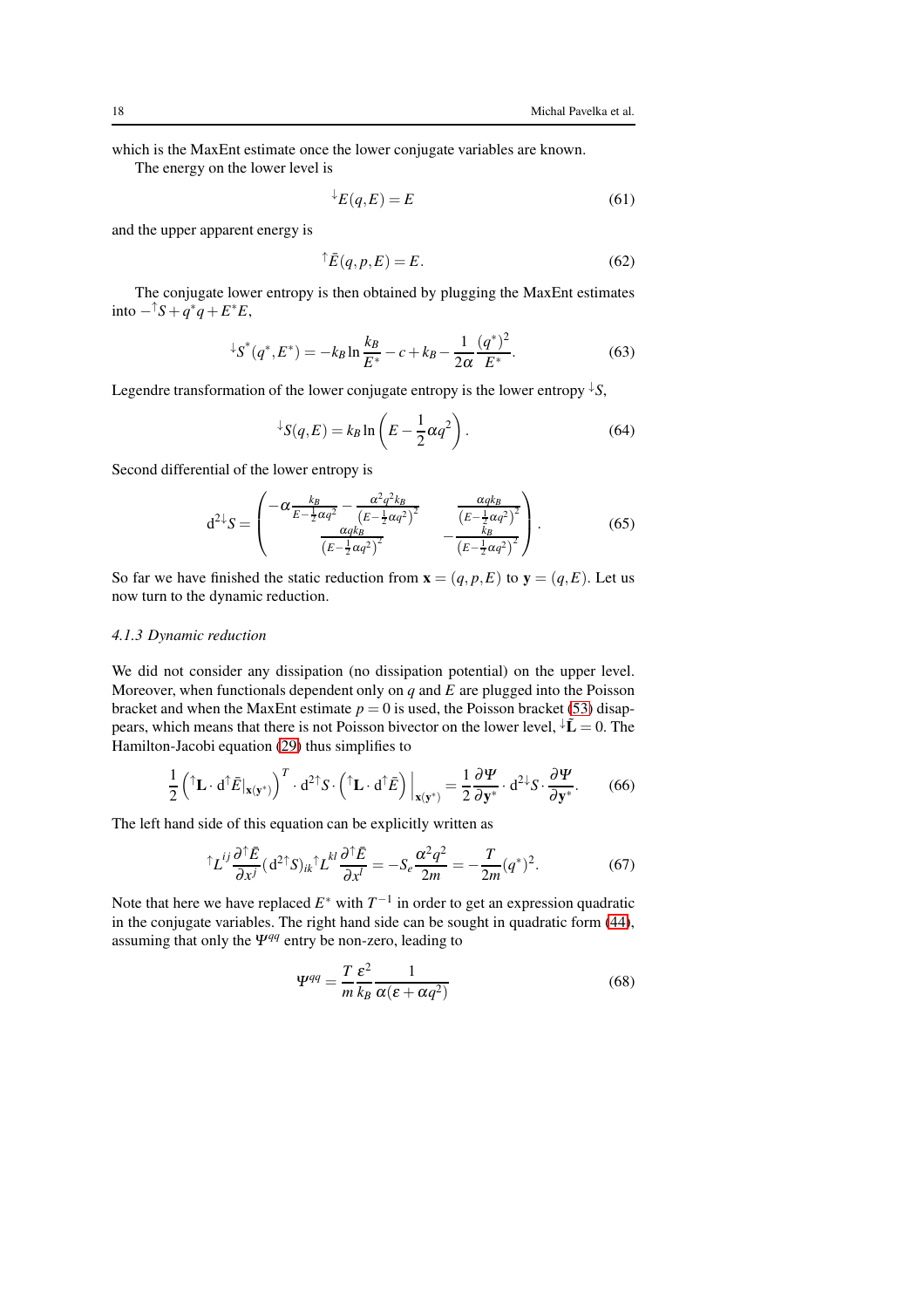which is the MaxEnt estimate once the lower conjugate variables are known.

The energy on the lower level is

$$ {}^{\downarrow}E(q,E) = E \tag{61} $$

and the upper apparent energy is

$$ {}^{\uparrow}\bar{E}(q,p,E) = E. \tag{62} $$

The conjugate lower entropy is then obtained by plugging the MaxEnt estimates into $-{}^{\uparrow}S + q^* q + E^* E$,

$$ {}^{\downarrow}S^*(q^*,E^*) = -k_B \ln \frac{k_B}{E^*} - c + k_B - \frac{1}{2\alpha}\frac{(q^*)^2}{E^*}. \tag{63} $$

Legendre transformation of the lower conjugate entropy is the lower entropy ${}^{\downarrow}S$,

$$ {}^{\downarrow}S(q,E) = k_B \ln\left(E - \frac{1}{2}\alpha q^2\right). \tag{64} $$

Second differential of the lower entropy is

$$ \mathrm{d}^2{}^{\downarrow}S = \begin{pmatrix} -\alpha\frac{k_B}{E-\frac{1}{2}\alpha q^2} - \frac{\alpha^2 q^2 k_B}{\left(E-\frac{1}{2}\alpha q^2\right)^2} & \frac{\alpha q k_B}{\left(E-\frac{1}{2}\alpha q^2\right)^2} \\ \frac{\alpha q k_B}{\left(E-\frac{1}{2}\alpha q^2\right)^2} & -\frac{k_B}{\left(E-\frac{1}{2}\alpha q^2\right)^2} \end{pmatrix}. \tag{65} $$

So far we have finished the static reduction from $\mathbf{x} = (q,p,E)$ to $\mathbf{y} = (q,E)$. Let us now turn to the dynamic reduction.

### 4.1.3 Dynamic reduction

We did not consider any dissipation (no dissipation potential) on the upper level. Moreover, when functionals dependent only on $q$ and $E$ are plugged into the Poisson bracket and when the MaxEnt estimate $p = 0$ is used, the Poisson bracket (53) disappears, which means that there is not Poisson bivector on the lower level, ${}^{\downarrow}\mathbf{L} = 0$. The Hamilton-Jacobi equation (29) thus simplifies to

$$ \frac{1}{2}\left({}^{\uparrow}\mathbf{L}\cdot \mathrm{d}{}^{\uparrow}\bar{E}|_{\mathbf{x}(\mathbf{y}^*)}\right)^T \cdot \mathrm{d}^2{}^{\uparrow}S \cdot \left({}^{\uparrow}\mathbf{L}\cdot \mathrm{d}{}^{\uparrow}\bar{E}\right)\Big|_{\mathbf{x}(\mathbf{y}^*)} = \frac{1}{2}\frac{\partial \Psi}{\partial \mathbf{y}^*}\cdot \mathrm{d}^2{}^{\downarrow}S \cdot \frac{\partial \Psi}{\partial \mathbf{y}^*}. \tag{66} $$

The left hand side of this equation can be explicitly written as

$$ {}^{\uparrow}L^{ij}\frac{\partial {}^{\uparrow}\bar{E}}{\partial x^j}(\mathrm{d}^2{}^{\uparrow}S)_{ik}{}^{\uparrow}L^{kl}\frac{\partial {}^{\uparrow}\bar{E}}{\partial x^l} = -S_e\frac{\alpha^2 q^2}{2m} = -\frac{T}{2m}(q^*)^2. \tag{67} $$

Note that here we have replaced $E^*$ with $T^{-1}$ in order to get an expression quadratic in the conjugate variables. The right hand side can be sought in quadratic form (44), assuming that only the $\Psi^{qq}$ entry be non-zero, leading to

$$ \Psi^{qq} = \frac{T}{m}\frac{\varepsilon^2}{k_B}\frac{1}{\alpha(\varepsilon + \alpha q^2)} \tag{68} $$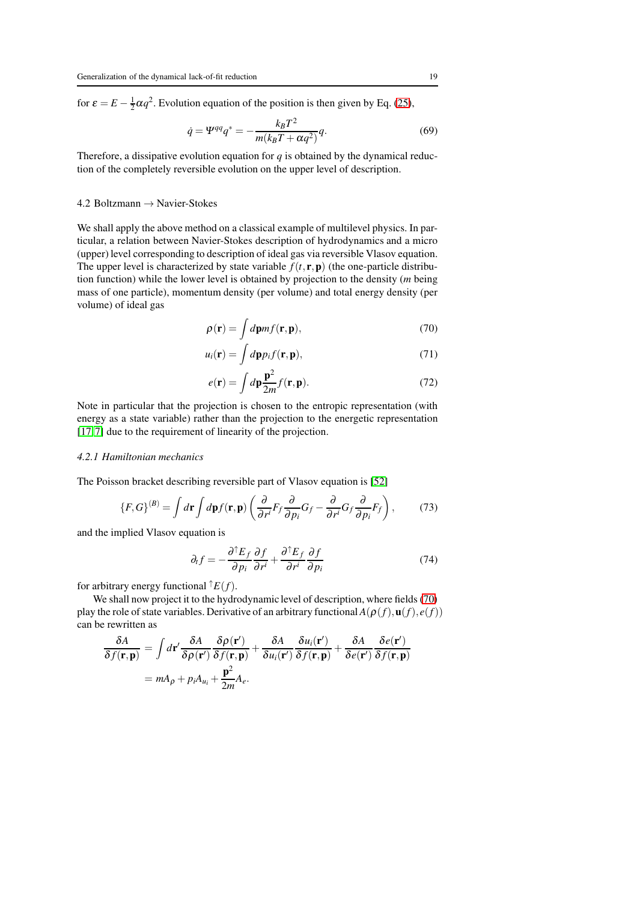for $\varepsilon = E - \frac{1}{2}\alpha q^2$. Evolution equation of the position is then given by Eq. (25),

$$\dot{q} = \Psi^{qq} q^* = -\frac{k_B T^2}{m(k_B T + \alpha q^2)} q. \tag{69}$$

Therefore, a dissipative evolution equation for $q$ is obtained by the dynamical reduction of the completely reversible evolution on the upper level of description.

### 4.2 Boltzmann → Navier-Stokes

We shall apply the above method on a classical example of multilevel physics. In particular, a relation between Navier-Stokes description of hydrodynamics and a micro (upper) level corresponding to description of ideal gas via reversible Vlasov equation. The upper level is characterized by state variable $f(t, \mathbf{r}, \mathbf{p})$ (the one-particle distribution function) while the lower level is obtained by projection to the density ($m$ being mass of one particle), momentum density (per volume) and total energy density (per volume) of ideal gas

$$\rho(\mathbf{r}) = \int d\mathbf{p} m f(\mathbf{r}, \mathbf{p}), \tag{70}$$

$$u_i(\mathbf{r}) = \int d\mathbf{p} p_i f(\mathbf{r}, \mathbf{p}), \tag{71}$$

$$e(\mathbf{r}) = \int d\mathbf{p} \frac{\mathbf{p}^2}{2m} f(\mathbf{r}, \mathbf{p}). \tag{72}$$

Note in particular that the projection is chosen to the entropic representation (with energy as a state variable) rather than the projection to the energetic representation [17, 7] due to the requirement of linearity of the projection.

#### *4.2.1 Hamiltonian mechanics*

The Poisson bracket describing reversible part of Vlasov equation is [52]

$$\{F, G\}^{(B)} = \int d\mathbf{r} \int d\mathbf{p} f(\mathbf{r}, \mathbf{p}) \left( \frac{\partial}{\partial r^i} F_f \frac{\partial}{\partial p_i} G_f - \frac{\partial}{\partial r^i} G_f \frac{\partial}{\partial p_i} F_f \right), \tag{73}$$

and the implied Vlasov equation is

$$\partial_t f = -\frac{\partial^{\uparrow} E_f}{\partial p_i} \frac{\partial f}{\partial r^i} + \frac{\partial^{\uparrow} E_f}{\partial r^i} \frac{\partial f}{\partial p_i} \tag{74}$$

for arbitrary energy functional ${}^{\uparrow}E(f)$.

We shall now project it to the hydrodynamic level of description, where fields (70) play the role of state variables. Derivative of an arbitrary functional $A(\rho(f), \mathbf{u}(f), e(f))$ can be rewritten as

$$\begin{aligned}
\frac{\delta A}{\delta f(\mathbf{r}, \mathbf{p})} &= \int d\mathbf{r}' \frac{\delta A}{\delta \rho(\mathbf{r}')} \frac{\delta \rho(\mathbf{r}')}{\delta f(\mathbf{r}, \mathbf{p})} + \frac{\delta A}{\delta u_i(\mathbf{r}')} \frac{\delta u_i(\mathbf{r}')}{\delta f(\mathbf{r}, \mathbf{p})} + \frac{\delta A}{\delta e(\mathbf{r}')} \frac{\delta e(\mathbf{r}')}{\delta f(\mathbf{r}, \mathbf{p})} \\
&= m A_\rho + p_i A_{u_i} + \frac{\mathbf{p}^2}{2m} A_e.
\end{aligned}$$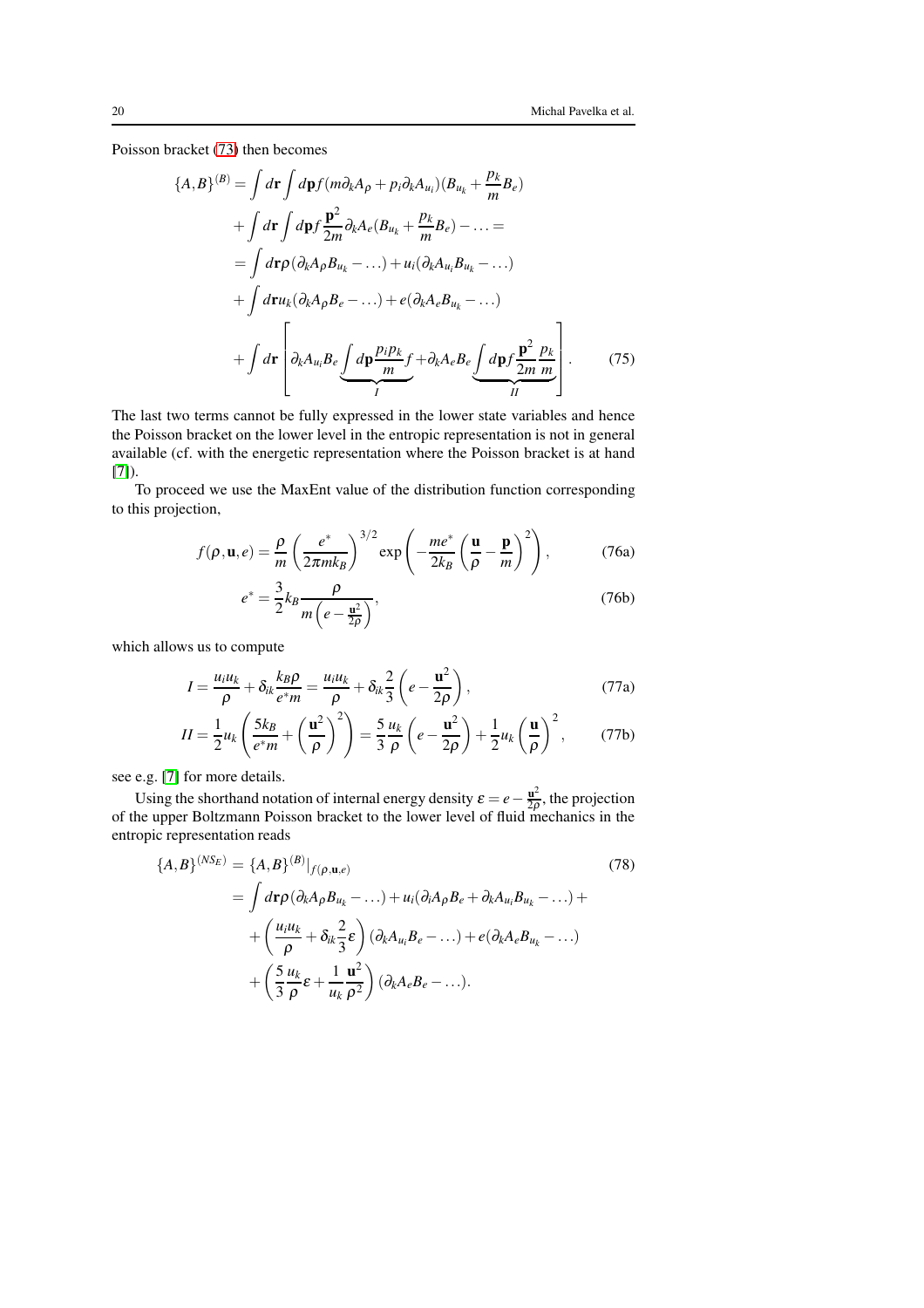Poisson bracket (73) then becomes

$$
\begin{aligned}
\{A,B\}^{(B)} &= \int d\mathbf{r} \int d\mathbf{p} f (m\partial_k A_\rho + p_i \partial_k A_{u_i})(B_{u_k} + \frac{p_k}{m} B_e) \\
&+ \int d\mathbf{r} \int d\mathbf{p} f \frac{\mathbf{p}^2}{2m} \partial_k A_e (B_{u_k} + \frac{p_k}{m} B_e) - \ldots = \\
&= \int d\mathbf{r} \rho (\partial_k A_\rho B_{u_k} - \ldots) + u_i (\partial_k A_{u_i} B_{u_k} - \ldots) \\
&+ \int d\mathbf{r} u_k (\partial_k A_\rho B_e - \ldots) + e(\partial_k A_e B_{u_k} - \ldots) \\
&+ \int d\mathbf{r} \left[ \partial_k A_{u_i} B_e \underbrace{\int d\mathbf{p} \frac{p_i p_k}{m} f}_{I} + \partial_k A_e B_e \underbrace{\int d\mathbf{p} f \frac{\mathbf{p}^2}{2m} \frac{p_k}{m}}_{II} \right].
\end{aligned}
\tag{75}
$$

The last two terms cannot be fully expressed in the lower state variables and hence the Poisson bracket on the lower level in the entropic representation is not in general available (cf. with the energetic representation where the Poisson bracket is at hand [7]).

To proceed we use the MaxEnt value of the distribution function corresponding to this projection,

$$
f(\rho, \mathbf{u}, e) = \frac{\rho}{m} \left( \frac{e^*}{2\pi m k_B} \right)^{3/2} \exp\left( -\frac{m e^*}{2 k_B} \left( \frac{\mathbf{u}}{\rho} - \frac{\mathbf{p}}{m} \right)^2 \right), \tag{76a}
$$

$$
e^* = \frac{3}{2} k_B \frac{\rho}{m\left(e - \frac{\mathbf{u}^2}{2\rho}\right)}, \tag{76b}
$$

which allows us to compute

$$
I = \frac{u_i u_k}{\rho} + \delta_{ik} \frac{k_B \rho}{e^* m} = \frac{u_i u_k}{\rho} + \delta_{ik} \frac{2}{3} \left( e - \frac{\mathbf{u}^2}{2\rho} \right), \tag{77a}
$$

$$
II = \frac{1}{2} u_k \left( \frac{5 k_B}{e^* m} + \left( \frac{\mathbf{u}^2}{\rho} \right)^2 \right) = \frac{5}{3} \frac{u_k}{\rho} \left( e - \frac{\mathbf{u}^2}{2\rho} \right) + \frac{1}{2} u_k \left( \frac{\mathbf{u}}{\rho} \right)^2, \tag{77b}
$$

see e.g. [7] for more details.

Using the shorthand notation of internal energy density $\varepsilon = e - \frac{\mathbf{u}^2}{2\rho}$, the projection of the upper Boltzmann Poisson bracket to the lower level of fluid mechanics in the entropic representation reads

$$
\begin{aligned}
\{A,B\}^{(NS_E)} &= \{A,B\}^{(B)}|_{f(\rho,\mathbf{u},e)} \\
&= \int d\mathbf{r} \rho (\partial_k A_\rho B_{u_k} - \ldots) + u_i (\partial_i A_\rho B_e + \partial_k A_{u_i} B_{u_k} - \ldots) + \\
&+ \left( \frac{u_i u_k}{\rho} + \delta_{ik} \frac{2}{3} \varepsilon \right) (\partial_k A_{u_i} B_e - \ldots) + e(\partial_k A_e B_{u_k} - \ldots) \\
&+ \left( \frac{5}{3} \frac{u_k}{\rho} \varepsilon + \frac{1}{u_k} \frac{\mathbf{u}^2}{\rho^2} \right) (\partial_k A_e B_e - \ldots).
\end{aligned}
\tag{78}
$$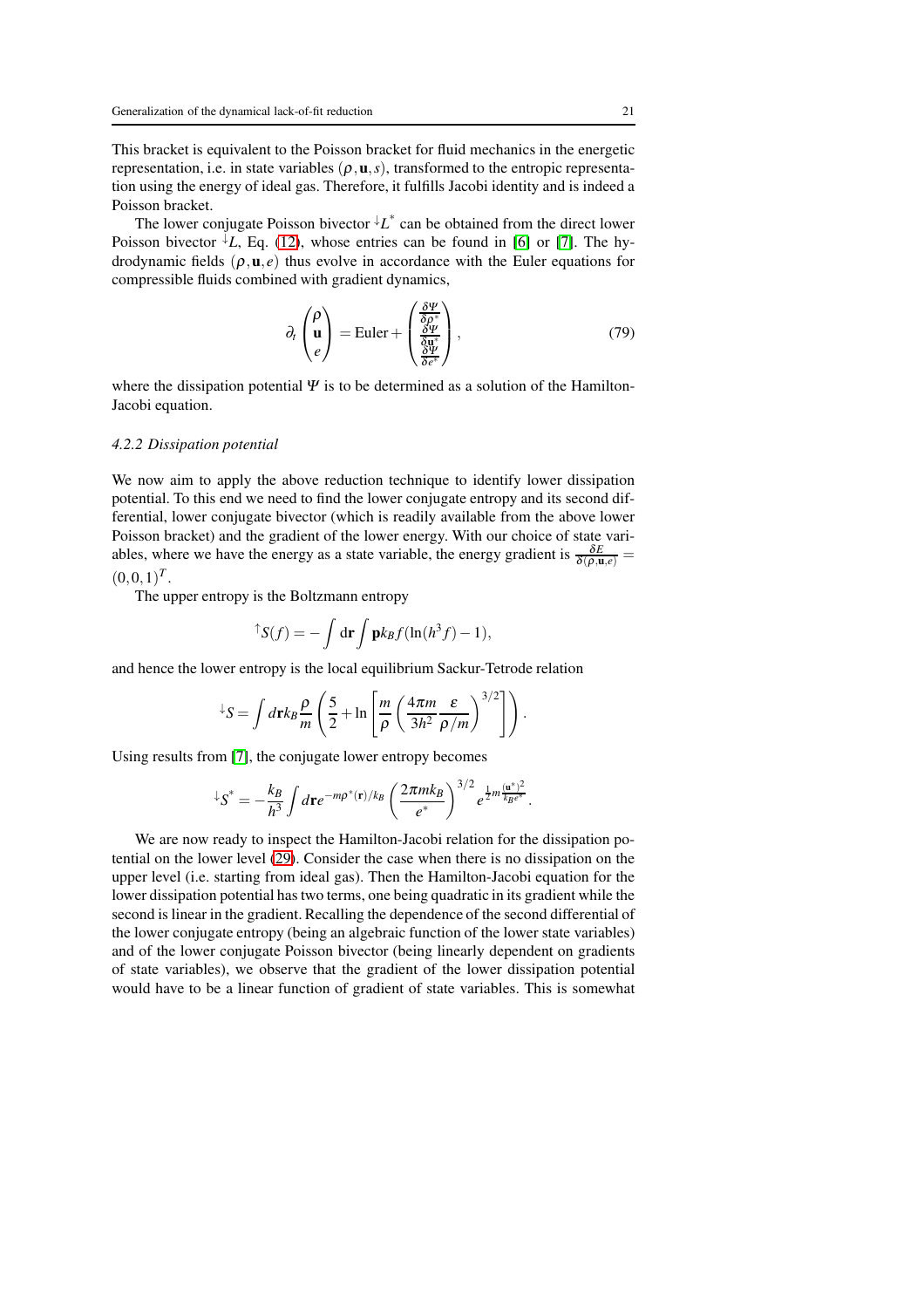This bracket is equivalent to the Poisson bracket for fluid mechanics in the energetic representation, i.e. in state variables $(\rho, \mathbf{u}, s)$, transformed to the entropic representation using the energy of ideal gas. Therefore, it fulfills Jacobi identity and is indeed a Poisson bracket.

The lower conjugate Poisson bivector ${}^{\downarrow}L^{*}$ can be obtained from the direct lower Poisson bivector ${}^{\downarrow}L$, Eq. (12), whose entries can be found in [6] or [7]. The hydrodynamic fields $(\rho, \mathbf{u}, e)$ thus evolve in accordance with the Euler equations for compressible fluids combined with gradient dynamics,

$$\partial_t \begin{pmatrix} \rho \\ \mathbf{u} \\ e \end{pmatrix} = \text{Euler} + \begin{pmatrix} \frac{\delta \Psi}{\delta \rho^*} \\ \frac{\delta \Psi}{\delta \mathbf{u}^*} \\ \frac{\delta \Psi}{\delta e^*} \end{pmatrix}, \tag{79}$$

where the dissipation potential $\Psi$ is to be determined as a solution of the Hamilton-Jacobi equation.

### 4.2.2 Dissipation potential

We now aim to apply the above reduction technique to identify lower dissipation potential. To this end we need to find the lower conjugate entropy and its second differential, lower conjugate bivector (which is readily available from the above lower Poisson bracket) and the gradient of the lower energy. With our choice of state variables, where we have the energy as a state variable, the energy gradient is $\frac{\delta E}{\delta(\rho,\mathbf{u},e)} = (0,0,1)^T$.

The upper entropy is the Boltzmann entropy

$${}^{\uparrow}S(f) = -\int \mathrm{d}\mathbf{r} \int \mathbf{p} k_B f(\ln(h^3 f) - 1),$$

and hence the lower entropy is the local equilibrium Sackur-Tetrode relation

$${}^{\downarrow}S = \int d\mathbf{r} k_B \frac{\rho}{m}\left(\frac{5}{2} + \ln\left[\frac{m}{\rho}\left(\frac{4\pi m}{3h^2}\frac{\varepsilon}{\rho/m}\right)^{3/2}\right]\right).$$

Using results from [7], the conjugate lower entropy becomes

$${}^{\downarrow}S^{*} = -\frac{k_B}{h^3}\int d\mathbf{r} e^{-m\rho^*(\mathbf{r})/k_B}\left(\frac{2\pi m k_B}{e^*}\right)^{3/2} e^{\frac{1}{2}m\frac{(\mathbf{u}^*)^2}{k_B e^*}}.$$

We are now ready to inspect the Hamilton-Jacobi relation for the dissipation potential on the lower level (29). Consider the case when there is no dissipation on the upper level (i.e. starting from ideal gas). Then the Hamilton-Jacobi equation for the lower dissipation potential has two terms, one being quadratic in its gradient while the second is linear in the gradient. Recalling the dependence of the second differential of the lower conjugate entropy (being an algebraic function of the lower state variables) and of the lower conjugate Poisson bivector (being linearly dependent on gradients of state variables), we observe that the gradient of the lower dissipation potential would have to be a linear function of gradient of state variables. This is somewhat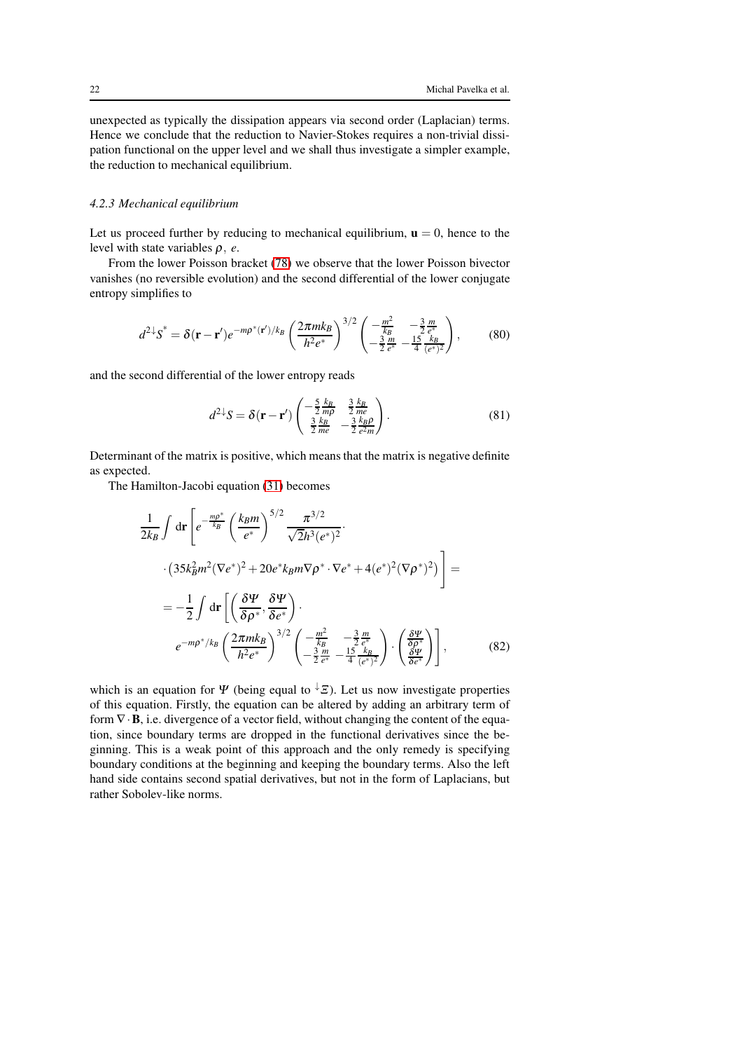unexpected as typically the dissipation appears via second order (Laplacian) terms. Hence we conclude that the reduction to Navier-Stokes requires a non-trivial dissipation functional on the upper level and we shall thus investigate a simpler example, the reduction to mechanical equilibrium.

#### 4.2.3 Mechanical equilibrium

Let us proceed further by reducing to mechanical equilibrium, $\mathbf{u} = 0$, hence to the level with state variables $\rho$, $e$.

From the lower Poisson bracket (78) we observe that the lower Poisson bivector vanishes (no reversible evolution) and the second differential of the lower conjugate entropy simplifies to

$$
d^{2\downarrow}S^* = \delta(\mathbf{r}-\mathbf{r}')e^{-m\rho^*(\mathbf{r}')/k_B}\left(\frac{2\pi m k_B}{h^2 e^*}\right)^{3/2}\begin{pmatrix} -\frac{m^2}{k_B} & -\frac{3}{2}\frac{m}{e^*} \\ -\frac{3}{2}\frac{m}{e^*} & -\frac{15}{4}\frac{k_B}{(e^*)^2} \end{pmatrix}, \tag{80}
$$

and the second differential of the lower entropy reads

$$
d^{2\downarrow}S = \delta(\mathbf{r}-\mathbf{r}')\begin{pmatrix} -\frac{5}{2}\frac{k_B}{m\rho} & \frac{3}{2}\frac{k_B}{me} \\ \frac{3}{2}\frac{k_B}{me} & -\frac{3}{2}\frac{k_B\rho}{e^2 m} \end{pmatrix}. \tag{81}
$$

Determinant of the matrix is positive, which means that the matrix is negative definite as expected.

The Hamilton-Jacobi equation (31) becomes

$$
\begin{aligned}
&\frac{1}{2k_B}\int d\mathbf{r}\left[e^{-\frac{m\rho^*}{k_B}}\left(\frac{k_B m}{e^*}\right)^{5/2}\frac{\pi^{3/2}}{\sqrt{2}h^3(e^*)^2}\cdot\right.\\
&\left.\cdot\left(35k_B^2 m^2(\nabla e^*)^2 + 20e^* k_B m\nabla\rho^*\cdot\nabla e^* + 4(e^*)^2(\nabla\rho^*)^2\right)\right] = \\
&= -\frac{1}{2}\int d\mathbf{r}\left[\left(\frac{\delta\Psi}{\delta\rho^*},\frac{\delta\Psi}{\delta e^*}\right)\cdot\right.\\
&\left.e^{-m\rho^*/k_B}\left(\frac{2\pi m k_B}{h^2 e^*}\right)^{3/2}\begin{pmatrix} -\frac{m^2}{k_B} & -\frac{3}{2}\frac{m}{e^*} \\ -\frac{3}{2}\frac{m}{e^*} & -\frac{15}{4}\frac{k_B}{(e^*)^2} \end{pmatrix}\cdot\begin{pmatrix}\frac{\delta\Psi}{\delta\rho^*} \\ \frac{\delta\Psi}{\delta e^*}\end{pmatrix}\right],
\end{aligned} \tag{82}
$$

which is an equation for $\Psi$ (being equal to ${}^{\downarrow}\Xi$). Let us now investigate properties of this equation. Firstly, the equation can be altered by adding an arbitrary term of form $\nabla\cdot\mathbf{B}$, i.e. divergence of a vector field, without changing the content of the equation, since boundary terms are dropped in the functional derivatives since the beginning. This is a weak point of this approach and the only remedy is specifying boundary conditions at the beginning and keeping the boundary terms. Also the left hand side contains second spatial derivatives, but not in the form of Laplacians, but rather Sobolev-like norms.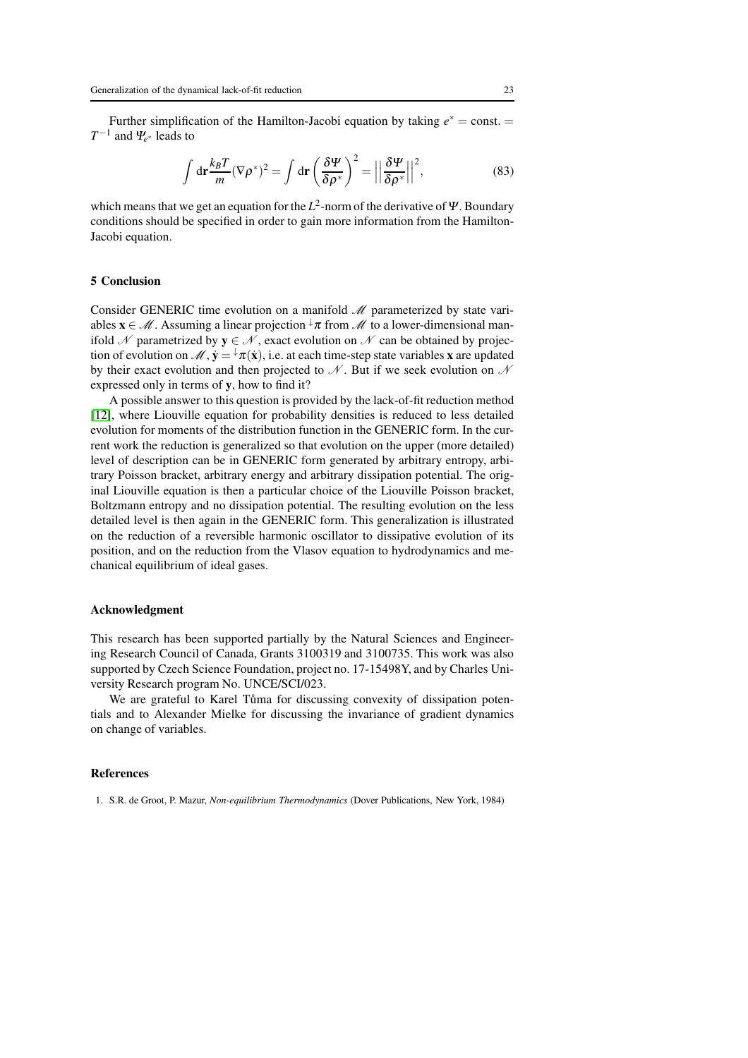Further simplification of the Hamilton-Jacobi equation by taking $e^* = \text{const.} = T^{-1}$ and $\Psi_{e^*}$ leads to

$$\int \mathrm{d}\mathbf{r} \frac{k_B T}{m} (\nabla \rho^*)^2 = \int \mathrm{d}\mathbf{r} \left( \frac{\delta \Psi}{\delta \rho^*} \right)^2 = \left|\left| \frac{\delta \Psi}{\delta \rho^*} \right|\right|^2, \tag{83}$$

which means that we get an equation for the $L^2$-norm of the derivative of $\Psi$. Boundary conditions should be specified in order to gain more information from the Hamilton-Jacobi equation.

## 5 Conclusion

Consider GENERIC time evolution on a manifold $\mathscr{M}$ parameterized by state variables $\mathbf{x} \in \mathscr{M}$. Assuming a linear projection $^{\downarrow}\pi$ from $\mathscr{M}$ to a lower-dimensional manifold $\mathscr{N}$ parametrized by $\mathbf{y} \in \mathscr{N}$, exact evolution on $\mathscr{N}$ can be obtained by projection of evolution on $\mathscr{M}$, $\dot{\mathbf{y}} = {}^{\downarrow}\pi(\dot{\mathbf{x}})$, i.e. at each time-step state variables $\mathbf{x}$ are updated by their exact evolution and then projected to $\mathscr{N}$. But if we seek evolution on $\mathscr{N}$ expressed only in terms of $\mathbf{y}$, how to find it?

A possible answer to this question is provided by the lack-of-fit reduction method [12], where Liouville equation for probability densities is reduced to less detailed evolution for moments of the distribution function in the GENERIC form. In the current work the reduction is generalized so that evolution on the upper (more detailed) level of description can be in GENERIC form generated by arbitrary entropy, arbitrary Poisson bracket, arbitrary energy and arbitrary dissipation potential. The original Liouville equation is then a particular choice of the Liouville Poisson bracket, Boltzmann entropy and no dissipation potential. The resulting evolution on the less detailed level is then again in the GENERIC form. This generalization is illustrated on the reduction of a reversible harmonic oscillator to dissipative evolution of its position, and on the reduction from the Vlasov equation to hydrodynamics and mechanical equilibrium of ideal gases.

### Acknowledgment

This research has been supported partially by the Natural Sciences and Engineering Research Council of Canada, Grants 3100319 and 3100735. This work was also supported by Czech Science Foundation, project no. 17-15498Y, and by Charles University Research program No. UNCE/SCI/023.

We are grateful to Karel Tůma for discussing convexity of dissipation potentials and to Alexander Mielke for discussing the invariance of gradient dynamics on change of variables.

### References

1. S.R. de Groot, P. Mazur, *Non-equilibrium Thermodynamics* (Dover Publications, New York, 1984)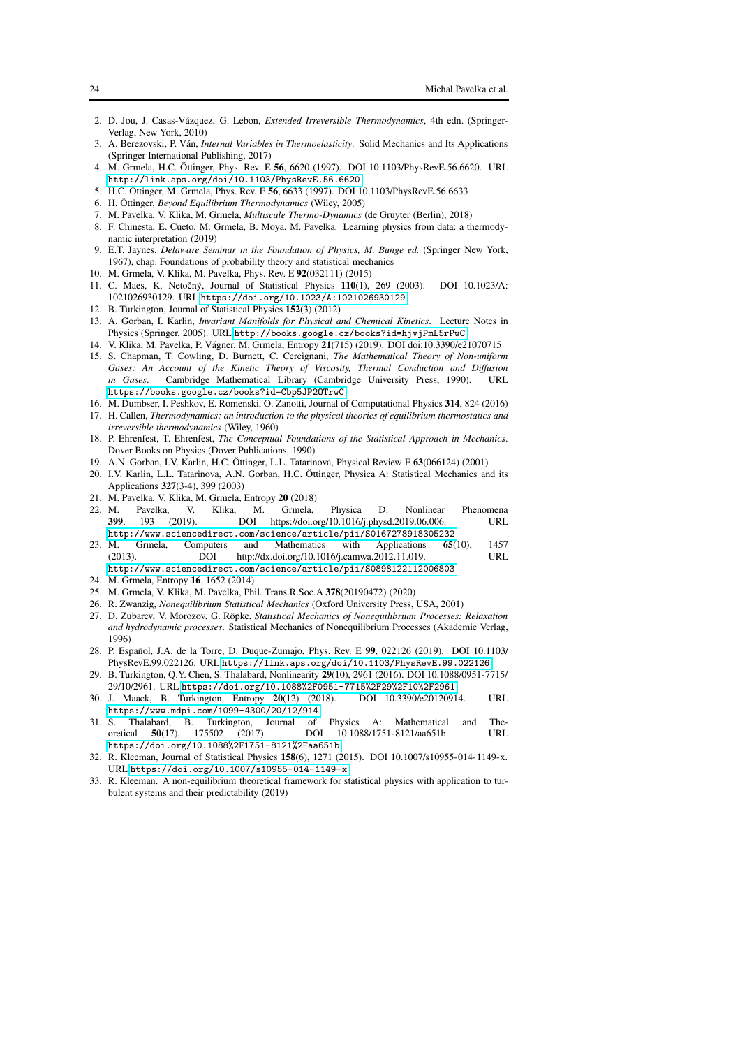2. D. Jou, J. Casas-Vázquez, G. Lebon, *Extended Irreversible Thermodynamics*, 4th edn. (Springer-Verlag, New York, 2010)
3. A. Berezovski, P. Ván, *Internal Variables in Thermoelasticity*. Solid Mechanics and Its Applications (Springer International Publishing, 2017)
4. M. Grmela, H.C. Öttinger, Phys. Rev. E **56**, 6620 (1997). DOI 10.1103/PhysRevE.56.6620. URL http://link.aps.org/doi/10.1103/PhysRevE.56.6620
5. H.C. Öttinger, M. Grmela, Phys. Rev. E **56**, 6633 (1997). DOI 10.1103/PhysRevE.56.6633
6. H. Öttinger, *Beyond Equilibrium Thermodynamics* (Wiley, 2005)
7. M. Pavelka, V. Klika, M. Grmela, *Multiscale Thermo-Dynamics* (de Gruyter (Berlin), 2018)
8. F. Chinesta, E. Cueto, M. Grmela, B. Moya, M. Pavelka. Learning physics from data: a thermodynamic interpretation (2019)
9. E.T. Jaynes, *Delaware Seminar in the Foundation of Physics, M. Bunge ed.* (Springer New York, 1967), chap. Foundations of probability theory and statistical mechanics
10. M. Grmela, V. Klika, M. Pavelka, Phys. Rev. E **92**(032111) (2015)
11. C. Maes, K. Netočný, Journal of Statistical Physics **110**(1), 269 (2003). DOI 10.1023/A:1021026930129. URL https://doi.org/10.1023/A:1021026930129
12. B. Turkington, Journal of Statistical Physics **152**(3) (2012)
13. A. Gorban, I. Karlin, *Invariant Manifolds for Physical and Chemical Kinetics*. Lecture Notes in Physics (Springer, 2005). URL http://books.google.cz/books?id=hjvjPmL5rPwC
14. V. Klika, M. Pavelka, P. Vágner, M. Grmela, Entropy **21**(715) (2019). DOI doi:10.3390/e21070715
15. S. Chapman, T. Cowling, D. Burnett, C. Cercignani, *The Mathematical Theory of Non-uniform Gases: An Account of the Kinetic Theory of Viscosity, Thermal Conduction and Diffusion in Gases*. Cambridge Mathematical Library (Cambridge University Press, 1990). URL https://books.google.cz/books?id=Cbp5JP2OTrwC
16. M. Dumbser, I. Peshkov, E. Romenski, O. Zanotti, Journal of Computational Physics **314**, 824 (2016)
17. H. Callen, *Thermodynamics: an introduction to the physical theories of equilibrium thermostatics and irreversible thermodynamics* (Wiley, 1960)
18. P. Ehrenfest, T. Ehrenfest, *The Conceptual Foundations of the Statistical Approach in Mechanics*. Dover Books on Physics (Dover Publications, 1990)
19. A.N. Gorban, I.V. Karlin, H.C. Öttinger, L.L. Tatarinova, Physical Review E **63**(066124) (2001)
20. I.V. Karlin, L.L. Tatarinova, A.N. Gorban, H.C. Öttinger, Physica A: Statistical Mechanics and its Applications **327**(3-4), 399 (2003)
21. M. Pavelka, V. Klika, M. Grmela, Entropy **20** (2018)
22. M. Pavelka, V. Klika, M. Grmela, Physica D: Nonlinear Phenomena **399**, 193 (2019). DOI https://doi.org/10.1016/j.physd.2019.06.006. URL http://www.sciencedirect.com/science/article/pii/S0167278918305232
23. M. Grmela, Computers and Mathematics with Applications **65**(10), 1457 (2013). DOI http://dx.doi.org/10.1016/j.camwa.2012.11.019. URL http://www.sciencedirect.com/science/article/pii/S0898122112006803
24. M. Grmela, Entropy **16**, 1652 (2014)
25. M. Grmela, V. Klika, M. Pavelka, Phil. Trans.R.Soc.A **378**(20190472) (2020)
26. R. Zwanzig, *Nonequilibrium Statistical Mechanics* (Oxford University Press, USA, 2001)
27. D. Zubarev, V. Morozov, G. Röpke, *Statistical Mechanics of Nonequilibrium Processes: Relaxation and hydrodynamic processes*. Statistical Mechanics of Nonequilibrium Processes (Akademie Verlag, 1996)
28. P. Español, J.A. de la Torre, D. Duque-Zumajo, Phys. Rev. E **99**, 022126 (2019). DOI 10.1103/PhysRevE.99.022126. URL https://link.aps.org/doi/10.1103/PhysRevE.99.022126
29. B. Turkington, Q.Y. Chen, S. Thalabard, Nonlinearity **29**(10), 2961 (2016). DOI 10.1088/0951-7715/29/10/2961. URL https://doi.org/10.1088%2F0951-7715%2F29%2F10%2F2961
30. J. Maack, B. Turkington, Entropy **20**(12) (2018). DOI 10.3390/e20120914. URL https://www.mdpi.com/1099-4300/20/12/914
31. S. Thalabard, B. Turkington, Journal of Physics A: Mathematical and Theoretical **50**(17), 175502 (2017). DOI 10.1088/1751-8121/aa651b. URL https://doi.org/10.1088%2F1751-8121%2Faa651b
32. R. Kleeman, Journal of Statistical Physics **158**(6), 1271 (2015). DOI 10.1007/s10955-014-1149-x. URL https://doi.org/10.1007/s10955-014-1149-x
33. R. Kleeman. A non-equilibrium theoretical framework for statistical physics with application to turbulent systems and their predictability (2019)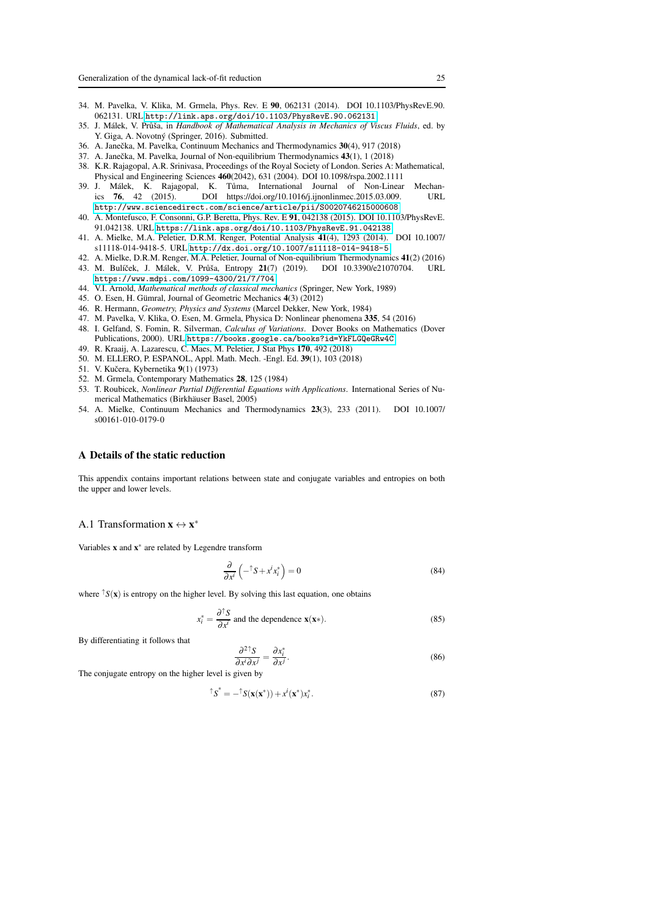34. M. Pavelka, V. Klika, M. Grmela, Phys. Rev. E **90**, 062131 (2014). DOI 10.1103/PhysRevE.90.062131. URL http://link.aps.org/doi/10.1103/PhysRevE.90.062131
35. J. Málek, V. Průša, in *Handbook of Mathematical Analysis in Mechanics of Viscus Fluids*, ed. by Y. Giga, A. Novotný (Springer, 2016). Submitted.
36. A. Janečka, M. Pavelka, Continuum Mechanics and Thermodynamics **30**(4), 917 (2018)
37. A. Janečka, M. Pavelka, Journal of Non-equilibrium Thermodynamics **43**(1), 1 (2018)
38. K.R. Rajagopal, A.R. Srinivasa, Proceedings of the Royal Society of London. Series A: Mathematical, Physical and Engineering Sciences **460**(2042), 631 (2004). DOI 10.1098/rspa.2002.1111
39. J. Málek, K. Rajagopal, K. Tůma, International Journal of Non-Linear Mechanics **76**, 42 (2015). DOI https://doi.org/10.1016/j.ijnonlinmec.2015.03.009. URL http://www.sciencedirect.com/science/article/pii/S0020746215000608
40. A. Montefusco, F. Consonni, G.P. Beretta, Phys. Rev. E **91**, 042138 (2015). DOI 10.1103/PhysRevE.91.042138. URL https://link.aps.org/doi/10.1103/PhysRevE.91.042138
41. A. Mielke, M.A. Peletier, D.R.M. Renger, Potential Analysis **41**(4), 1293 (2014). DOI 10.1007/s11118-014-9418-5. URL http://dx.doi.org/10.1007/s11118-014-9418-5
42. A. Mielke, D.R.M. Renger, M.A. Peletier, Journal of Non-equilibrium Thermodynamics **41**(2) (2016)
43. M. Bulíček, J. Málek, V. Průša, Entropy **21**(7) (2019). DOI 10.3390/e21070704. URL https://www.mdpi.com/1099-4300/21/7/704
44. V.I. Arnold, *Mathematical methods of classical mechanics* (Springer, New York, 1989)
45. O. Esen, H. Gümral, Journal of Geometric Mechanics **4**(3) (2012)
46. R. Hermann, *Geometry, Physics and Systems* (Marcel Dekker, New York, 1984)
47. M. Pavelka, V. Klika, O. Esen, M. Grmela, Physica D: Nonlinear phenomena **335**, 54 (2016)
48. I. Gelfand, S. Fomin, R. Silverman, *Calculus of Variations*. Dover Books on Mathematics (Dover Publications, 2000). URL https://books.google.ca/books?id=YkFLGQeGRw4C
49. R. Kraaij, A. Lazarescu, C. Maes, M. Peletier, J Stat Phys **170**, 492 (2018)
50. M. ELLERO, P. ESPANOL, Appl. Math. Mech. -Engl. Ed. **39**(1), 103 (2018)
51. V. Kučera, Kybernetika **9**(1) (1973)
52. M. Grmela, Contemporary Mathematics **28**, 125 (1984)
53. T. Roubicek, *Nonlinear Partial Differential Equations with Applications*. International Series of Numerical Mathematics (Birkhäuser Basel, 2005)
54. A. Mielke, Continuum Mechanics and Thermodynamics **23**(3), 233 (2011). DOI 10.1007/s00161-010-0179-0

# A Details of the static reduction

This appendix contains important relations between state and conjugate variables and entropies on both the upper and lower levels.

## A.1 Transformation $\mathbf{x} \leftrightarrow \mathbf{x}^*$

Variables $\mathbf{x}$ and $\mathbf{x}^*$ are related by Legendre transform

$$\frac{\partial}{\partial x^i}\left(-{}^{\uparrow}S + x^i x^*_i\right) = 0 \tag{84}$$

where ${}^{\uparrow}S(\mathbf{x})$ is entropy on the higher level. By solving this last equation, one obtains

$$x^*_i = \frac{\partial {}^{\uparrow}S}{\partial x^i} \text{ and the dependence } \mathbf{x}(\mathbf{x}*). \tag{85}$$

By differentiating it follows that

$$\frac{\partial^2 {}^{\uparrow}S}{\partial x^i \partial x^j} = \frac{\partial x^*_i}{\partial x^j}. \tag{86}$$

The conjugate entropy on the higher level is given by

$${}^{\uparrow}S^* = -{}^{\uparrow}S(\mathbf{x}(\mathbf{x}^*)) + x^i(\mathbf{x}^*)x^*_i. \tag{87}$$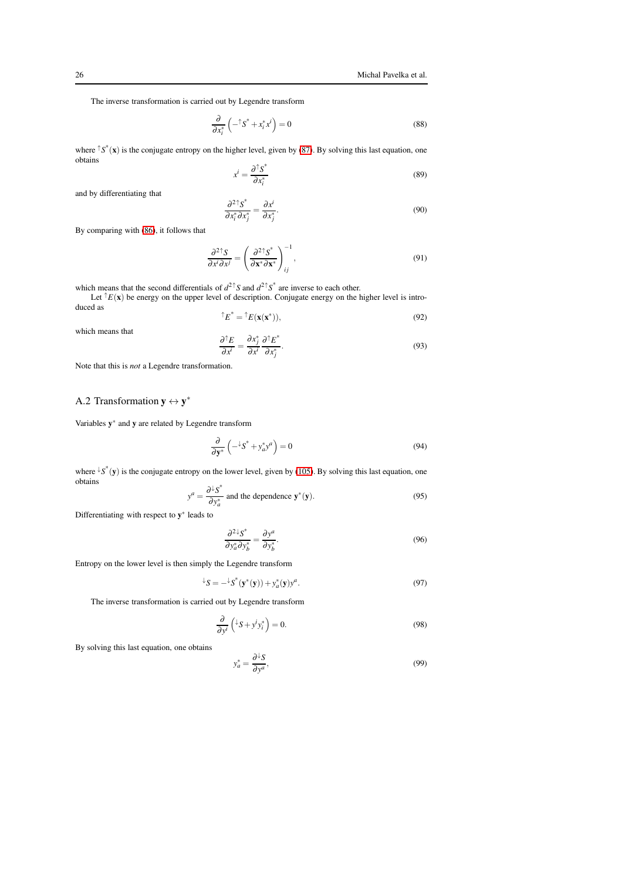The inverse transformation is carried out by Legendre transform

$$\frac{\partial}{\partial x^*_i}\left(-{}^{\uparrow}S^* + x^*_i x^i\right) = 0 \tag{88}$$

where ${}^{\uparrow}S^*(\mathbf{x})$ is the conjugate entropy on the higher level, given by (87). By solving this last equation, one obtains

$$x^i = \frac{\partial {}^{\uparrow}S^*}{\partial x^*_i} \tag{89}$$

and by differentiating that

$$\frac{\partial^2 {}^{\uparrow}S^*}{\partial x^*_i \partial x^*_j} = \frac{\partial x^i}{\partial x^*_j}. \tag{90}$$

By comparing with (86), it follows that

$$\frac{\partial^2 {}^{\uparrow}S}{\partial x^i \partial x^j} = \left(\frac{\partial^2 {}^{\uparrow}S^*}{\partial \mathbf{x}^* \partial \mathbf{x}^*}\right)^{-1}_{ij}, \tag{91}$$

which means that the second differentials of $d^2 {}^{\uparrow}S$ and $d^2 {}^{\uparrow}S^*$ are inverse to each other.

Let ${}^{\uparrow}E(\mathbf{x})$ be energy on the upper level of description. Conjugate energy on the higher level is introduced as

$${}^{\uparrow}E^* = {}^{\uparrow}E(\mathbf{x}(\mathbf{x}^*)), \tag{92}$$

which means that

$$\frac{\partial {}^{\uparrow}E}{\partial x^i} = \frac{\partial x^*_j}{\partial x^i}\frac{\partial {}^{\uparrow}E^*}{\partial x^*_j}. \tag{93}$$

Note that this is *not* a Legendre transformation.

### A.2 Transformation $\mathbf{y} \leftrightarrow \mathbf{y}^*$

Variables $\mathbf{y}^*$ and $\mathbf{y}$ are related by Legendre transform

$$\frac{\partial}{\partial \mathbf{y}^*}\left(-{}^{\downarrow}S^* + y^*_a y^a\right) = 0 \tag{94}$$

where ${}^{\downarrow}S^*(\mathbf{y})$ is the conjugate entropy on the lower level, given by (105). By solving this last equation, one obtains

$$y^a = \frac{\partial {}^{\downarrow}S^*}{\partial y^*_a} \text{ and the dependence } \mathbf{y}^*(\mathbf{y}). \tag{95}$$

Differentiating with respect to $\mathbf{y}^*$ leads to

$$\frac{\partial^2 {}^{\downarrow}S^*}{\partial y^*_a \partial y^*_b} = \frac{\partial y^a}{\partial y^*_b}. \tag{96}$$

Entropy on the lower level is then simply the Legendre transform

$${}^{\downarrow}S = -{}^{\downarrow}S^*(\mathbf{y}^*(\mathbf{y})) + y^*_a(\mathbf{y})y^a. \tag{97}$$

The inverse transformation is carried out by Legendre transform

$$\frac{\partial}{\partial y^i}\left({}^{\downarrow}S + y^i y^*_i\right) = 0. \tag{98}$$

By solving this last equation, one obtains

$$y^*_a = \frac{\partial {}^{\downarrow}S}{\partial y^a}, \tag{99}$$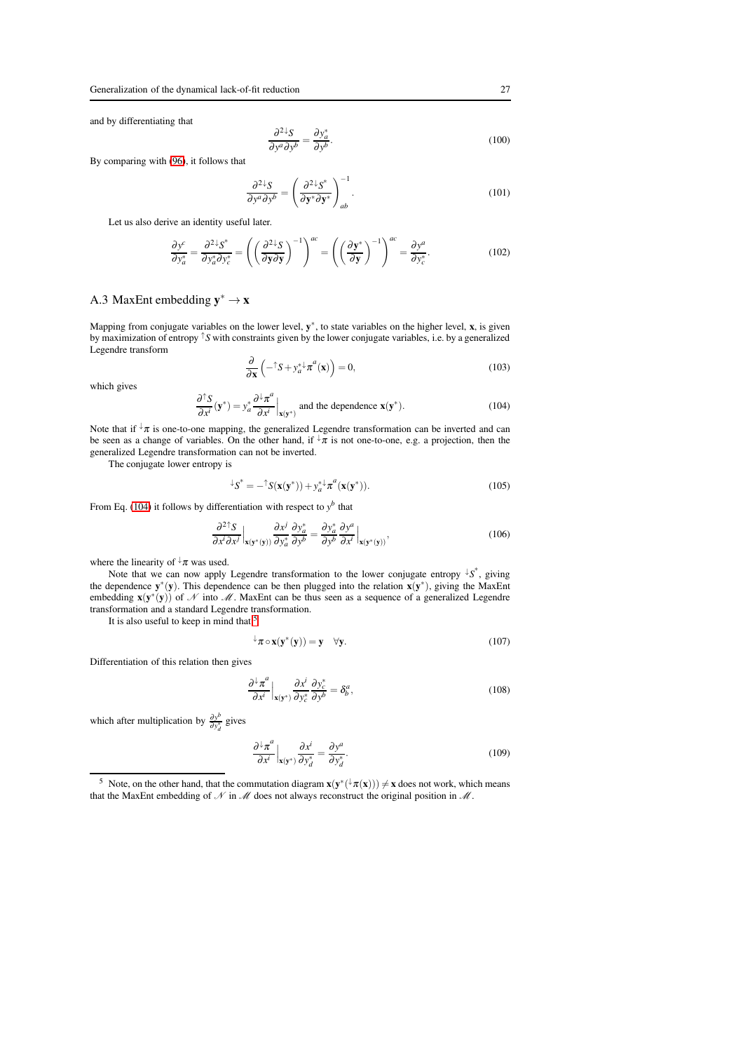and by differentiating that

$$\frac{\partial^2 {}^{\downarrow}S}{\partial y^a \partial y^b} = \frac{\partial y^*_a}{\partial y^b}. \tag{100}$$

By comparing with (96), it follows that

$$\frac{\partial^2 {}^{\downarrow}S}{\partial y^a \partial y^b} = \left(\frac{\partial^2 {}^{\downarrow}S^*}{\partial \mathbf{y}^* \partial \mathbf{y}^*}\right)^{-1}_{ab}. \tag{101}$$

Let us also derive an identity useful later.

$$\frac{\partial y^c}{\partial y^*_a} = \frac{\partial^2 {}^{\downarrow}S^*}{\partial y^*_a \partial y^*_c} = \left(\left(\frac{\partial^2 {}^{\downarrow}S}{\partial \mathbf{y} \partial \mathbf{y}}\right)^{-1}\right)^{ac} = \left(\left(\frac{\partial \mathbf{y}^*}{\partial \mathbf{y}}\right)^{-1}\right)^{ac} = \frac{\partial y^a}{\partial y^*_c}. \tag{102}$$

## A.3 MaxEnt embedding $\mathbf{y}^* \to \mathbf{x}$

Mapping from conjugate variables on the lower level, $\mathbf{y}^*$, to state variables on the higher level, $\mathbf{x}$, is given by maximization of entropy ${}^{\uparrow}S$ with constraints given by the lower conjugate variables, i.e. by a generalized Legendre transform

$$\frac{\partial}{\partial \mathbf{x}}\left(-{}^{\uparrow}S + y^*_a {}^{\downarrow}\pi^a(\mathbf{x})\right) = 0, \tag{103}$$

which gives

$$\frac{\partial {}^{\uparrow}S}{\partial x^i}(\mathbf{y}^*) = y^*_a \frac{\partial {}^{\downarrow}\pi^a}{\partial x^i}\Big|_{\mathbf{x}(\mathbf{y}^*)} \text{ and the dependence } \mathbf{x}(\mathbf{y}^*). \tag{104}$$

Note that if ${}^{\downarrow}\pi$ is one-to-one mapping, the generalized Legendre transformation can be inverted and can be seen as a change of variables. On the other hand, if ${}^{\downarrow}\pi$ is not one-to-one, e.g. a projection, then the generalized Legendre transformation can not be inverted.

The conjugate lower entropy is

$${}^{\downarrow}S^* = -{}^{\uparrow}S(\mathbf{x}(\mathbf{y}^*)) + y^*_a {}^{\downarrow}\pi^a(\mathbf{x}(\mathbf{y}^*)). \tag{105}$$

From Eq. (104) it follows by differentiation with respect to $y^b$ that

$$\frac{\partial^2 {}^{\uparrow}S}{\partial x^i \partial x^j}\Big|_{\mathbf{x}(\mathbf{y}^*(\mathbf{y}))} \frac{\partial x^j}{\partial y^*_a} \frac{\partial y^*_a}{\partial y^b} = \frac{\partial y^*_a}{\partial y^b} \frac{\partial y^a}{\partial x^i}\Big|_{\mathbf{x}(\mathbf{y}^*(\mathbf{y}))}, \tag{106}$$

where the linearity of ${}^{\downarrow}\pi$ was used.

Note that we can now apply Legendre transformation to the lower conjugate entropy ${}^{\downarrow}S^*$, giving the dependence $\mathbf{y}^*(\mathbf{y})$. This dependence can be then plugged into the relation $\mathbf{x}(\mathbf{y}^*)$, giving the MaxEnt embedding $\mathbf{x}(\mathbf{y}^*(\mathbf{y}))$ of $\mathscr{N}$ into $\mathscr{M}$. MaxEnt can be thus seen as a sequence of a generalized Legendre transformation and a standard Legendre transformation.

It is also useful to keep in mind that[5]

$${}^{\downarrow}\pi \circ \mathbf{x}(\mathbf{y}^*(\mathbf{y})) = \mathbf{y} \quad \forall \mathbf{y}. \tag{107}$$

Differentiation of this relation then gives

$$\frac{\partial {}^{\downarrow}\pi^a}{\partial x^i}\Big|_{\mathbf{x}(\mathbf{y}^*)} \frac{\partial x^i}{\partial y^*_c} \frac{\partial y^*_c}{\partial y^b} = \delta^a_b, \tag{108}$$

which after multiplication by $\frac{\partial y^b}{\partial y^*_d}$ gives

$$\frac{\partial {}^{\downarrow}\pi^a}{\partial x^i}\Big|_{\mathbf{x}(\mathbf{y}^*)} \frac{\partial x^i}{\partial y^*_d} = \frac{\partial y^a}{\partial y^*_d}. \tag{109}$$

[5] Note, on the other hand, that the commutation diagram $\mathbf{x}(\mathbf{y}^*({}^{\downarrow}\pi(\mathbf{x}))) \neq \mathbf{x}$ does not work, which means that the MaxEnt embedding of $\mathscr{N}$ in $\mathscr{M}$ does not always reconstruct the original position in $\mathscr{M}$.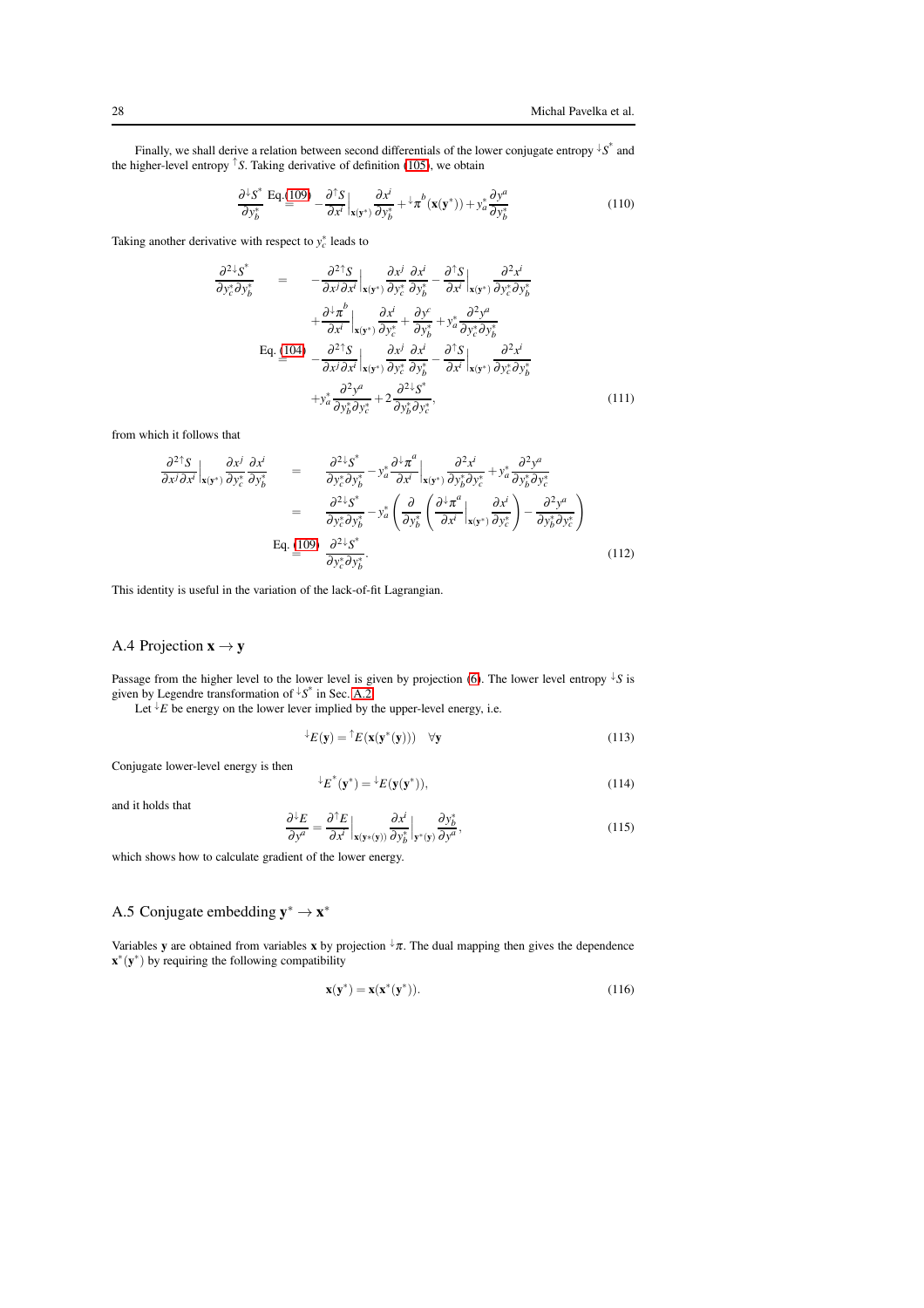Finally, we shall derive a relation between second differentials of the lower conjugate entropy ${}^{\downarrow}S^*$ and the higher-level entropy ${}^{\uparrow}S$. Taking derivative of definition (105), we obtain

$$\frac{\partial^{\downarrow}S^*}{\partial y^*_b} \overset{\text{Eq.(109)}}{=} -\frac{\partial^{\uparrow}S}{\partial x^i}\Big|_{\mathbf{x}(\mathbf{y}^*)}\frac{\partial x^i}{\partial y^*_b} + {}^{\downarrow}\pi^b(\mathbf{x}(\mathbf{y}^*)) + y^*_a\frac{\partial y^a}{\partial y^*_b} \tag{110}$$

Taking another derivative with respect to $y^*_c$ leads to

$$\begin{aligned}
\frac{\partial^2{}^{\downarrow}S^*}{\partial y^*_c\partial y^*_b} &= -\frac{\partial^2{}^{\uparrow}S}{\partial x^j\partial x^i}\Big|_{\mathbf{x}(\mathbf{y}^*)}\frac{\partial x^j}{\partial y^*_c}\frac{\partial x^i}{\partial y^*_b} - \frac{\partial^{\uparrow}S}{\partial x^i}\Big|_{\mathbf{x}(\mathbf{y}^*)}\frac{\partial^2 x^i}{\partial y^*_c\partial y^*_b}\\
&\quad + \frac{\partial^{\downarrow}\pi^b}{\partial x^i}\Big|_{\mathbf{x}(\mathbf{y}^*)}\frac{\partial x^i}{\partial y^*_c} + \frac{\partial y^c}{\partial y^*_b} + y^*_a\frac{\partial^2 y^a}{\partial y^*_c\partial y^*_b}\\
&\overset{\text{Eq. (104)}}{=} -\frac{\partial^2{}^{\uparrow}S}{\partial x^j\partial x^i}\Big|_{\mathbf{x}(\mathbf{y}^*)}\frac{\partial x^j}{\partial y^*_c}\frac{\partial x^i}{\partial y^*_b} - \frac{\partial^{\uparrow}S}{\partial x^i}\Big|_{\mathbf{x}(\mathbf{y}^*)}\frac{\partial^2 x^i}{\partial y^*_c\partial y^*_b}\\
&\quad + y^*_a\frac{\partial^2 y^a}{\partial y^*_b\partial y^*_c} + 2\frac{\partial^2{}^{\downarrow}S^*}{\partial y^*_b\partial y^*_c},
\end{aligned} \tag{111}$$

from which it follows that

$$\begin{aligned}
\frac{\partial^2{}^{\uparrow}S}{\partial x^j\partial x^i}\Big|_{\mathbf{x}(\mathbf{y}^*)}\frac{\partial x^j}{\partial y^*_c}\frac{\partial x^i}{\partial y^*_b} &= \frac{\partial^2{}^{\downarrow}S^*}{\partial y^*_c\partial y^*_b} - y^*_a\frac{\partial^{\downarrow}\pi^a}{\partial x^i}\Big|_{\mathbf{x}(\mathbf{y}^*)}\frac{\partial^2 x^i}{\partial y^*_b\partial y^*_c} + y^*_a\frac{\partial^2 y^a}{\partial y^*_b\partial y^*_c}\\
&= \frac{\partial^2{}^{\downarrow}S^*}{\partial y^*_c\partial y^*_b} - y^*_a\left(\frac{\partial}{\partial y^*_b}\left(\frac{\partial^{\downarrow}\pi^a}{\partial x^i}\Big|_{\mathbf{x}(\mathbf{y}^*)}\frac{\partial x^i}{\partial y^*_c}\right) - \frac{\partial^2 y^a}{\partial y^*_b\partial y^*_c}\right)\\
&\overset{\text{Eq. (109)}}{=} \frac{\partial^2{}^{\downarrow}S^*}{\partial y^*_c\partial y^*_b}.
\end{aligned} \tag{112}$$

This identity is useful in the variation of the lack-of-fit Lagrangian.

### A.4 Projection $\mathbf{x} \to \mathbf{y}$

Passage from the higher level to the lower level is given by projection (6). The lower level entropy ${}^{\downarrow}S$ is given by Legendre transformation of ${}^{\downarrow}S^*$ in Sec. A.2.

Let ${}^{\downarrow}E$ be energy on the lower lever implied by the upper-level energy, i.e.

$${}^{\downarrow}E(\mathbf{y}) = {}^{\uparrow}E(\mathbf{x}(\mathbf{y}^*(\mathbf{y}))) \quad \forall \mathbf{y} \tag{113}$$

Conjugate lower-level energy is then

$${}^{\downarrow}E^*(\mathbf{y}^*) = {}^{\downarrow}E(\mathbf{y}(\mathbf{y}^*)), \tag{114}$$

and it holds that

$$\frac{\partial^{\downarrow}E}{\partial y^a} = \frac{\partial^{\uparrow}E}{\partial x^i}\Big|_{\mathbf{x}(\mathbf{y}*(\mathbf{y}))}\frac{\partial x^i}{\partial y^*_b}\Big|_{\mathbf{y}^*(\mathbf{y})}\frac{\partial y^*_b}{\partial y^a}, \tag{115}$$

which shows how to calculate gradient of the lower energy.

### A.5 Conjugate embedding $\mathbf{y}^* \to \mathbf{x}^*$

Variables $\mathbf{y}$ are obtained from variables $\mathbf{x}$ by projection ${}^{\downarrow}\pi$. The dual mapping then gives the dependence $\mathbf{x}^*(\mathbf{y}^*)$ by requiring the following compatibility

$$\mathbf{x}(\mathbf{y}^*) = \mathbf{x}(\mathbf{x}^*(\mathbf{y}^*)). \tag{116}$$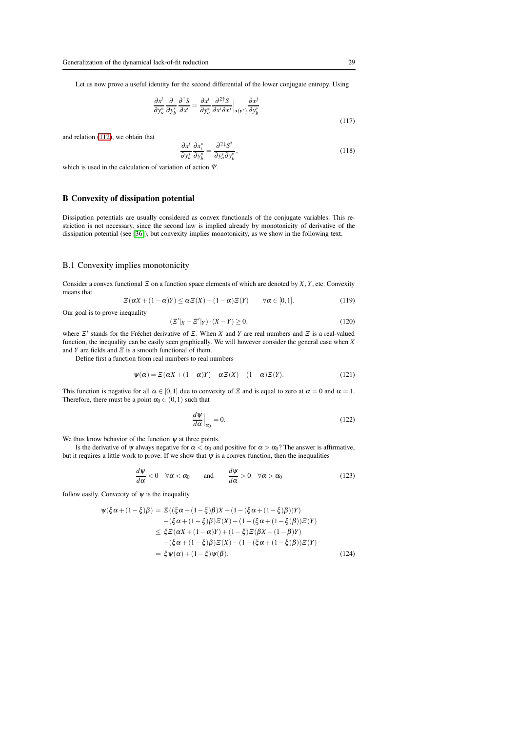Let us now prove a useful identity for the second differential of the lower conjugate entropy. Using

$$\frac{\partial x^i}{\partial y^*_a}\frac{\partial}{\partial y^*_b}\frac{\partial^\uparrow S}{\partial x^i} = \frac{\partial x^i}{\partial y^*_a}\frac{\partial^{2\uparrow} S}{\partial x^i \partial x^j}\Big|_{\mathbf{x}(\mathbf{y}^*)}\frac{\partial x^j}{\partial y^*_b} \tag{117}$$

and relation (112), we obtain that

$$\frac{\partial x^i}{\partial y^*_a}\frac{\partial x^*_i}{\partial y^*_b} = \frac{\partial^{2\downarrow} S^*}{\partial y^*_a \partial y^*_b}, \tag{118}$$

which is used in the calculation of variation of action $\Psi$.

## B Convexity of dissipation potential

Dissipation potentials are usually considered as convex functionals of the conjugate variables. This restriction is not necessary, since the second law is implied already by monotonicity of derivative of the dissipation potential (see [36]), but convexity implies monotonicity, as we show in the following text.

### B.1 Convexity implies monotonicity

Consider a convex functional $\Xi$ on a function space elements of which are denoted by $X$, $Y$, etc. Convexity means that

$$\Xi(\alpha X + (1-\alpha)Y) \leq \alpha \Xi(X) + (1-\alpha)\Xi(Y) \qquad \forall \alpha \in [0,1]. \tag{119}$$

Our goal is to prove inequality

$$(\Xi'|_X - \Xi'|_Y) \cdot (X - Y) \geq 0, \tag{120}$$

where $\Xi'$ stands for the Fréchet derivative of $\Xi$. When $X$ and $Y$ are real numbers and $\Xi$ is a real-valued function, the inequality can be easily seen graphically. We will however consider the general case when $X$ and $Y$ are fields and $\Xi$ is a smooth functional of them.

Define first a function from real numbers to real numbers

$$\psi(\alpha) = \Xi(\alpha X + (1-\alpha)Y) - \alpha \Xi(X) - (1-\alpha)\Xi(Y). \tag{121}$$

This function is negative for all $\alpha \in [0,1]$ due to convexity of $\Xi$ and is equal to zero at $\alpha = 0$ and $\alpha = 1$. Therefore, there must be a point $\alpha_0 \in (0,1)$ such that

$$\frac{d\psi}{d\alpha}\Big|_{\alpha_0} = 0. \tag{122}$$

We thus know behavior of the function $\psi$ at three points.

Is the derivative of $\psi$ always negative for $\alpha < \alpha_0$ and positive for $\alpha > \alpha_0$? The answer is affirmative, but it requires a little work to prove. If we show that $\psi$ is a convex function, then the inequalities

$$\frac{d\psi}{d\alpha} < 0 \quad \forall \alpha < \alpha_0 \qquad \text{and} \qquad \frac{d\psi}{d\alpha} > 0 \quad \forall \alpha > \alpha_0 \tag{123}$$

follow easily. Convexity of $\psi$ is the inequality

$$\begin{aligned}
\psi(\xi\alpha + (1-\xi)\beta) &= \Xi((\xi\alpha + (1-\xi)\beta)X + (1-(\xi\alpha + (1-\xi)\beta))Y) \\
&\quad -(\xi\alpha + (1-\xi)\beta)\Xi(X) - (1-(\xi\alpha + (1-\xi)\beta))\Xi(Y) \\
&\leq \xi\Xi(\alpha X + (1-\alpha)Y) + (1-\xi)\Xi(\beta X + (1-\beta)Y) \\
&\quad -(\xi\alpha + (1-\xi)\beta)\Xi(X) - (1-(\xi\alpha + (1-\xi)\beta))\Xi(Y) \\
&= \xi\psi(\alpha) + (1-\xi)\psi(\beta).
\end{aligned} \tag{124}$$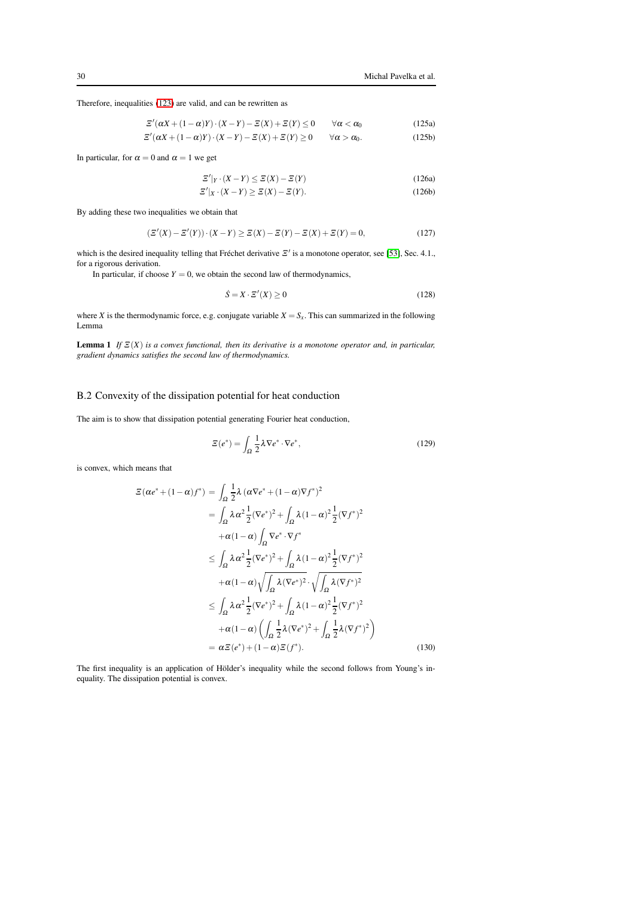Therefore, inequalities (123) are valid, and can be rewritten as

$$\Xi'(\alpha X + (1-\alpha)Y)\cdot(X-Y) - \Xi(X) + \Xi(Y) \le 0 \qquad \forall \alpha < \alpha_0 \tag{125a}$$

$$\Xi'(\alpha X + (1-\alpha)Y)\cdot(X-Y) - \Xi(X) + \Xi(Y) \ge 0 \qquad \forall \alpha > \alpha_0. \tag{125b}$$

In particular, for $\alpha = 0$ and $\alpha = 1$ we get

$$\Xi'|_Y \cdot (X-Y) \le \Xi(X) - \Xi(Y) \tag{126a}$$

$$\Xi'|_X \cdot (X-Y) \ge \Xi(X) - \Xi(Y). \tag{126b}$$

By adding these two inequalities we obtain that

$$(\Xi'(X) - \Xi'(Y))\cdot(X-Y) \ge \Xi(X) - \Xi(Y) - \Xi(X) + \Xi(Y) = 0, \tag{127}$$

which is the desired inequality telling that Fréchet derivative $\Xi'$ is a monotone operator, see [53], Sec. 4.1., for a rigorous derivation.

In particular, if choose $Y = 0$, we obtain the second law of thermodynamics,

$$\dot{S} = X \cdot \Xi'(X) \ge 0 \tag{128}$$

where $X$ is the thermodynamic force, e.g. conjugate variable $X = S_x$. This can summarized in the following Lemma

**Lemma 1** *If $\Xi(X)$ is a convex functional, then its derivative is a monotone operator and, in particular, gradient dynamics satisfies the second law of thermodynamics.*

## B.2 Convexity of the dissipation potential for heat conduction

The aim is to show that dissipation potential generating Fourier heat conduction,

$$\Xi(e^*) = \int_\Omega \frac{1}{2}\lambda \nabla e^* \cdot \nabla e^*, \tag{129}$$

is convex, which means that

$$\begin{aligned}
\Xi(\alpha e^* + (1-\alpha) f^*) &= \int_\Omega \frac{1}{2}\lambda \left(\alpha \nabla e^* + (1-\alpha)\nabla f^*\right)^2 \\
&= \int_\Omega \lambda \alpha^2 \frac{1}{2}(\nabla e^*)^2 + \int_\Omega \lambda (1-\alpha)^2 \frac{1}{2}(\nabla f^*)^2 \\
&\quad + \alpha(1-\alpha)\int_\Omega \nabla e^* \cdot \nabla f^* \\
&\le \int_\Omega \lambda \alpha^2 \frac{1}{2}(\nabla e^*)^2 + \int_\Omega \lambda (1-\alpha)^2 \frac{1}{2}(\nabla f^*)^2 \\
&\quad + \alpha(1-\alpha)\sqrt{\int_\Omega \lambda (\nabla e^*)^2} \cdot \sqrt{\int_\Omega \lambda (\nabla f^*)^2} \\
&\le \int_\Omega \lambda \alpha^2 \frac{1}{2}(\nabla e^*)^2 + \int_\Omega \lambda (1-\alpha)^2 \frac{1}{2}(\nabla f^*)^2 \\
&\quad + \alpha(1-\alpha)\left(\int_\Omega \frac{1}{2}\lambda (\nabla e^*)^2 + \int_\Omega \frac{1}{2}\lambda (\nabla f^*)^2\right) \\
&= \alpha \Xi(e^*) + (1-\alpha)\Xi(f^*).
\end{aligned} \tag{130}$$

The first inequality is an application of Hölder's inequality while the second follows from Young's inequality. The dissipation potential is convex.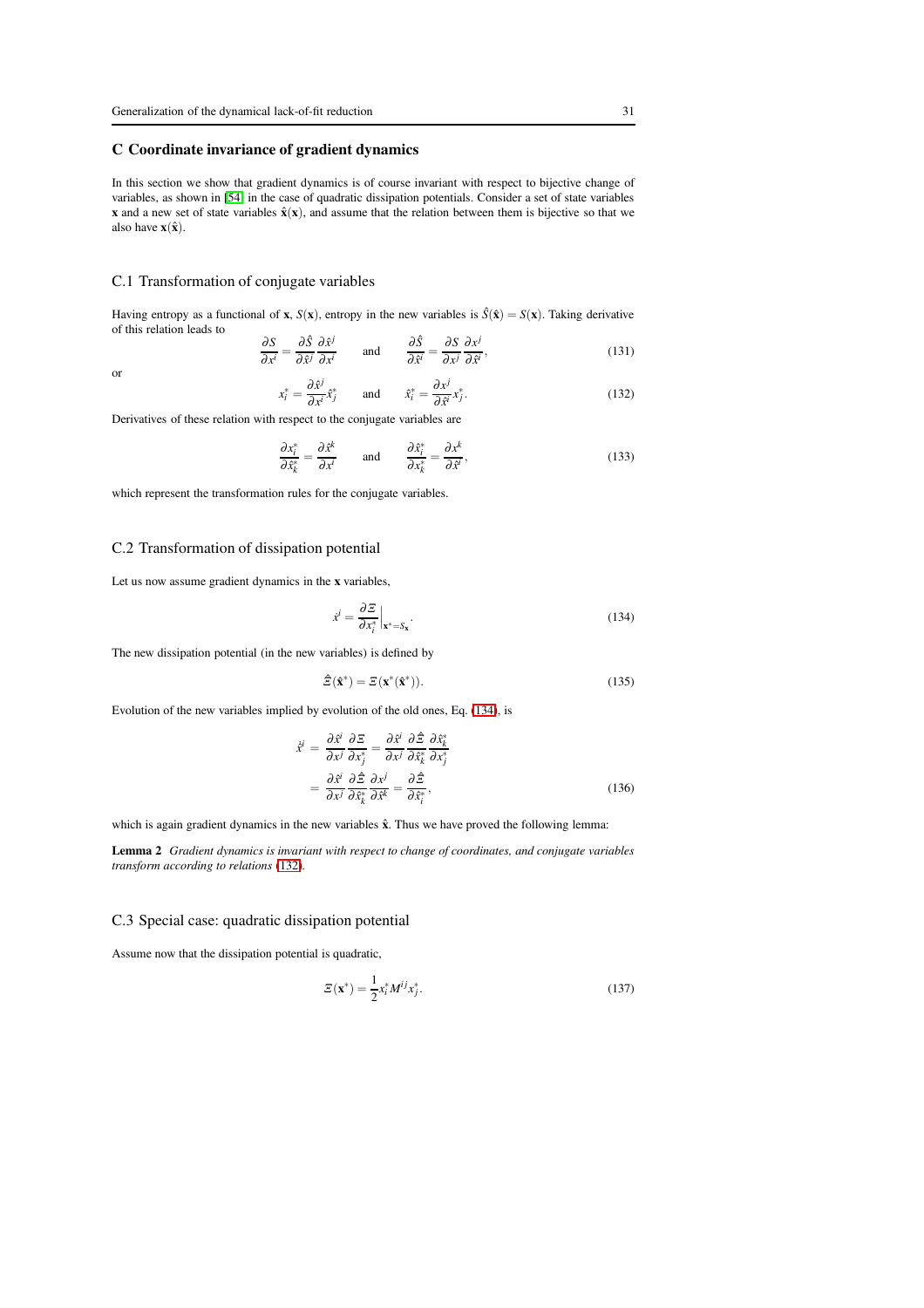## C Coordinate invariance of gradient dynamics

In this section we show that gradient dynamics is of course invariant with respect to bijective change of variables, as shown in [54] in the case of quadratic dissipation potentials. Consider a set of state variables $\mathbf{x}$ and a new set of state variables $\hat{\mathbf{x}}(\mathbf{x})$, and assume that the relation between them is bijective so that we also have $\mathbf{x}(\hat{\mathbf{x}})$.

### C.1 Transformation of conjugate variables

Having entropy as a functional of $\mathbf{x}$, $S(\mathbf{x})$, entropy in the new variables is $\hat{S}(\hat{\mathbf{x}}) = S(\mathbf{x})$. Taking derivative of this relation leads to

$$\frac{\partial S}{\partial x^i} = \frac{\partial \hat{S}}{\partial \hat{x}^j}\frac{\partial \hat{x}^j}{\partial x^i} \qquad \text{and} \qquad \frac{\partial \hat{S}}{\partial \hat{x}^i} = \frac{\partial S}{\partial x^j}\frac{\partial x^j}{\partial \hat{x}^i}, \tag{131}$$

or

$$x^*_i = \frac{\partial \hat{x}^j}{\partial x^i}\hat{x}^*_j \qquad \text{and} \qquad \hat{x}^*_i = \frac{\partial x^j}{\partial \hat{x}^i}x^*_j. \tag{132}$$

Derivatives of these relation with respect to the conjugate variables are

$$\frac{\partial x^*_i}{\partial \hat{x}^*_k} = \frac{\partial \hat{x}^k}{\partial x^i} \qquad \text{and} \qquad \frac{\partial \hat{x}^*_i}{\partial x^*_k} = \frac{\partial x^k}{\partial \hat{x}^i}, \tag{133}$$

which represent the transformation rules for the conjugate variables.

### C.2 Transformation of dissipation potential

Let us now assume gradient dynamics in the $\mathbf{x}$ variables,

$$\dot{x}^i = \frac{\partial \Xi}{\partial x^*_i}\Big|_{\mathbf{x}^*=S_{\mathbf{x}}}. \tag{134}$$

The new dissipation potential (in the new variables) is defined by

$$\hat{\Xi}(\hat{\mathbf{x}}^*) = \Xi(\mathbf{x}^*(\hat{\mathbf{x}}^*)). \tag{135}$$

Evolution of the new variables implied by evolution of the old ones, Eq. (134), is

$$\begin{aligned}
\dot{\hat{x}}^i &= \frac{\partial \hat{x}^i}{\partial x^j}\frac{\partial \Xi}{\partial x^*_j} = \frac{\partial \hat{x}^i}{\partial x^j}\frac{\partial \hat{\Xi}}{\partial \hat{x}^*_k}\frac{\partial \hat{x}^*_k}{\partial x^*_j} \\
&= \frac{\partial \hat{x}^i}{\partial x^j}\frac{\partial \hat{\Xi}}{\partial \hat{x}^*_k}\frac{\partial x^j}{\partial \hat{x}^k} = \frac{\partial \hat{\Xi}}{\partial \hat{x}^*_i},
\end{aligned} \tag{136}$$

which is again gradient dynamics in the new variables $\hat{\mathbf{x}}$. Thus we have proved the following lemma:

**Lemma 2** *Gradient dynamics is invariant with respect to change of coordinates, and conjugate variables transform according to relations (132).*

### C.3 Special case: quadratic dissipation potential

Assume now that the dissipation potential is quadratic,

$$\Xi(\mathbf{x}^*) = \frac{1}{2}x^*_i M^{ij} x^*_j. \tag{137}$$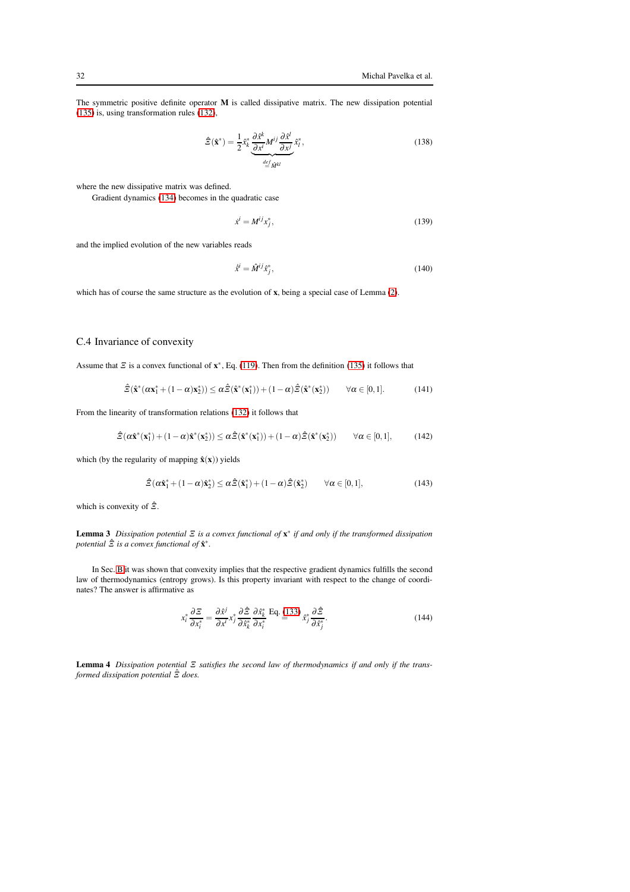The symmetric positive definite operator $\mathbf{M}$ is called dissipative matrix. The new dissipation potential (135) is, using transformation rules (132),

$$\hat{\Xi}(\hat{\mathbf{x}}^*) = \frac{1}{2}\hat{x}^*_k \underbrace{\frac{\partial \hat{x}^k}{\partial x^i} M^{ij} \frac{\partial \hat{x}^l}{\partial x^j}}_{\stackrel{def}{=} \hat{M}^{kl}} \hat{x}^*_l, \tag{138}$$

where the new dissipative matrix was defined.

Gradient dynamics (134) becomes in the quadratic case

$$\dot{x}^i = M^{ij} x^*_j, \tag{139}$$

and the implied evolution of the new variables reads

$$\dot{\hat{x}}^i = \hat{M}^{ij} \hat{x}^*_j, \tag{140}$$

which has of course the same structure as the evolution of $\mathbf{x}$, being a special case of Lemma (2).

## C.4 Invariance of convexity

Assume that $\Xi$ is a convex functional of $\mathbf{x}^*$, Eq. (119). Then from the definition (135) it follows that

$$\hat{\Xi}(\hat{\mathbf{x}}^*(\alpha \mathbf{x}^*_1 + (1-\alpha)\mathbf{x}^*_2)) \leq \alpha \hat{\Xi}(\hat{\mathbf{x}}^*(\mathbf{x}^*_1)) + (1-\alpha)\hat{\Xi}(\hat{\mathbf{x}}^*(\mathbf{x}^*_2)) \qquad \forall \alpha \in [0,1]. \tag{141}$$

From the linearity of transformation relations (132) it follows that

$$\hat{\Xi}(\alpha \hat{\mathbf{x}}^*(\mathbf{x}^*_1) + (1-\alpha)\hat{\mathbf{x}}^*(\mathbf{x}^*_2)) \leq \alpha \hat{\Xi}(\hat{\mathbf{x}}^*(\mathbf{x}^*_1)) + (1-\alpha)\hat{\Xi}(\hat{\mathbf{x}}^*(\mathbf{x}^*_2)) \qquad \forall \alpha \in [0,1], \tag{142}$$

which (by the regularity of mapping $\hat{\mathbf{x}}(\mathbf{x})$) yields

$$\hat{\Xi}(\alpha \hat{\mathbf{x}}^*_1 + (1-\alpha)\hat{\mathbf{x}}^*_2) \leq \alpha \hat{\Xi}(\hat{\mathbf{x}}^*_1) + (1-\alpha)\hat{\Xi}(\hat{\mathbf{x}}^*_2) \qquad \forall \alpha \in [0,1], \tag{143}$$

which is convexity of $\hat{\Xi}$.

**Lemma 3** *Dissipation potential $\Xi$ is a convex functional of $\mathbf{x}^*$ if and only if the transformed dissipation potential $\hat{\Xi}$ is a convex functional of $\hat{\mathbf{x}}^*$.*

In Sec. B it was shown that convexity implies that the respective gradient dynamics fulfills the second law of thermodynamics (entropy grows). Is this property invariant with respect to the change of coordinates? The answer is affirmative as

$$x^*_i \frac{\partial \Xi}{\partial x^*_i} = \frac{\partial \hat{x}^j}{\partial x^i} x^*_j \frac{\partial \hat{\Xi}}{\partial \hat{x}^*_k} \frac{\partial \hat{x}^*_k}{\partial x^*_i} \stackrel{\text{Eq. (133)}}{=} \hat{x}^*_j \frac{\partial \hat{\Xi}}{\partial \hat{x}^*_j}. \tag{144}$$

**Lemma 4** *Dissipation potential $\Xi$ satisfies the second law of thermodynamics if and only if the transformed dissipation potential $\hat{\Xi}$ does.*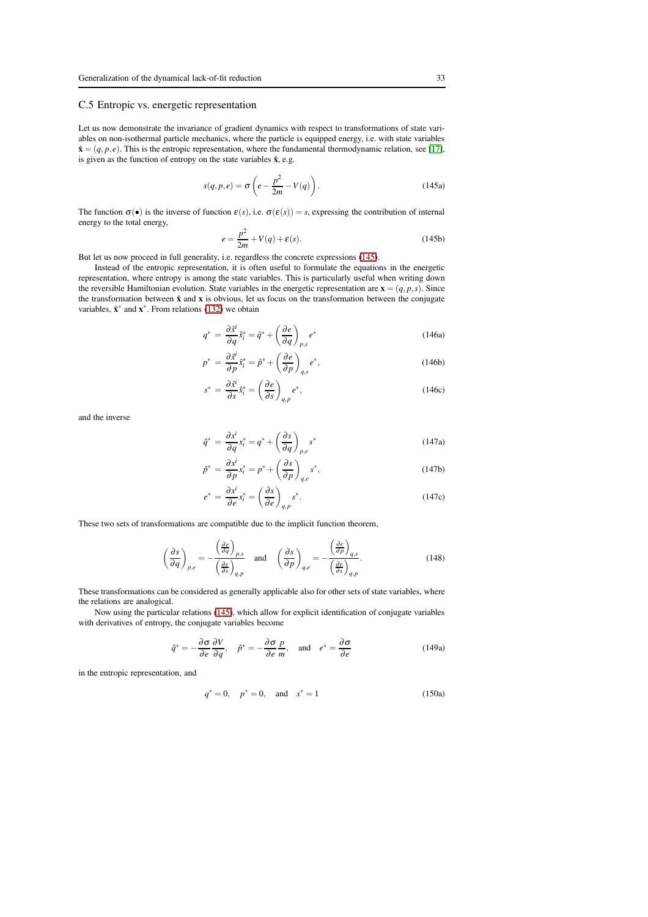### C.5 Entropic vs. energetic representation

Let us now demonstrate the invariance of gradient dynamics with respect to transformations of state variables on non-isothermal particle mechanics, where the particle is equipped energy, i.e. with state variables $\hat{\mathbf{x}} = (q, p, e)$. This is the entropic representation, where the fundamental thermodynamic relation, see [17], is given as the function of entropy on the state variables $\hat{\mathbf{x}}$, e.g.

$$s(q,p,e) = \sigma\left(e - \frac{p^2}{2m} - V(q)\right). \tag{145a}$$

The function $\sigma(\bullet)$ is the inverse of function $\varepsilon(s)$, i.e. $\sigma(\varepsilon(s)) = s$, expressing the contribution of internal energy to the total energy,

$$e = \frac{p^2}{2m} + V(q) + \varepsilon(s). \tag{145b}$$

But let us now proceed in full generality, i.e. regardless the concrete expressions (145).

Instead of the entropic representation, it is often useful to formulate the equations in the energetic representation, where entropy is among the state variables. This is particularly useful when writing down the reversible Hamiltonian evolution. State variables in the energetic representation are $\mathbf{x} = (q, p, s)$. Since the transformation between $\hat{\mathbf{x}}$ and $\mathbf{x}$ is obvious, let us focus on the transformation between the conjugate variables, $\hat{\mathbf{x}}^*$ and $\mathbf{x}^*$. From relations (132) we obtain

$$q^* = \frac{\partial \hat{x}^i}{\partial q}\hat{x}^*_i = \hat{q}^* + \left(\frac{\partial e}{\partial q}\right)_{p,s} e^* \tag{146a}$$

$$p^* = \frac{\partial \hat{x}^i}{\partial p}\hat{x}^*_i = \hat{p}^* + \left(\frac{\partial e}{\partial p}\right)_{q,s} e^*, \tag{146b}$$

$$s^* = \frac{\partial \hat{x}^i}{\partial s}\hat{x}^*_i = \left(\frac{\partial e}{\partial s}\right)_{q,p} e^*, \tag{146c}$$

and the inverse

$$\hat{q}^* = \frac{\partial x^i}{\partial q} x^*_i = q^* + \left(\frac{\partial s}{\partial q}\right)_{p,e} s^* \tag{147a}$$

$$\hat{p}^* = \frac{\partial x^i}{\partial p} x^*_i = p^* + \left(\frac{\partial s}{\partial p}\right)_{q,e} s^*, \tag{147b}$$

$$e^* = \frac{\partial x^i}{\partial e} x^*_i = \left(\frac{\partial s}{\partial e}\right)_{q,p} s^*. \tag{147c}$$

These two sets of transformations are compatible due to the implicit function theorem,

$$\left(\frac{\partial s}{\partial q}\right)_{p,e} = -\frac{\left(\frac{\partial e}{\partial q}\right)_{p,s}}{\left(\frac{\partial e}{\partial s}\right)_{q,p}} \quad \text{and} \quad \left(\frac{\partial s}{\partial p}\right)_{q,e} = -\frac{\left(\frac{\partial e}{\partial p}\right)_{q,s}}{\left(\frac{\partial e}{\partial s}\right)_{q,p}}. \tag{148}$$

These transformations can be considered as generally applicable also for other sets of state variables, where the relations are analogical.

Now using the particular relations (145), which allow for explicit identification of conjugate variables with derivatives of entropy, the conjugate variables become

$$\hat{q}^* = -\frac{\partial \sigma}{\partial e}\frac{\partial V}{\partial q}, \quad \hat{p}^* = -\frac{\partial \sigma}{\partial e}\frac{p}{m}, \quad \text{and} \quad e^* = \frac{\partial \sigma}{\partial e} \tag{149a}$$

in the entropic representation, and

$$q^* = 0, \quad p^* = 0, \quad \text{and} \quad s^* = 1 \tag{150a}$$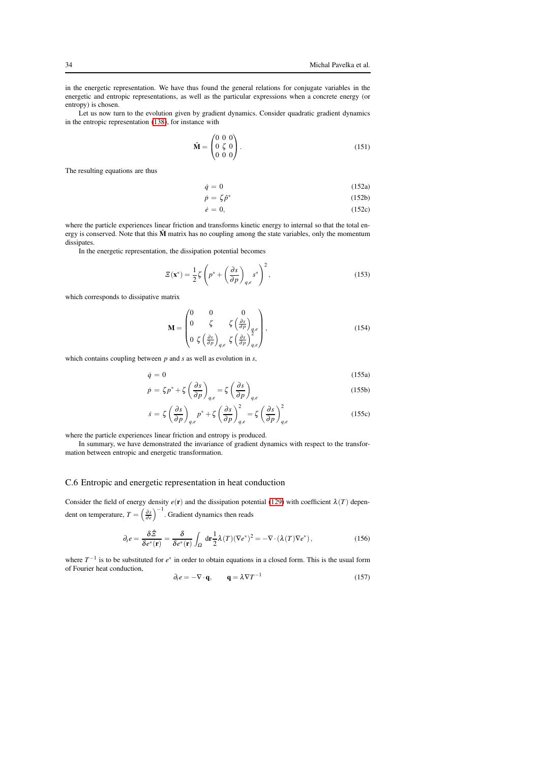in the energetic representation. We have thus found the general relations for conjugate variables in the energetic and entropic representations, as well as the particular expressions when a concrete energy (or entropy) is chosen.

Let us now turn to the evolution given by gradient dynamics. Consider quadratic gradient dynamics in the entropic representation (138), for instance with

$$\hat{\mathbf{M}} = \begin{pmatrix} 0 & 0 & 0 \\ 0 & \zeta & 0 \\ 0 & 0 & 0 \end{pmatrix}. \tag{151}$$

The resulting equations are thus

$$\dot{q} = 0 \tag{152a}$$

$$\dot{p} = \zeta \hat{p}^* \tag{152b}$$

$$\dot{e} = 0, \tag{152c}$$

where the particle experiences linear friction and transforms kinetic energy to internal so that the total energy is conserved. Note that this $\hat{\mathbf{M}}$ matrix has no coupling among the state variables, only the momentum dissipates.

In the energetic representation, the dissipation potential becomes

$$\Xi(\mathbf{x}^*) = \frac{1}{2}\zeta\left(p^* + \left(\frac{\partial s}{\partial p}\right)_{q,e} s^*\right)^2, \tag{153}$$

which corresponds to dissipative matrix

$$\mathbf{M} = \begin{pmatrix} 0 & 0 & 0 \\ 0 & \zeta & \zeta\left(\frac{\partial s}{\partial p}\right)_{q,e} \\ 0 & \zeta\left(\frac{\partial s}{\partial p}\right)_{q,e} & \zeta\left(\frac{\partial s}{\partial p}\right)^2_{q,e} \end{pmatrix}, \tag{154}$$

which contains coupling between $p$ and $s$ as well as evolution in $s$,

$$\dot{q} = 0 \tag{155a}$$

$$\dot{p} = \zeta p^* + \zeta\left(\frac{\partial s}{\partial p}\right)_{q,e} = \zeta\left(\frac{\partial s}{\partial p}\right)_{q,e} \tag{155b}$$

$$\dot{s} = \zeta\left(\frac{\partial s}{\partial p}\right)_{q,e} p^* + \zeta\left(\frac{\partial s}{\partial p}\right)^2_{q,e} = \zeta\left(\frac{\partial s}{\partial p}\right)^2_{q,e} \tag{155c}$$

where the particle experiences linear friction and entropy is produced.

In summary, we have demonstrated the invariance of gradient dynamics with respect to the transformation between entropic and energetic transformation.

## C.6 Entropic and energetic representation in heat conduction

Consider the field of energy density $e(\mathbf{r})$ and the dissipation potential (129) with coefficient $\lambda(T)$ dependent on temperature, $T = \left(\frac{\partial s}{\partial e}\right)^{-1}$. Gradient dynamics then reads

$$\partial_t e = \frac{\delta \hat{\Xi}}{\delta e^*(\mathbf{r})} = \frac{\delta}{\delta e^*(\mathbf{r})} \int_\Omega \mathrm{d}\mathbf{r} \frac{1}{2}\lambda(T)(\nabla e^*)^2 = -\nabla \cdot (\lambda(T)\nabla e^*), \tag{156}$$

where $T^{-1}$ is to be substituted for $e^*$ in order to obtain equations in a closed form. This is the usual form of Fourier heat conduction,

$$\partial_t e = -\nabla \cdot \mathbf{q}, \qquad \mathbf{q} = \lambda \nabla T^{-1} \tag{157}$$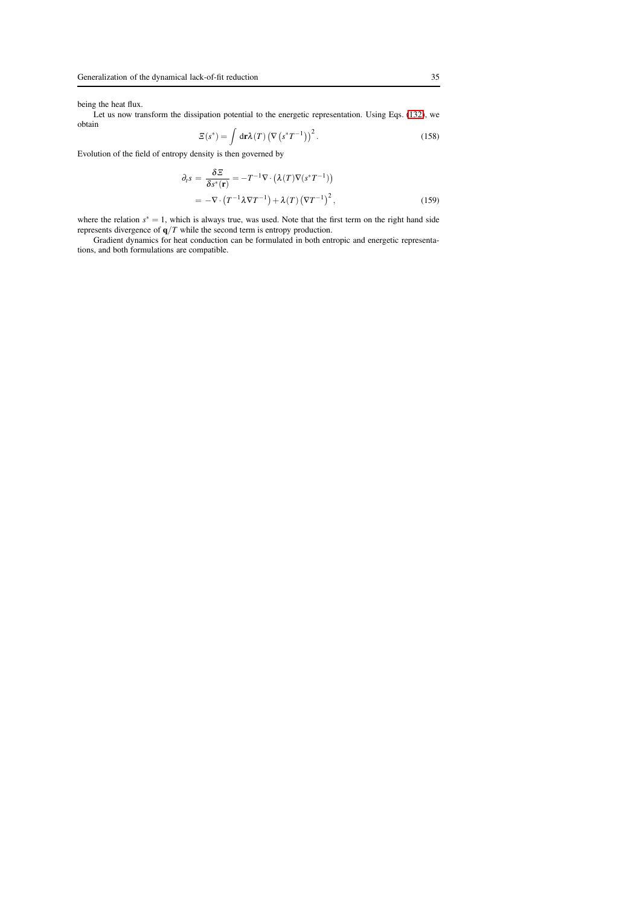being the heat flux.

Let us now transform the dissipation potential to the energetic representation. Using Eqs. (132), we obtain

$$\Xi(s^*) = \int \mathrm{d}\mathbf{r} \lambda(T) \left(\nabla \left(s^* T^{-1}\right)\right)^2. \tag{158}$$

Evolution of the field of entropy density is then governed by

$$\begin{aligned} \partial_t s &= \frac{\delta \Xi}{\delta s^*(\mathbf{r})} = -T^{-1} \nabla \cdot \left(\lambda(T) \nabla (s^* T^{-1})\right) \\ &= -\nabla \cdot \left(T^{-1} \lambda \nabla T^{-1}\right) + \lambda(T) \left(\nabla T^{-1}\right)^2, \end{aligned} \tag{159}$$

where the relation $s^* = 1$, which is always true, was used. Note that the first term on the right hand side represents divergence of $\mathbf{q}/T$ while the second term is entropy production.

Gradient dynamics for heat conduction can be formulated in both entropic and energetic representations, and both formulations are compatible.